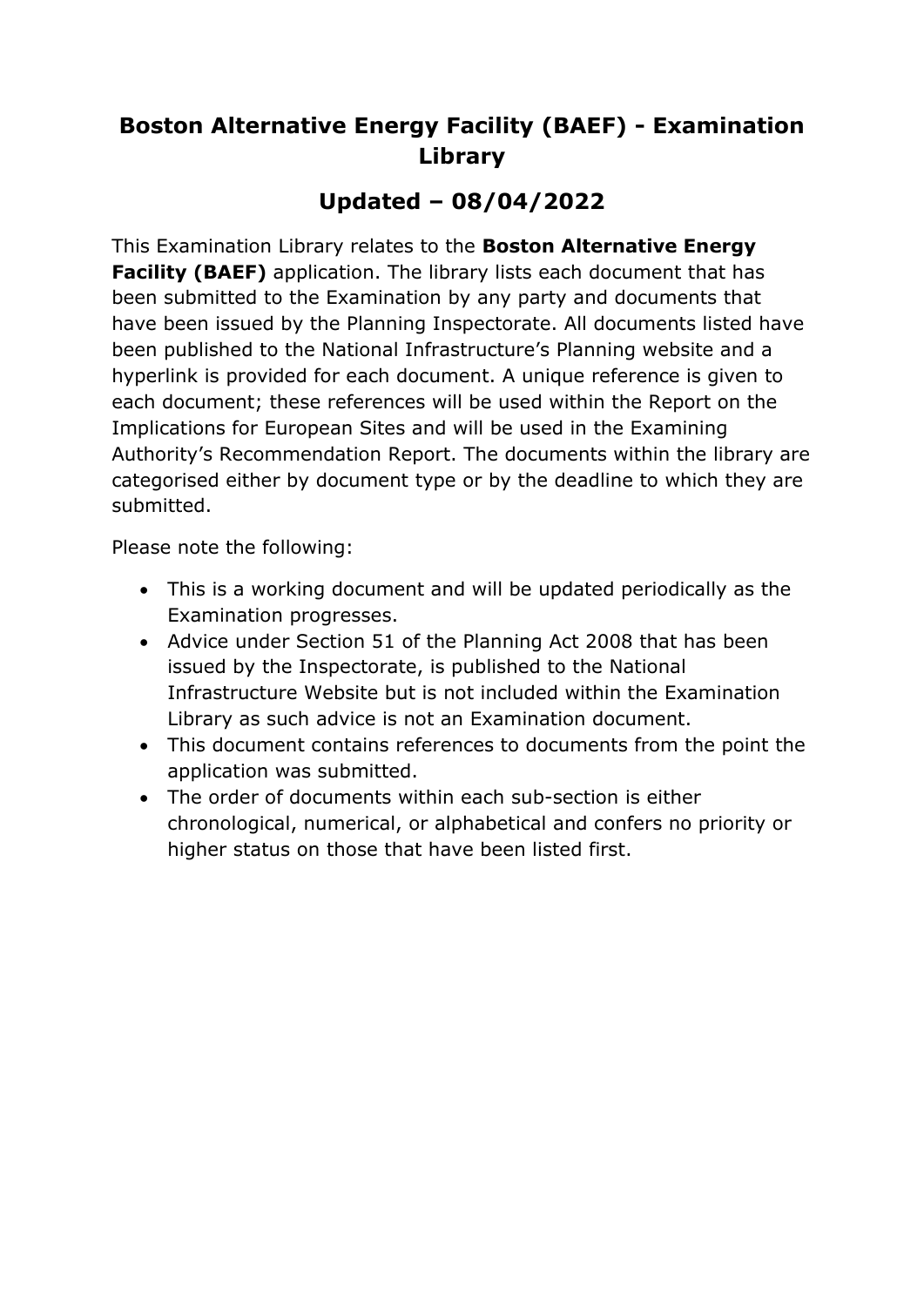# Boston Alternative Energy Facility (BAEF) - Examination Library

## Updated – 08/04/2022

This Examination Library relates to the **Boston Alternative Energy Facility (BAEF)** application. The library lists each document that has been submitted to the Examination by any party and documents that have been issued by the Planning Inspectorate. All documents listed have been published to the National Infrastructure's Planning website and a hyperlink is provided for each document. A unique reference is given to each document; these references will be used within the Report on the Implications for European Sites and will be used in the Examining Authority's Recommendation Report. The documents within the library are categorised either by document type or by the deadline to which they are submitted.

Please note the following:

- This is a working document and will be updated periodically as the Examination progresses.
- Advice under Section 51 of the Planning Act 2008 that has been issued by the Inspectorate, is published to the National Infrastructure Website but is not included within the Examination Library as such advice is not an Examination document.
- This document contains references to documents from the point the application was submitted.
- The order of documents within each sub-section is either chronological, numerical, or alphabetical and confers no priority or higher status on those that have been listed first.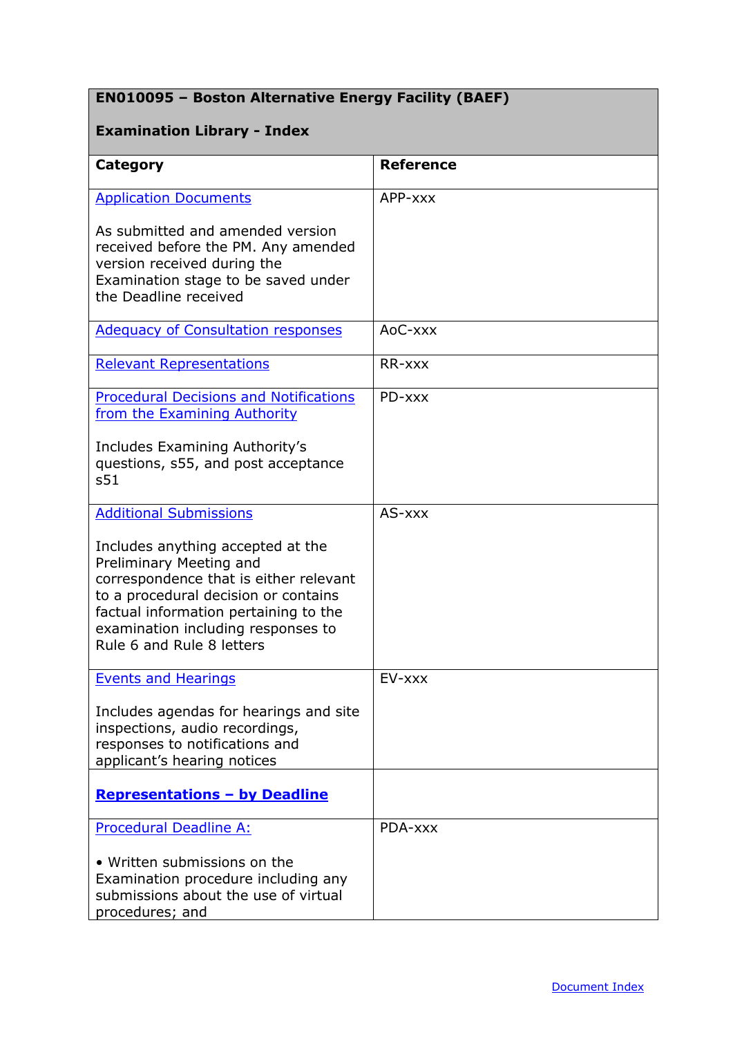| **EN010095 – Boston Alternative Energy Facility (BAEF)**<br><br>**Examination Library - Index** | |
|---|---|
| **Category** | **Reference** |
| Application Documents<br><br>As submitted and amended version received before the PM. Any amended version received during the Examination stage to be saved under the Deadline received | APP-xxx |
| Adequacy of Consultation responses | AoC-xxx |
| Relevant Representations | RR-xxx |
| Procedural Decisions and Notifications from the Examining Authority<br><br>Includes Examining Authority's questions, s55, and post acceptance s51 | PD-xxx |
| Additional Submissions<br><br>Includes anything accepted at the Preliminary Meeting and correspondence that is either relevant to a procedural decision or contains factual information pertaining to the examination including responses to Rule 6 and Rule 8 letters | AS-xxx |
| Events and Hearings<br><br>Includes agendas for hearings and site inspections, audio recordings, responses to notifications and applicant's hearing notices | EV-xxx |
| **Representations – by Deadline** | |
| Procedural Deadline A:<br><br>• Written submissions on the Examination procedure including any submissions about the use of virtual procedures; and | PDA-xxx |

Document Index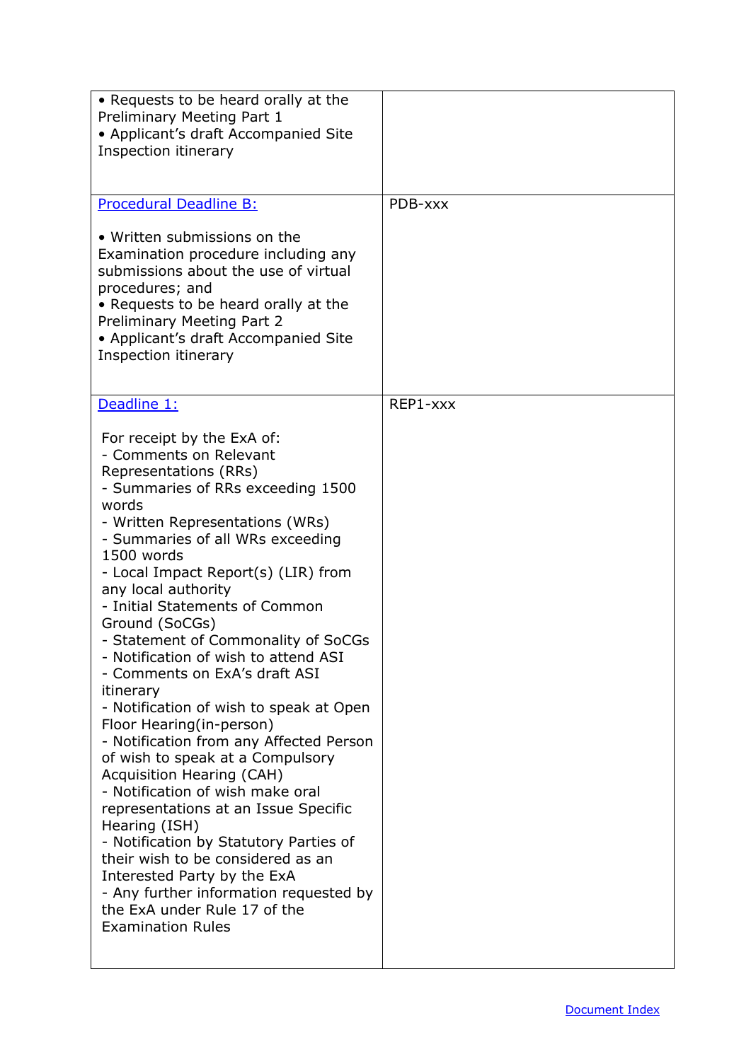| | |
|---|---|
| • Requests to be heard orally at the Preliminary Meeting Part 1<br>• Applicant's draft Accompanied Site Inspection itinerary | |
| [Procedural Deadline B:](#)<br><br>• Written submissions on the Examination procedure including any submissions about the use of virtual procedures; and<br>• Requests to be heard orally at the Preliminary Meeting Part 2<br>• Applicant's draft Accompanied Site Inspection itinerary | PDB-xxx |
| [Deadline 1:](#)<br><br>For receipt by the ExA of:<br>- Comments on Relevant Representations (RRs)<br>- Summaries of RRs exceeding 1500 words<br>- Written Representations (WRs)<br>- Summaries of all WRs exceeding 1500 words<br>- Local Impact Report(s) (LIR) from any local authority<br>- Initial Statements of Common Ground (SoCGs)<br>- Statement of Commonality of SoCGs<br>- Notification of wish to attend ASI<br>- Comments on ExA's draft ASI itinerary<br>- Notification of wish to speak at Open Floor Hearing(in-person)<br>- Notification from any Affected Person of wish to speak at a Compulsory Acquisition Hearing (CAH)<br>- Notification of wish make oral representations at an Issue Specific Hearing (ISH)<br>- Notification by Statutory Parties of their wish to be considered as an Interested Party by the ExA<br>- Any further information requested by the ExA under Rule 17 of the Examination Rules | REP1-xxx |

[Document Index](#)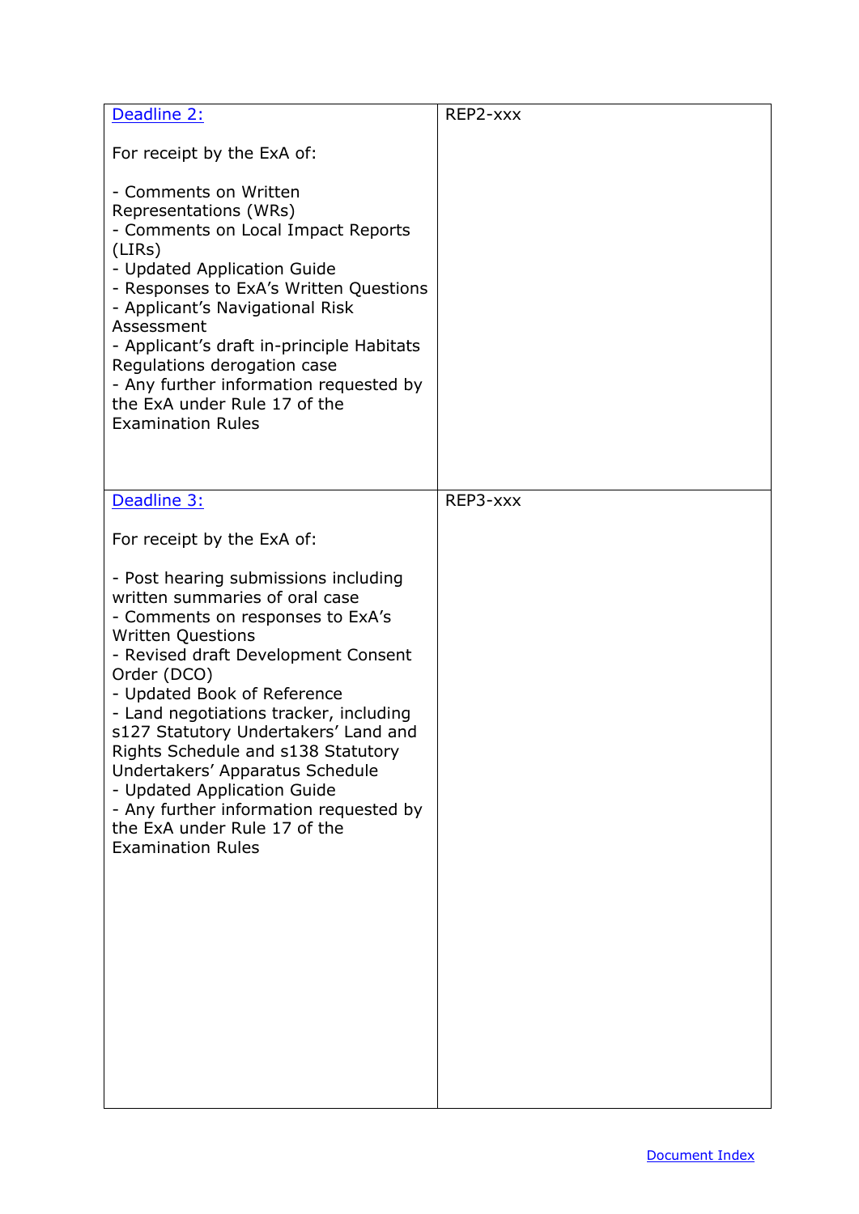| | |
|---|---|
| [Deadline 2:](#)<br><br>For receipt by the ExA of:<br><br>- Comments on Written Representations (WRs)<br>- Comments on Local Impact Reports (LIRs)<br>- Updated Application Guide<br>- Responses to ExA's Written Questions<br>- Applicant's Navigational Risk Assessment<br>- Applicant's draft in-principle Habitats Regulations derogation case<br>- Any further information requested by the ExA under Rule 17 of the Examination Rules | REP2-xxx |
| [Deadline 3:](#)<br><br>For receipt by the ExA of:<br><br>- Post hearing submissions including written summaries of oral case<br>- Comments on responses to ExA's Written Questions<br>- Revised draft Development Consent Order (DCO)<br>- Updated Book of Reference<br>- Land negotiations tracker, including s127 Statutory Undertakers' Land and Rights Schedule and s138 Statutory Undertakers' Apparatus Schedule<br>- Updated Application Guide<br>- Any further information requested by the ExA under Rule 17 of the Examination Rules | REP3-xxx |

[Document Index](#)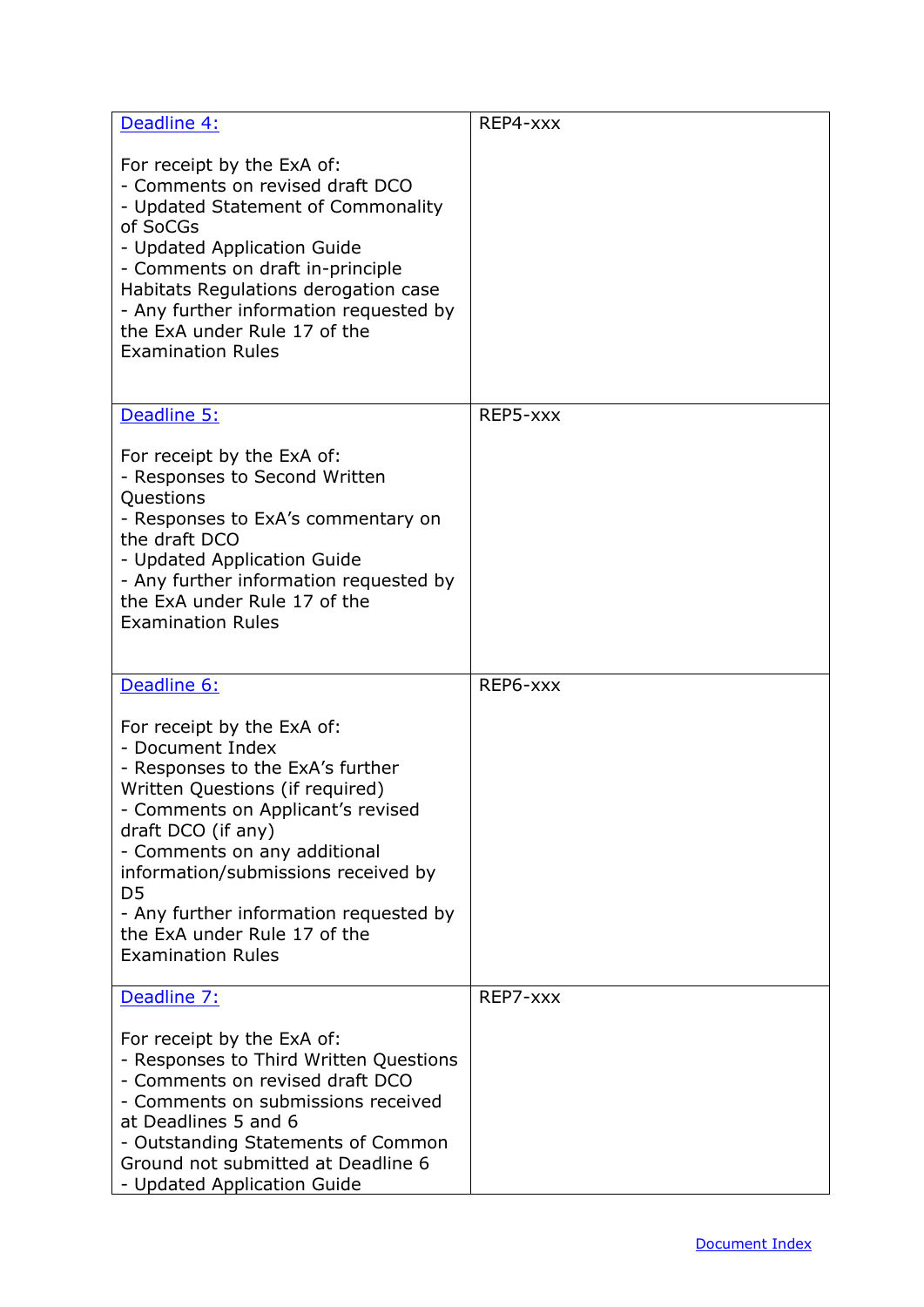| | |
|---|---|
| [Deadline 4:](#)<br><br>For receipt by the ExA of:<br>- Comments on revised draft DCO<br>- Updated Statement of Commonality of SoCGs<br>- Updated Application Guide<br>- Comments on draft in-principle Habitats Regulations derogation case<br>- Any further information requested by the ExA under Rule 17 of the Examination Rules | REP4-xxx |
| [Deadline 5:](#)<br><br>For receipt by the ExA of:<br>- Responses to Second Written Questions<br>- Responses to ExA's commentary on the draft DCO<br>- Updated Application Guide<br>- Any further information requested by the ExA under Rule 17 of the Examination Rules | REP5-xxx |
| [Deadline 6:](#)<br><br>For receipt by the ExA of:<br>- Document Index<br>- Responses to the ExA's further Written Questions (if required)<br>- Comments on Applicant's revised draft DCO (if any)<br>- Comments on any additional information/submissions received by D5<br>- Any further information requested by the ExA under Rule 17 of the Examination Rules | REP6-xxx |
| [Deadline 7:](#)<br><br>For receipt by the ExA of:<br>- Responses to Third Written Questions<br>- Comments on revised draft DCO<br>- Comments on submissions received at Deadlines 5 and 6<br>- Outstanding Statements of Common Ground not submitted at Deadline 6<br>- Updated Application Guide | REP7-xxx |

[Document Index](#)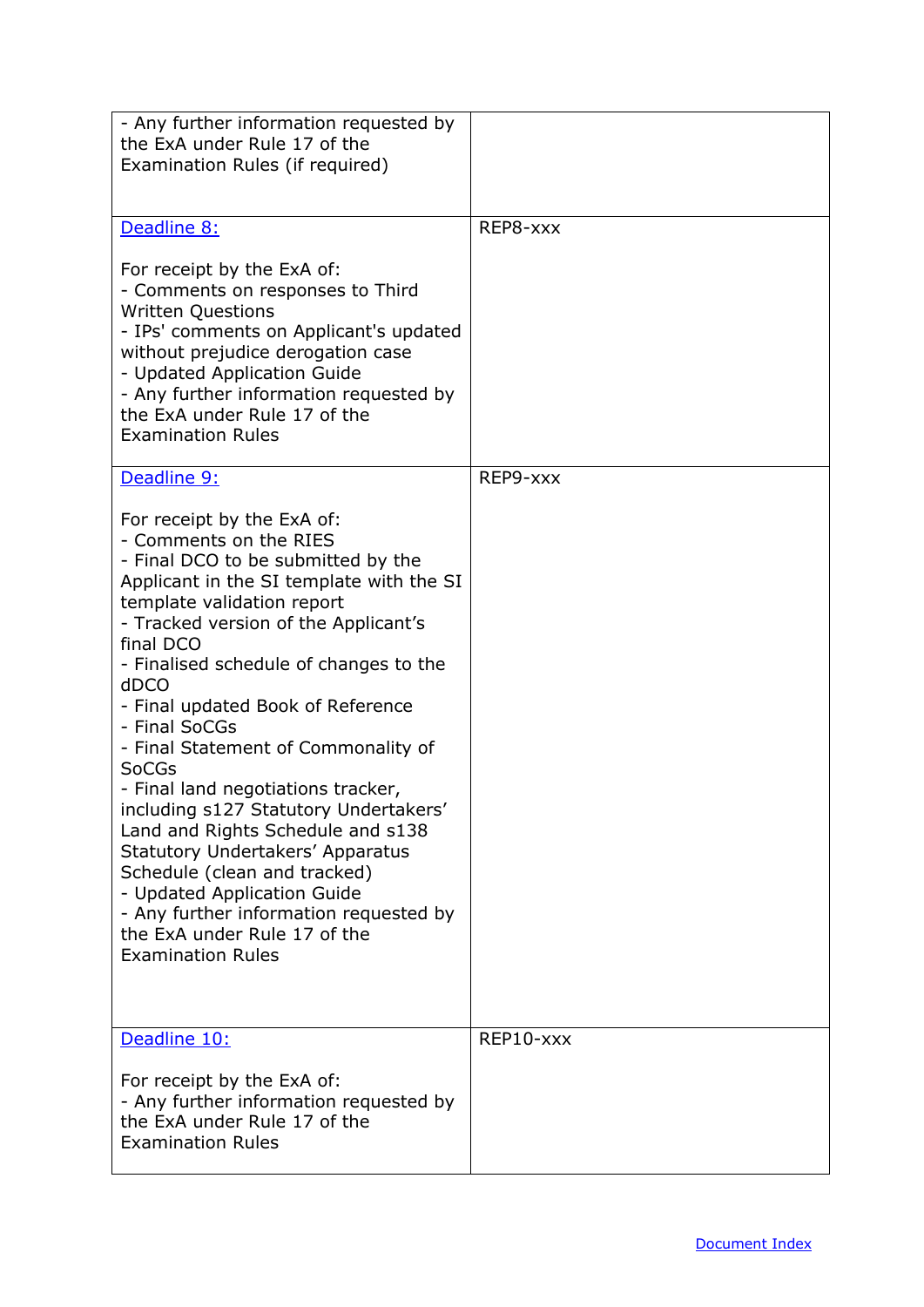| | |
|---|---|
| - Any further information requested by the ExA under Rule 17 of the Examination Rules (if required) | |
| [Deadline 8:](#)<br><br>For receipt by the ExA of:<br>- Comments on responses to Third Written Questions<br>- IPs' comments on Applicant's updated without prejudice derogation case<br>- Updated Application Guide<br>- Any further information requested by the ExA under Rule 17 of the Examination Rules | REP8-xxx |
| [Deadline 9:](#)<br><br>For receipt by the ExA of:<br>- Comments on the RIES<br>- Final DCO to be submitted by the Applicant in the SI template with the SI template validation report<br>- Tracked version of the Applicant's final DCO<br>- Finalised schedule of changes to the dDCO<br>- Final updated Book of Reference<br>- Final SoCGs<br>- Final Statement of Commonality of SoCGs<br>- Final land negotiations tracker, including s127 Statutory Undertakers' Land and Rights Schedule and s138 Statutory Undertakers' Apparatus Schedule (clean and tracked)<br>- Updated Application Guide<br>- Any further information requested by the ExA under Rule 17 of the Examination Rules | REP9-xxx |
| [Deadline 10:](#)<br><br>For receipt by the ExA of:<br>- Any further information requested by the ExA under Rule 17 of the Examination Rules | REP10-xxx |

[Document Index](#)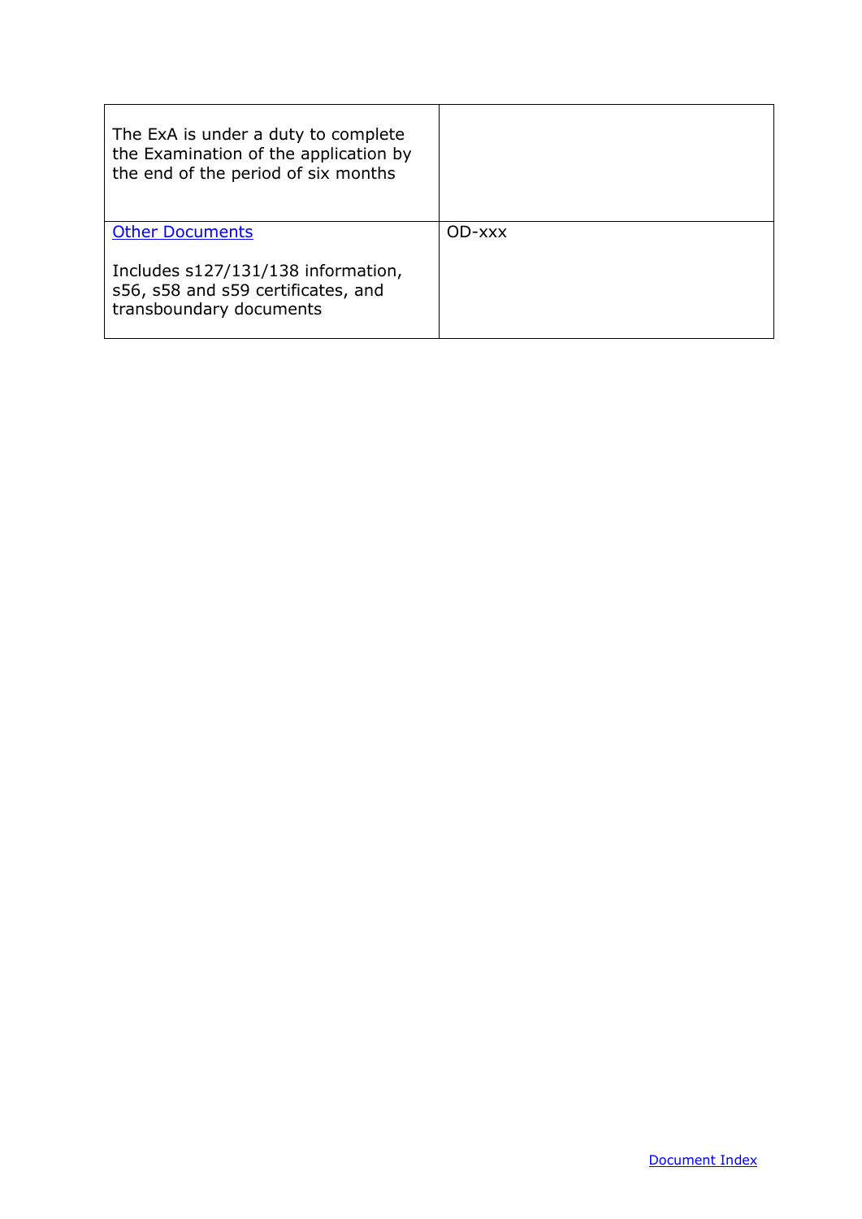| | |
|---|---|
| The ExA is under a duty to complete the Examination of the application by the end of the period of six months | |
| Other Documents<br><br>Includes s127/131/138 information, s56, s58 and s59 certificates, and transboundary documents | OD-xxx |

Document Index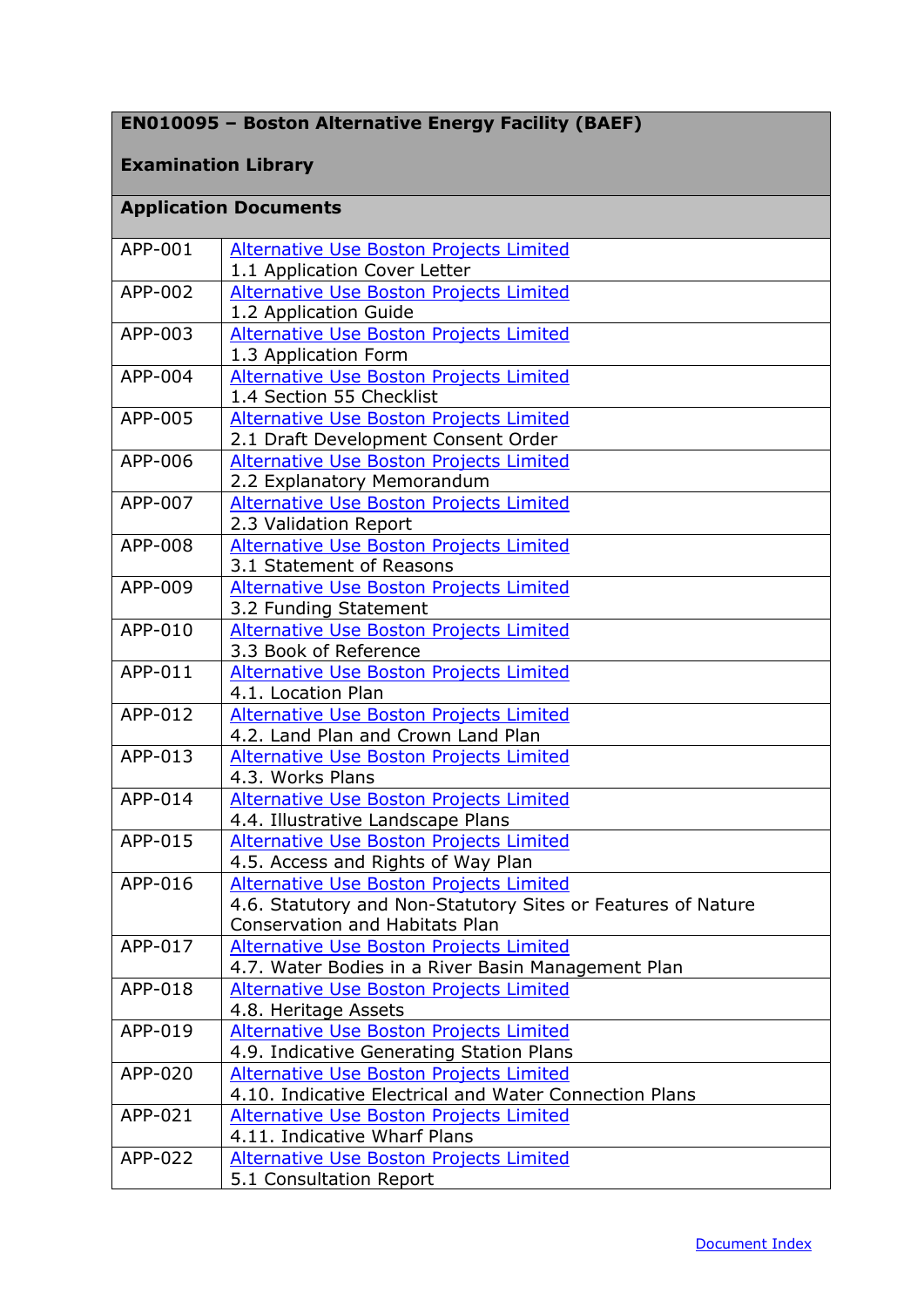| EN010095 – Boston Alternative Energy Facility (BAEF) Examination Library | |
|---|---|
| **Application Documents** | |
| APP-001 | Alternative Use Boston Projects Limited<br>1.1 Application Cover Letter |
| APP-002 | Alternative Use Boston Projects Limited<br>1.2 Application Guide |
| APP-003 | Alternative Use Boston Projects Limited<br>1.3 Application Form |
| APP-004 | Alternative Use Boston Projects Limited<br>1.4 Section 55 Checklist |
| APP-005 | Alternative Use Boston Projects Limited<br>2.1 Draft Development Consent Order |
| APP-006 | Alternative Use Boston Projects Limited<br>2.2 Explanatory Memorandum |
| APP-007 | Alternative Use Boston Projects Limited<br>2.3 Validation Report |
| APP-008 | Alternative Use Boston Projects Limited<br>3.1 Statement of Reasons |
| APP-009 | Alternative Use Boston Projects Limited<br>3.2 Funding Statement |
| APP-010 | Alternative Use Boston Projects Limited<br>3.3 Book of Reference |
| APP-011 | Alternative Use Boston Projects Limited<br>4.1. Location Plan |
| APP-012 | Alternative Use Boston Projects Limited<br>4.2. Land Plan and Crown Land Plan |
| APP-013 | Alternative Use Boston Projects Limited<br>4.3. Works Plans |
| APP-014 | Alternative Use Boston Projects Limited<br>4.4. Illustrative Landscape Plans |
| APP-015 | Alternative Use Boston Projects Limited<br>4.5. Access and Rights of Way Plan |
| APP-016 | Alternative Use Boston Projects Limited<br>4.6. Statutory and Non-Statutory Sites or Features of Nature Conservation and Habitats Plan |
| APP-017 | Alternative Use Boston Projects Limited<br>4.7. Water Bodies in a River Basin Management Plan |
| APP-018 | Alternative Use Boston Projects Limited<br>4.8. Heritage Assets |
| APP-019 | Alternative Use Boston Projects Limited<br>4.9. Indicative Generating Station Plans |
| APP-020 | Alternative Use Boston Projects Limited<br>4.10. Indicative Electrical and Water Connection Plans |
| APP-021 | Alternative Use Boston Projects Limited<br>4.11. Indicative Wharf Plans |
| APP-022 | Alternative Use Boston Projects Limited<br>5.1 Consultation Report |

Document Index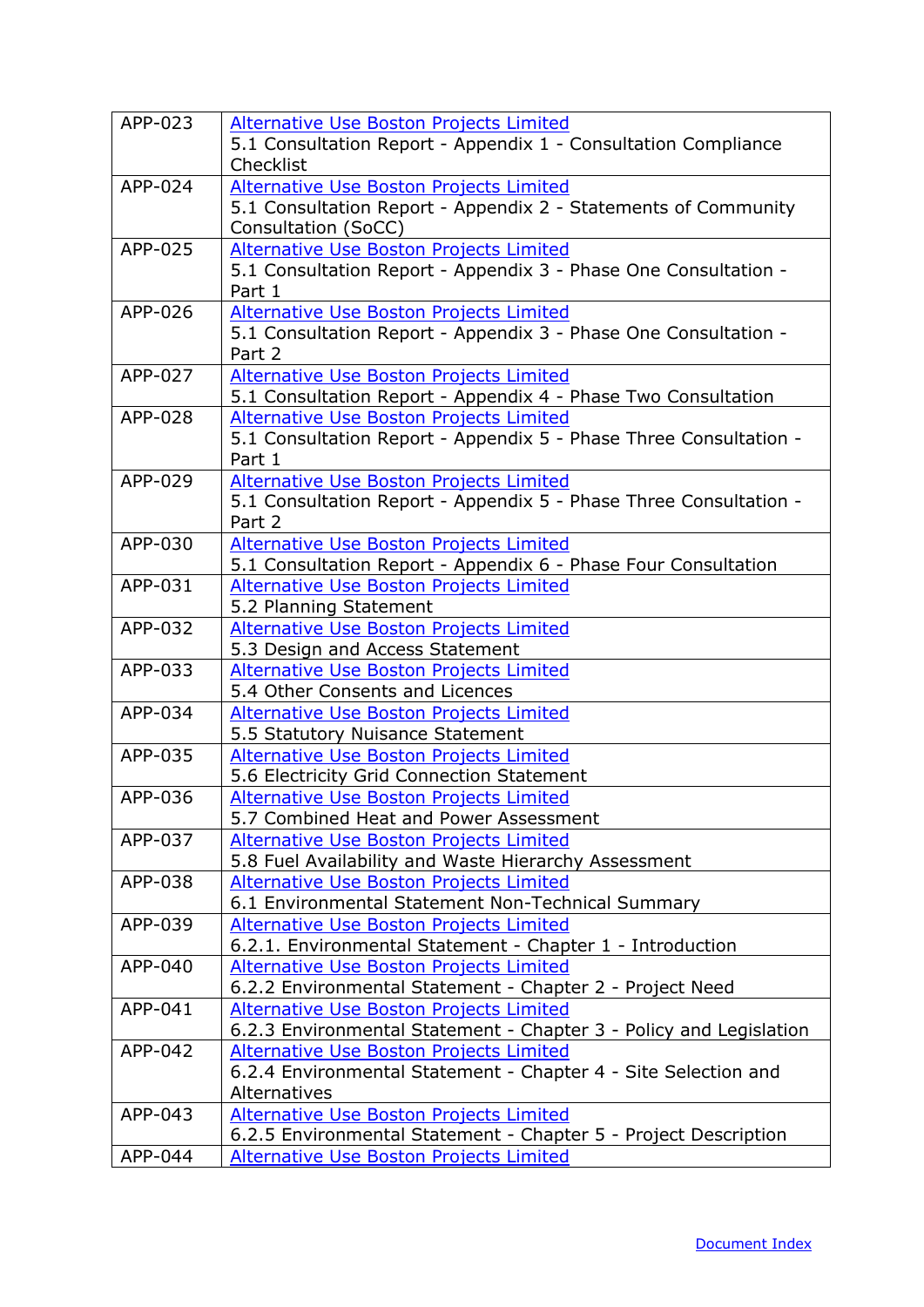| | |
|---|---|
| APP-023 | Alternative Use Boston Projects Limited<br>5.1 Consultation Report - Appendix 1 - Consultation Compliance Checklist |
| APP-024 | Alternative Use Boston Projects Limited<br>5.1 Consultation Report - Appendix 2 - Statements of Community Consultation (SoCC) |
| APP-025 | Alternative Use Boston Projects Limited<br>5.1 Consultation Report - Appendix 3 - Phase One Consultation - Part 1 |
| APP-026 | Alternative Use Boston Projects Limited<br>5.1 Consultation Report - Appendix 3 - Phase One Consultation - Part 2 |
| APP-027 | Alternative Use Boston Projects Limited<br>5.1 Consultation Report - Appendix 4 - Phase Two Consultation |
| APP-028 | Alternative Use Boston Projects Limited<br>5.1 Consultation Report - Appendix 5 - Phase Three Consultation - Part 1 |
| APP-029 | Alternative Use Boston Projects Limited<br>5.1 Consultation Report - Appendix 5 - Phase Three Consultation - Part 2 |
| APP-030 | Alternative Use Boston Projects Limited<br>5.1 Consultation Report - Appendix 6 - Phase Four Consultation |
| APP-031 | Alternative Use Boston Projects Limited<br>5.2 Planning Statement |
| APP-032 | Alternative Use Boston Projects Limited<br>5.3 Design and Access Statement |
| APP-033 | Alternative Use Boston Projects Limited<br>5.4 Other Consents and Licences |
| APP-034 | Alternative Use Boston Projects Limited<br>5.5 Statutory Nuisance Statement |
| APP-035 | Alternative Use Boston Projects Limited<br>5.6 Electricity Grid Connection Statement |
| APP-036 | Alternative Use Boston Projects Limited<br>5.7 Combined Heat and Power Assessment |
| APP-037 | Alternative Use Boston Projects Limited<br>5.8 Fuel Availability and Waste Hierarchy Assessment |
| APP-038 | Alternative Use Boston Projects Limited<br>6.1 Environmental Statement Non-Technical Summary |
| APP-039 | Alternative Use Boston Projects Limited<br>6.2.1. Environmental Statement - Chapter 1 - Introduction |
| APP-040 | Alternative Use Boston Projects Limited<br>6.2.2 Environmental Statement - Chapter 2 - Project Need |
| APP-041 | Alternative Use Boston Projects Limited<br>6.2.3 Environmental Statement - Chapter 3 - Policy and Legislation |
| APP-042 | Alternative Use Boston Projects Limited<br>6.2.4 Environmental Statement - Chapter 4 - Site Selection and Alternatives |
| APP-043 | Alternative Use Boston Projects Limited<br>6.2.5 Environmental Statement - Chapter 5 - Project Description |
| APP-044 | Alternative Use Boston Projects Limited |

Document Index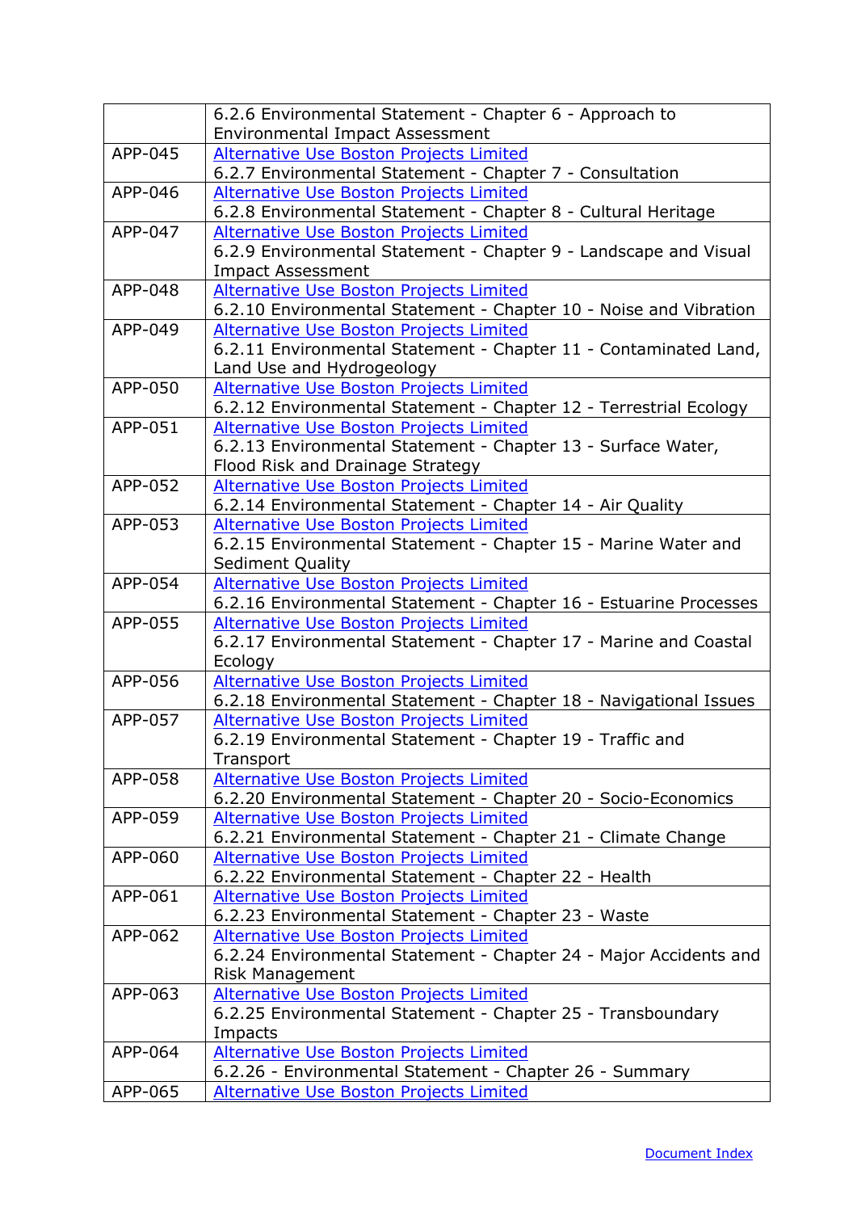| | |
|---|---|
| | 6.2.6 Environmental Statement - Chapter 6 - Approach to Environmental Impact Assessment |
| APP-045 | Alternative Use Boston Projects Limited<br>6.2.7 Environmental Statement - Chapter 7 - Consultation |
| APP-046 | Alternative Use Boston Projects Limited<br>6.2.8 Environmental Statement - Chapter 8 - Cultural Heritage |
| APP-047 | Alternative Use Boston Projects Limited<br>6.2.9 Environmental Statement - Chapter 9 - Landscape and Visual Impact Assessment |
| APP-048 | Alternative Use Boston Projects Limited<br>6.2.10 Environmental Statement - Chapter 10 - Noise and Vibration |
| APP-049 | Alternative Use Boston Projects Limited<br>6.2.11 Environmental Statement - Chapter 11 - Contaminated Land, Land Use and Hydrogeology |
| APP-050 | Alternative Use Boston Projects Limited<br>6.2.12 Environmental Statement - Chapter 12 - Terrestrial Ecology |
| APP-051 | Alternative Use Boston Projects Limited<br>6.2.13 Environmental Statement - Chapter 13 - Surface Water, Flood Risk and Drainage Strategy |
| APP-052 | Alternative Use Boston Projects Limited<br>6.2.14 Environmental Statement - Chapter 14 - Air Quality |
| APP-053 | Alternative Use Boston Projects Limited<br>6.2.15 Environmental Statement - Chapter 15 - Marine Water and Sediment Quality |
| APP-054 | Alternative Use Boston Projects Limited<br>6.2.16 Environmental Statement - Chapter 16 - Estuarine Processes |
| APP-055 | Alternative Use Boston Projects Limited<br>6.2.17 Environmental Statement - Chapter 17 - Marine and Coastal Ecology |
| APP-056 | Alternative Use Boston Projects Limited<br>6.2.18 Environmental Statement - Chapter 18 - Navigational Issues |
| APP-057 | Alternative Use Boston Projects Limited<br>6.2.19 Environmental Statement - Chapter 19 - Traffic and Transport |
| APP-058 | Alternative Use Boston Projects Limited<br>6.2.20 Environmental Statement - Chapter 20 - Socio-Economics |
| APP-059 | Alternative Use Boston Projects Limited<br>6.2.21 Environmental Statement - Chapter 21 - Climate Change |
| APP-060 | Alternative Use Boston Projects Limited<br>6.2.22 Environmental Statement - Chapter 22 - Health |
| APP-061 | Alternative Use Boston Projects Limited<br>6.2.23 Environmental Statement - Chapter 23 - Waste |
| APP-062 | Alternative Use Boston Projects Limited<br>6.2.24 Environmental Statement - Chapter 24 - Major Accidents and Risk Management |
| APP-063 | Alternative Use Boston Projects Limited<br>6.2.25 Environmental Statement - Chapter 25 - Transboundary Impacts |
| APP-064 | Alternative Use Boston Projects Limited<br>6.2.26 - Environmental Statement - Chapter 26 - Summary |
| APP-065 | Alternative Use Boston Projects Limited |

Document Index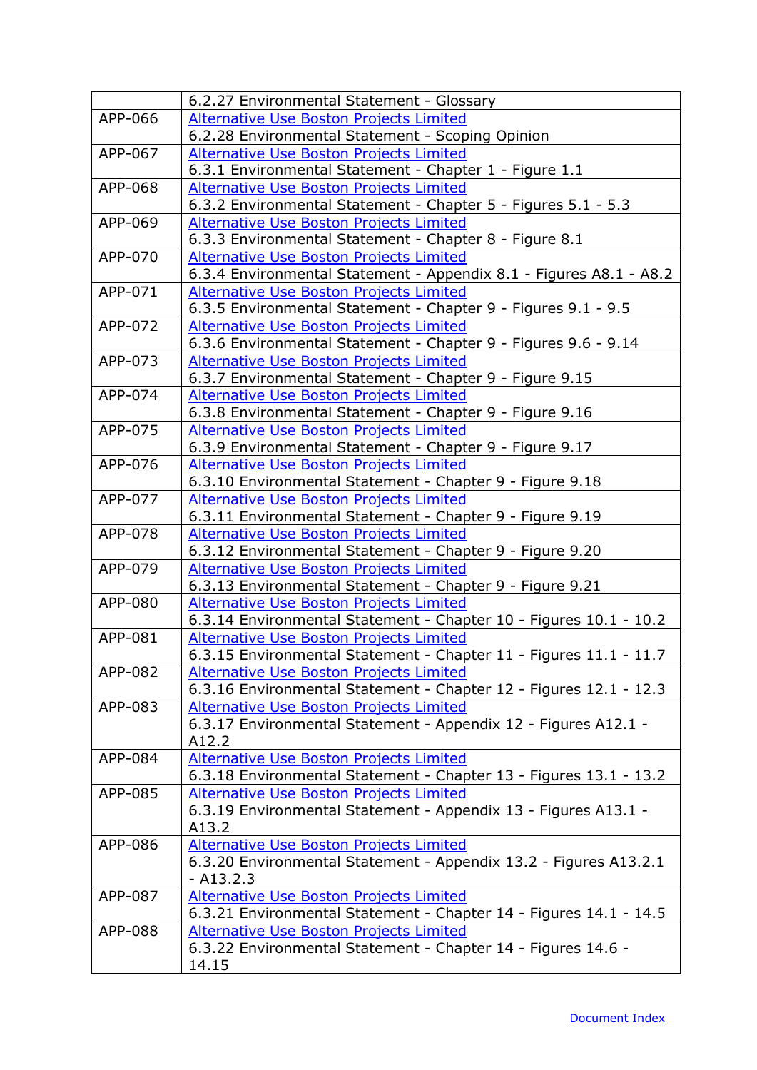| | |
|---|---|
| | 6.2.27 Environmental Statement - Glossary |
| APP-066 | Alternative Use Boston Projects Limited<br>6.2.28 Environmental Statement - Scoping Opinion |
| APP-067 | Alternative Use Boston Projects Limited<br>6.3.1 Environmental Statement - Chapter 1 - Figure 1.1 |
| APP-068 | Alternative Use Boston Projects Limited<br>6.3.2 Environmental Statement - Chapter 5 - Figures 5.1 - 5.3 |
| APP-069 | Alternative Use Boston Projects Limited<br>6.3.3 Environmental Statement - Chapter 8 - Figure 8.1 |
| APP-070 | Alternative Use Boston Projects Limited<br>6.3.4 Environmental Statement - Appendix 8.1 - Figures A8.1 - A8.2 |
| APP-071 | Alternative Use Boston Projects Limited<br>6.3.5 Environmental Statement - Chapter 9 - Figures 9.1 - 9.5 |
| APP-072 | Alternative Use Boston Projects Limited<br>6.3.6 Environmental Statement - Chapter 9 - Figures 9.6 - 9.14 |
| APP-073 | Alternative Use Boston Projects Limited<br>6.3.7 Environmental Statement - Chapter 9 - Figure 9.15 |
| APP-074 | Alternative Use Boston Projects Limited<br>6.3.8 Environmental Statement - Chapter 9 - Figure 9.16 |
| APP-075 | Alternative Use Boston Projects Limited<br>6.3.9 Environmental Statement - Chapter 9 - Figure 9.17 |
| APP-076 | Alternative Use Boston Projects Limited<br>6.3.10 Environmental Statement - Chapter 9 - Figure 9.18 |
| APP-077 | Alternative Use Boston Projects Limited<br>6.3.11 Environmental Statement - Chapter 9 - Figure 9.19 |
| APP-078 | Alternative Use Boston Projects Limited<br>6.3.12 Environmental Statement - Chapter 9 - Figure 9.20 |
| APP-079 | Alternative Use Boston Projects Limited<br>6.3.13 Environmental Statement - Chapter 9 - Figure 9.21 |
| APP-080 | Alternative Use Boston Projects Limited<br>6.3.14 Environmental Statement - Chapter 10 - Figures 10.1 - 10.2 |
| APP-081 | Alternative Use Boston Projects Limited<br>6.3.15 Environmental Statement - Chapter 11 - Figures 11.1 - 11.7 |
| APP-082 | Alternative Use Boston Projects Limited<br>6.3.16 Environmental Statement - Chapter 12 - Figures 12.1 - 12.3 |
| APP-083 | Alternative Use Boston Projects Limited<br>6.3.17 Environmental Statement - Appendix 12 - Figures A12.1 - A12.2 |
| APP-084 | Alternative Use Boston Projects Limited<br>6.3.18 Environmental Statement - Chapter 13 - Figures 13.1 - 13.2 |
| APP-085 | Alternative Use Boston Projects Limited<br>6.3.19 Environmental Statement - Appendix 13 - Figures A13.1 - A13.2 |
| APP-086 | Alternative Use Boston Projects Limited<br>6.3.20 Environmental Statement - Appendix 13.2 - Figures A13.2.1 - A13.2.3 |
| APP-087 | Alternative Use Boston Projects Limited<br>6.3.21 Environmental Statement - Chapter 14 - Figures 14.1 - 14.5 |
| APP-088 | Alternative Use Boston Projects Limited<br>6.3.22 Environmental Statement - Chapter 14 - Figures 14.6 - 14.15 |

Document Index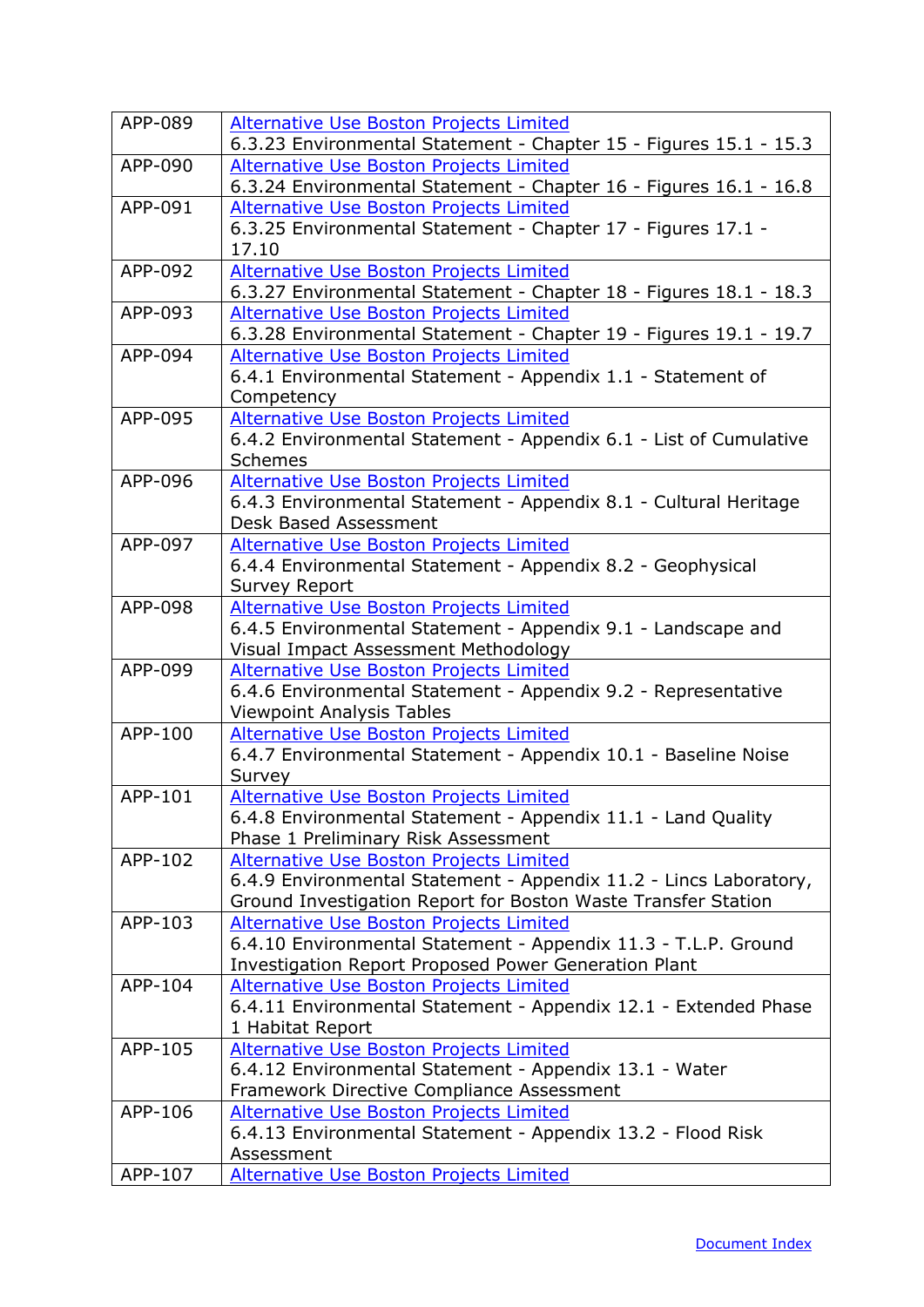| | |
|---|---|
| APP-089 | Alternative Use Boston Projects Limited<br>6.3.23 Environmental Statement - Chapter 15 - Figures 15.1 - 15.3 |
| APP-090 | Alternative Use Boston Projects Limited<br>6.3.24 Environmental Statement - Chapter 16 - Figures 16.1 - 16.8 |
| APP-091 | Alternative Use Boston Projects Limited<br>6.3.25 Environmental Statement - Chapter 17 - Figures 17.1 - 17.10 |
| APP-092 | Alternative Use Boston Projects Limited<br>6.3.27 Environmental Statement - Chapter 18 - Figures 18.1 - 18.3 |
| APP-093 | Alternative Use Boston Projects Limited<br>6.3.28 Environmental Statement - Chapter 19 - Figures 19.1 - 19.7 |
| APP-094 | Alternative Use Boston Projects Limited<br>6.4.1 Environmental Statement - Appendix 1.1 - Statement of Competency |
| APP-095 | Alternative Use Boston Projects Limited<br>6.4.2 Environmental Statement - Appendix 6.1 - List of Cumulative Schemes |
| APP-096 | Alternative Use Boston Projects Limited<br>6.4.3 Environmental Statement - Appendix 8.1 - Cultural Heritage Desk Based Assessment |
| APP-097 | Alternative Use Boston Projects Limited<br>6.4.4 Environmental Statement - Appendix 8.2 - Geophysical Survey Report |
| APP-098 | Alternative Use Boston Projects Limited<br>6.4.5 Environmental Statement - Appendix 9.1 - Landscape and Visual Impact Assessment Methodology |
| APP-099 | Alternative Use Boston Projects Limited<br>6.4.6 Environmental Statement - Appendix 9.2 - Representative Viewpoint Analysis Tables |
| APP-100 | Alternative Use Boston Projects Limited<br>6.4.7 Environmental Statement - Appendix 10.1 - Baseline Noise Survey |
| APP-101 | Alternative Use Boston Projects Limited<br>6.4.8 Environmental Statement - Appendix 11.1 - Land Quality Phase 1 Preliminary Risk Assessment |
| APP-102 | Alternative Use Boston Projects Limited<br>6.4.9 Environmental Statement - Appendix 11.2 - Lincs Laboratory, Ground Investigation Report for Boston Waste Transfer Station |
| APP-103 | Alternative Use Boston Projects Limited<br>6.4.10 Environmental Statement - Appendix 11.3 - T.L.P. Ground Investigation Report Proposed Power Generation Plant |
| APP-104 | Alternative Use Boston Projects Limited<br>6.4.11 Environmental Statement - Appendix 12.1 - Extended Phase 1 Habitat Report |
| APP-105 | Alternative Use Boston Projects Limited<br>6.4.12 Environmental Statement - Appendix 13.1 - Water Framework Directive Compliance Assessment |
| APP-106 | Alternative Use Boston Projects Limited<br>6.4.13 Environmental Statement - Appendix 13.2 - Flood Risk Assessment |
| APP-107 | Alternative Use Boston Projects Limited |

Document Index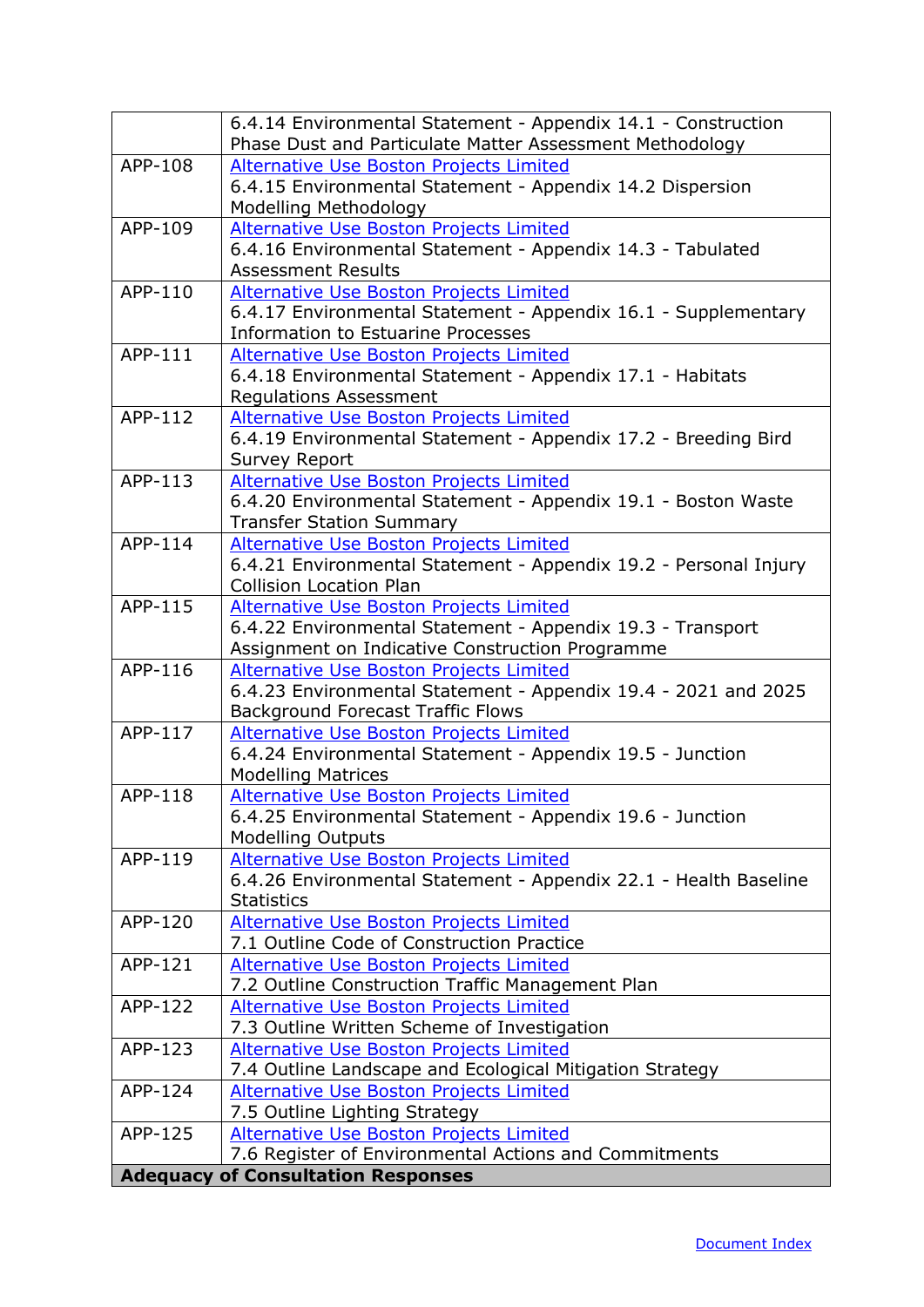|  |  |
|---|---|
|  | 6.4.14 Environmental Statement - Appendix 14.1 - Construction Phase Dust and Particulate Matter Assessment Methodology |
| APP-108 | Alternative Use Boston Projects Limited<br>6.4.15 Environmental Statement - Appendix 14.2 Dispersion Modelling Methodology |
| APP-109 | Alternative Use Boston Projects Limited<br>6.4.16 Environmental Statement - Appendix 14.3 - Tabulated Assessment Results |
| APP-110 | Alternative Use Boston Projects Limited<br>6.4.17 Environmental Statement - Appendix 16.1 - Supplementary Information to Estuarine Processes |
| APP-111 | Alternative Use Boston Projects Limited<br>6.4.18 Environmental Statement - Appendix 17.1 - Habitats Regulations Assessment |
| APP-112 | Alternative Use Boston Projects Limited<br>6.4.19 Environmental Statement - Appendix 17.2 - Breeding Bird Survey Report |
| APP-113 | Alternative Use Boston Projects Limited<br>6.4.20 Environmental Statement - Appendix 19.1 - Boston Waste Transfer Station Summary |
| APP-114 | Alternative Use Boston Projects Limited<br>6.4.21 Environmental Statement - Appendix 19.2 - Personal Injury Collision Location Plan |
| APP-115 | Alternative Use Boston Projects Limited<br>6.4.22 Environmental Statement - Appendix 19.3 - Transport Assignment on Indicative Construction Programme |
| APP-116 | Alternative Use Boston Projects Limited<br>6.4.23 Environmental Statement - Appendix 19.4 - 2021 and 2025 Background Forecast Traffic Flows |
| APP-117 | Alternative Use Boston Projects Limited<br>6.4.24 Environmental Statement - Appendix 19.5 - Junction Modelling Matrices |
| APP-118 | Alternative Use Boston Projects Limited<br>6.4.25 Environmental Statement - Appendix 19.6 - Junction Modelling Outputs |
| APP-119 | Alternative Use Boston Projects Limited<br>6.4.26 Environmental Statement - Appendix 22.1 - Health Baseline Statistics |
| APP-120 | Alternative Use Boston Projects Limited<br>7.1 Outline Code of Construction Practice |
| APP-121 | Alternative Use Boston Projects Limited<br>7.2 Outline Construction Traffic Management Plan |
| APP-122 | Alternative Use Boston Projects Limited<br>7.3 Outline Written Scheme of Investigation |
| APP-123 | Alternative Use Boston Projects Limited<br>7.4 Outline Landscape and Ecological Mitigation Strategy |
| APP-124 | Alternative Use Boston Projects Limited<br>7.5 Outline Lighting Strategy |
| APP-125 | Alternative Use Boston Projects Limited<br>7.6 Register of Environmental Actions and Commitments |
| **Adequacy of Consultation Responses** |  |

Document Index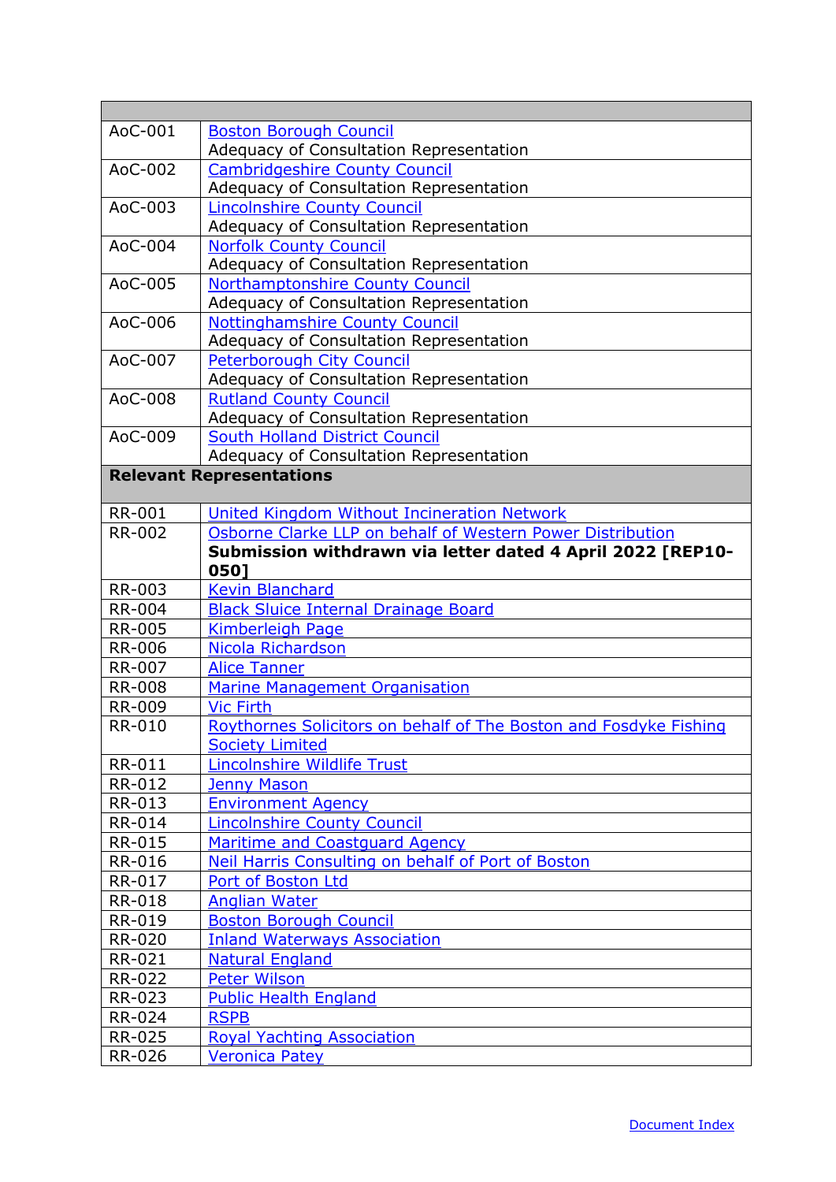| | |
|---|---|
| AoC-001 | Boston Borough Council<br>Adequacy of Consultation Representation |
| AoC-002 | Cambridgeshire County Council<br>Adequacy of Consultation Representation |
| AoC-003 | Lincolnshire County Council<br>Adequacy of Consultation Representation |
| AoC-004 | Norfolk County Council<br>Adequacy of Consultation Representation |
| AoC-005 | Northamptonshire County Council<br>Adequacy of Consultation Representation |
| AoC-006 | Nottinghamshire County Council<br>Adequacy of Consultation Representation |
| AoC-007 | Peterborough City Council<br>Adequacy of Consultation Representation |
| AoC-008 | Rutland County Council<br>Adequacy of Consultation Representation |
| AoC-009 | South Holland District Council<br>Adequacy of Consultation Representation |
| **Relevant Representations** | |
| RR-001 | United Kingdom Without Incineration Network |
| RR-002 | Osborne Clarke LLP on behalf of Western Power Distribution<br>**Submission withdrawn via letter dated 4 April 2022 [REP10-050]** |
| RR-003 | Kevin Blanchard |
| RR-004 | Black Sluice Internal Drainage Board |
| RR-005 | Kimberleigh Page |
| RR-006 | Nicola Richardson |
| RR-007 | Alice Tanner |
| RR-008 | Marine Management Organisation |
| RR-009 | Vic Firth |
| RR-010 | Roythornes Solicitors on behalf of The Boston and Fosdyke Fishing Society Limited |
| RR-011 | Lincolnshire Wildlife Trust |
| RR-012 | Jenny Mason |
| RR-013 | Environment Agency |
| RR-014 | Lincolnshire County Council |
| RR-015 | Maritime and Coastguard Agency |
| RR-016 | Neil Harris Consulting on behalf of Port of Boston |
| RR-017 | Port of Boston Ltd |
| RR-018 | Anglian Water |
| RR-019 | Boston Borough Council |
| RR-020 | Inland Waterways Association |
| RR-021 | Natural England |
| RR-022 | Peter Wilson |
| RR-023 | Public Health England |
| RR-024 | RSPB |
| RR-025 | Royal Yachting Association |
| RR-026 | Veronica Patey |

Document Index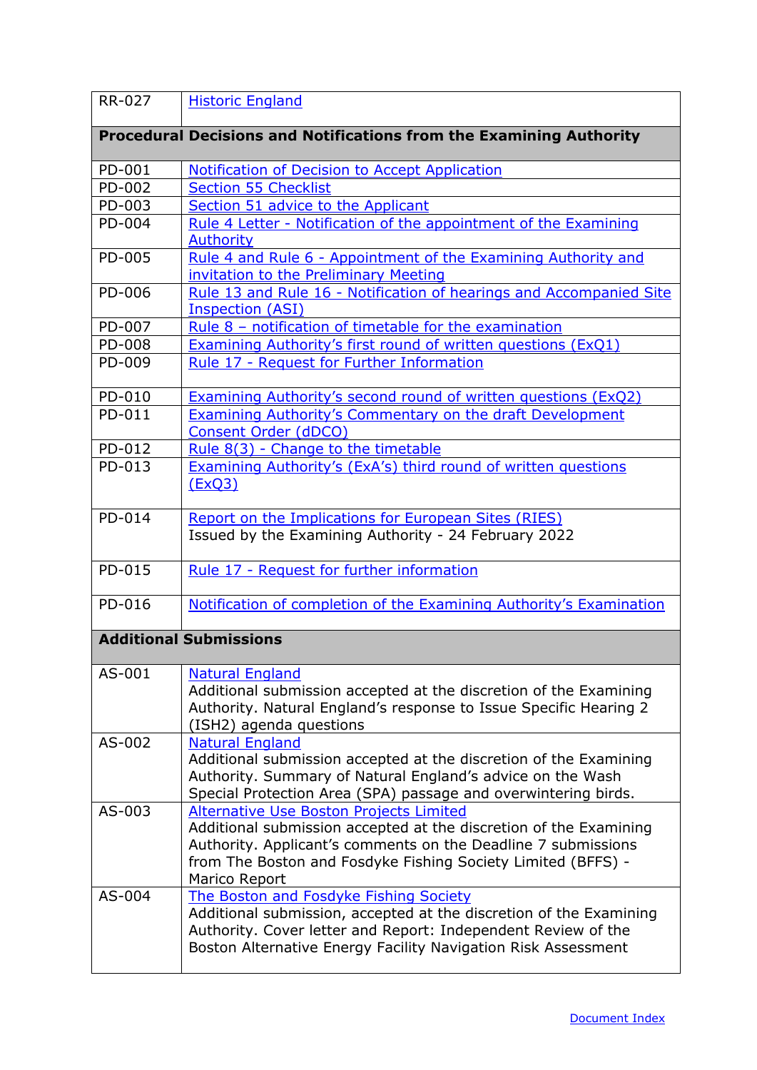| | |
|---|---|
| RR-027 | Historic England |
| **Procedural Decisions and Notifications from the Examining Authority** | |
| PD-001 | Notification of Decision to Accept Application |
| PD-002 | Section 55 Checklist |
| PD-003 | Section 51 advice to the Applicant |
| PD-004 | Rule 4 Letter - Notification of the appointment of the Examining Authority |
| PD-005 | Rule 4 and Rule 6 - Appointment of the Examining Authority and invitation to the Preliminary Meeting |
| PD-006 | Rule 13 and Rule 16 - Notification of hearings and Accompanied Site Inspection (ASI) |
| PD-007 | Rule 8 – notification of timetable for the examination |
| PD-008 | Examining Authority's first round of written questions (ExQ1) |
| PD-009 | Rule 17 - Request for Further Information |
| PD-010 | Examining Authority's second round of written questions (ExQ2) |
| PD-011 | Examining Authority's Commentary on the draft Development Consent Order (dDCO) |
| PD-012 | Rule 8(3) - Change to the timetable |
| PD-013 | Examining Authority's (ExA's) third round of written questions (ExQ3) |
| PD-014 | Report on the Implications for European Sites (RIES)<br>Issued by the Examining Authority - 24 February 2022 |
| PD-015 | Rule 17 - Request for further information |
| PD-016 | Notification of completion of the Examining Authority's Examination |
| **Additional Submissions** | |
| AS-001 | Natural England<br>Additional submission accepted at the discretion of the Examining Authority. Natural England's response to Issue Specific Hearing 2 (ISH2) agenda questions |
| AS-002 | Natural England<br>Additional submission accepted at the discretion of the Examining Authority. Summary of Natural England's advice on the Wash Special Protection Area (SPA) passage and overwintering birds. |
| AS-003 | Alternative Use Boston Projects Limited<br>Additional submission accepted at the discretion of the Examining Authority. Applicant's comments on the Deadline 7 submissions from The Boston and Fosdyke Fishing Society Limited (BFFS) - Marico Report |
| AS-004 | The Boston and Fosdyke Fishing Society<br>Additional submission, accepted at the discretion of the Examining Authority. Cover letter and Report: Independent Review of the Boston Alternative Energy Facility Navigation Risk Assessment |

Document Index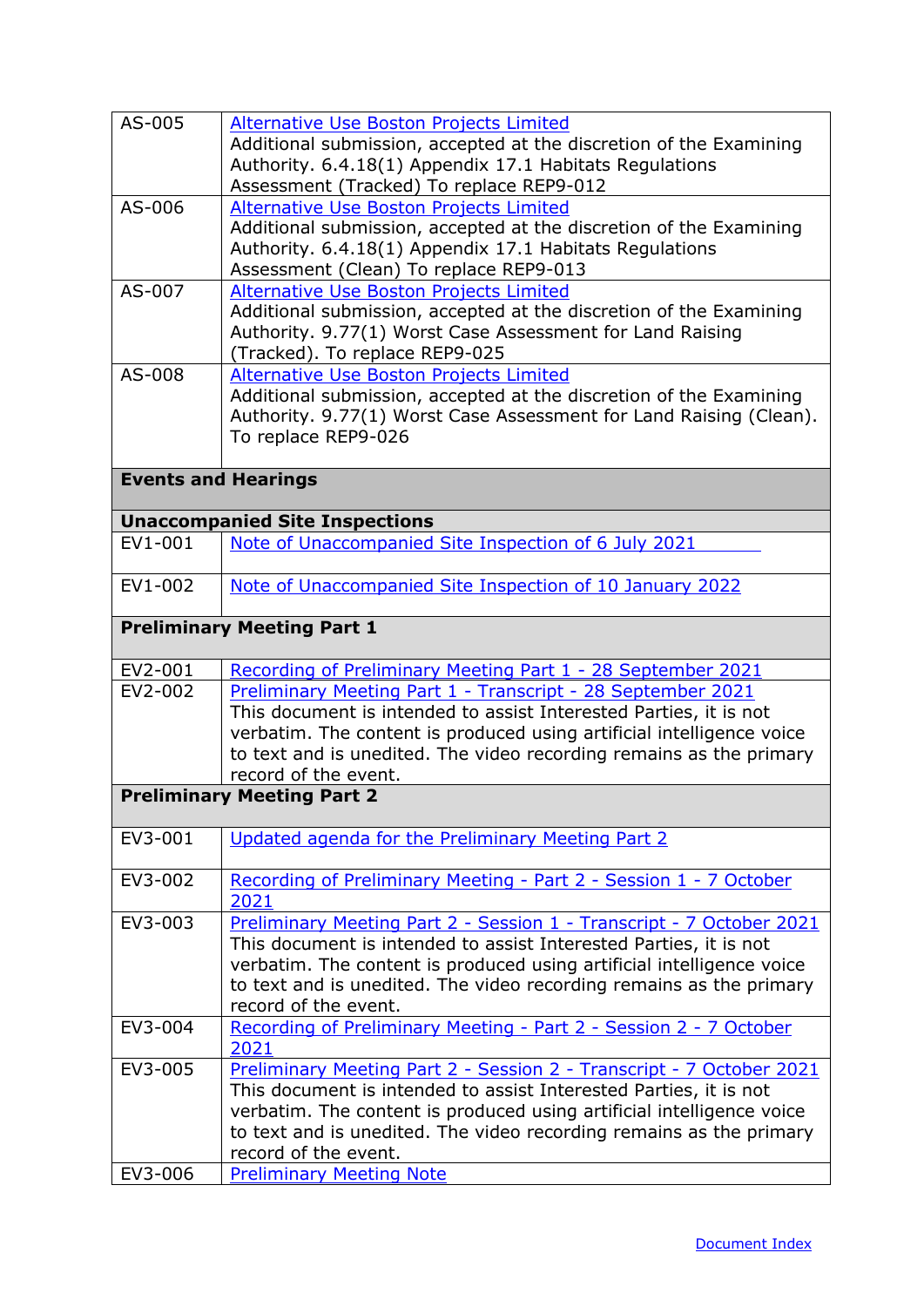| | |
|---|---|
| AS-005 | Alternative Use Boston Projects Limited<br>Additional submission, accepted at the discretion of the Examining Authority. 6.4.18(1) Appendix 17.1 Habitats Regulations Assessment (Tracked) To replace REP9-012 |
| AS-006 | Alternative Use Boston Projects Limited<br>Additional submission, accepted at the discretion of the Examining Authority. 6.4.18(1) Appendix 17.1 Habitats Regulations Assessment (Clean) To replace REP9-013 |
| AS-007 | Alternative Use Boston Projects Limited<br>Additional submission, accepted at the discretion of the Examining Authority. 9.77(1) Worst Case Assessment for Land Raising (Tracked). To replace REP9-025 |
| AS-008 | Alternative Use Boston Projects Limited<br>Additional submission, accepted at the discretion of the Examining Authority. 9.77(1) Worst Case Assessment for Land Raising (Clean). To replace REP9-026 |
| **Events and Hearings** | |
| **Unaccompanied Site Inspections** | |
| EV1-001 | Note of Unaccompanied Site Inspection of 6 July 2021 |
| EV1-002 | Note of Unaccompanied Site Inspection of 10 January 2022 |
| **Preliminary Meeting Part 1** | |
| EV2-001 | Recording of Preliminary Meeting Part 1 - 28 September 2021 |
| EV2-002 | Preliminary Meeting Part 1 - Transcript - 28 September 2021<br>This document is intended to assist Interested Parties, it is not verbatim. The content is produced using artificial intelligence voice to text and is unedited. The video recording remains as the primary record of the event. |
| **Preliminary Meeting Part 2** | |
| EV3-001 | Updated agenda for the Preliminary Meeting Part 2 |
| EV3-002 | Recording of Preliminary Meeting - Part 2 - Session 1 - 7 October 2021 |
| EV3-003 | Preliminary Meeting Part 2 - Session 1 - Transcript - 7 October 2021<br>This document is intended to assist Interested Parties, it is not verbatim. The content is produced using artificial intelligence voice to text and is unedited. The video recording remains as the primary record of the event. |
| EV3-004 | Recording of Preliminary Meeting - Part 2 - Session 2 - 7 October 2021 |
| EV3-005 | Preliminary Meeting Part 2 - Session 2 - Transcript - 7 October 2021<br>This document is intended to assist Interested Parties, it is not verbatim. The content is produced using artificial intelligence voice to text and is unedited. The video recording remains as the primary record of the event. |
| EV3-006 | Preliminary Meeting Note |

Document Index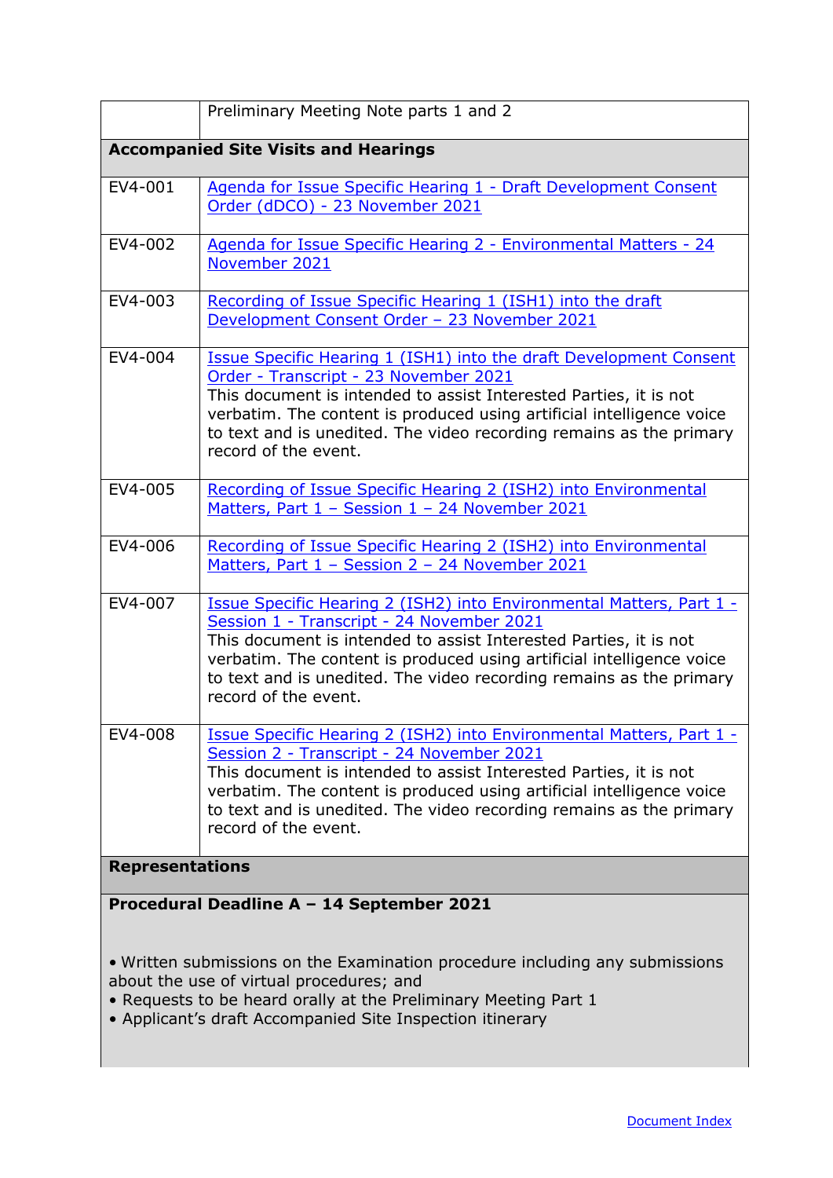| | |
|---|---|
| | Preliminary Meeting Note parts 1 and 2 |
| **Accompanied Site Visits and Hearings** | |
| EV4-001 | Agenda for Issue Specific Hearing 1 - Draft Development Consent Order (dDCO) - 23 November 2021 |
| EV4-002 | Agenda for Issue Specific Hearing 2 - Environmental Matters - 24 November 2021 |
| EV4-003 | Recording of Issue Specific Hearing 1 (ISH1) into the draft Development Consent Order – 23 November 2021 |
| EV4-004 | Issue Specific Hearing 1 (ISH1) into the draft Development Consent Order - Transcript - 23 November 2021<br>This document is intended to assist Interested Parties, it is not verbatim. The content is produced using artificial intelligence voice to text and is unedited. The video recording remains as the primary record of the event. |
| EV4-005 | Recording of Issue Specific Hearing 2 (ISH2) into Environmental Matters, Part 1 – Session 1 – 24 November 2021 |
| EV4-006 | Recording of Issue Specific Hearing 2 (ISH2) into Environmental Matters, Part 1 – Session 2 – 24 November 2021 |
| EV4-007 | Issue Specific Hearing 2 (ISH2) into Environmental Matters, Part 1 - Session 1 - Transcript - 24 November 2021<br>This document is intended to assist Interested Parties, it is not verbatim. The content is produced using artificial intelligence voice to text and is unedited. The video recording remains as the primary record of the event. |
| EV4-008 | Issue Specific Hearing 2 (ISH2) into Environmental Matters, Part 1 - Session 2 - Transcript - 24 November 2021<br>This document is intended to assist Interested Parties, it is not verbatim. The content is produced using artificial intelligence voice to text and is unedited. The video recording remains as the primary record of the event. |
| **Representations** | |
| **Procedural Deadline A – 14 September 2021**<br><br>• Written submissions on the Examination procedure including any submissions about the use of virtual procedures; and<br>• Requests to be heard orally at the Preliminary Meeting Part 1<br>• Applicant's draft Accompanied Site Inspection itinerary | |

Document Index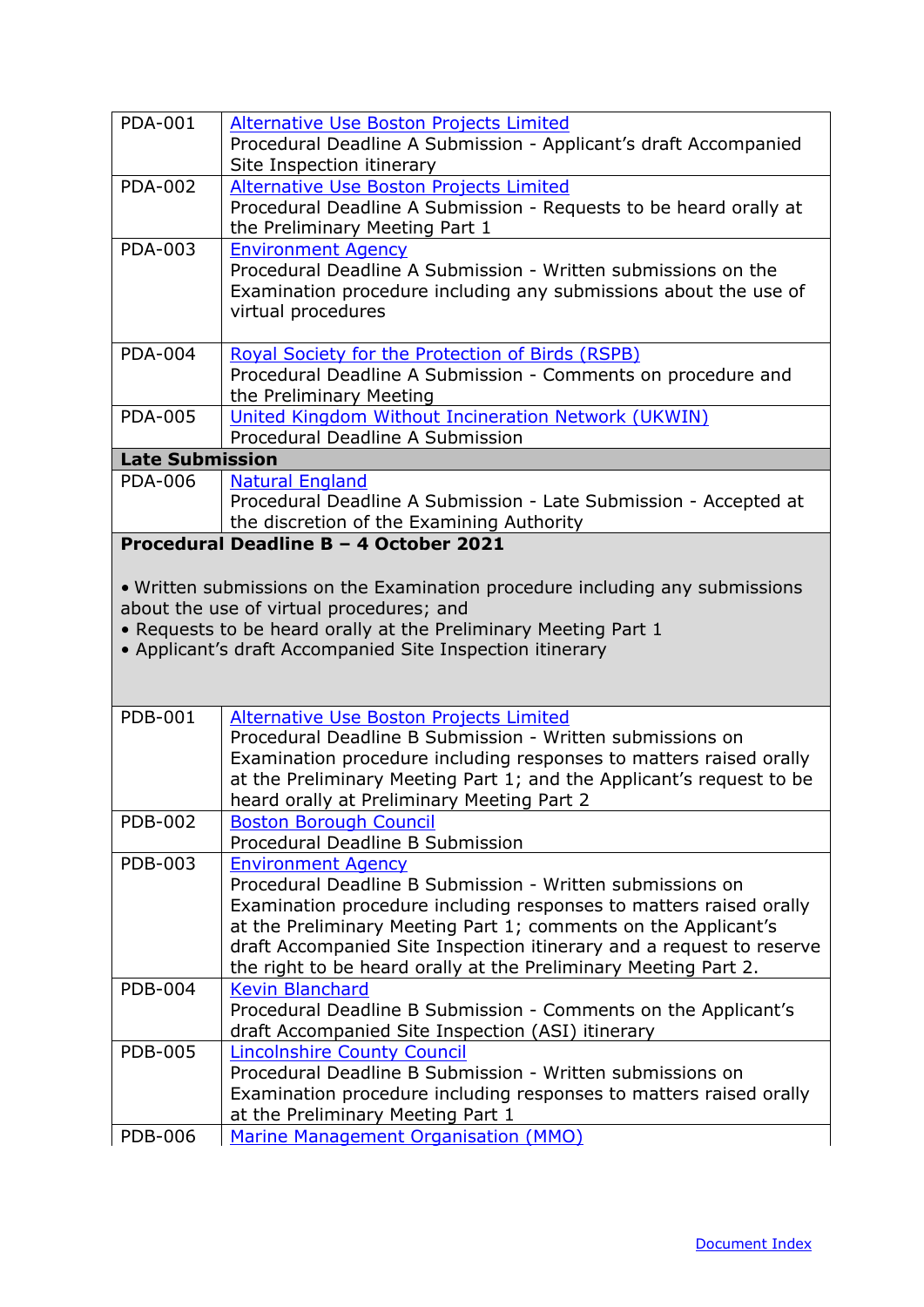| | |
|---|---|
| PDA-001 | Alternative Use Boston Projects Limited<br>Procedural Deadline A Submission - Applicant's draft Accompanied Site Inspection itinerary |
| PDA-002 | Alternative Use Boston Projects Limited<br>Procedural Deadline A Submission - Requests to be heard orally at the Preliminary Meeting Part 1 |
| PDA-003 | Environment Agency<br>Procedural Deadline A Submission - Written submissions on the Examination procedure including any submissions about the use of virtual procedures |
| PDA-004 | Royal Society for the Protection of Birds (RSPB)<br>Procedural Deadline A Submission - Comments on procedure and the Preliminary Meeting |
| PDA-005 | United Kingdom Without Incineration Network (UKWIN)<br>Procedural Deadline A Submission |
| **Late Submission** | |
| PDA-006 | Natural England<br>Procedural Deadline A Submission - Late Submission - Accepted at the discretion of the Examining Authority |
| **Procedural Deadline B – 4 October 2021**<br><br>• Written submissions on the Examination procedure including any submissions about the use of virtual procedures; and<br>• Requests to be heard orally at the Preliminary Meeting Part 1<br>• Applicant's draft Accompanied Site Inspection itinerary | |
| PDB-001 | Alternative Use Boston Projects Limited<br>Procedural Deadline B Submission - Written submissions on Examination procedure including responses to matters raised orally at the Preliminary Meeting Part 1; and the Applicant's request to be heard orally at Preliminary Meeting Part 2 |
| PDB-002 | Boston Borough Council<br>Procedural Deadline B Submission |
| PDB-003 | Environment Agency<br>Procedural Deadline B Submission - Written submissions on Examination procedure including responses to matters raised orally at the Preliminary Meeting Part 1; comments on the Applicant's draft Accompanied Site Inspection itinerary and a request to reserve the right to be heard orally at the Preliminary Meeting Part 2. |
| PDB-004 | Kevin Blanchard<br>Procedural Deadline B Submission - Comments on the Applicant's draft Accompanied Site Inspection (ASI) itinerary |
| PDB-005 | Lincolnshire County Council<br>Procedural Deadline B Submission - Written submissions on Examination procedure including responses to matters raised orally at the Preliminary Meeting Part 1 |
| PDB-006 | Marine Management Organisation (MMO) |

Document Index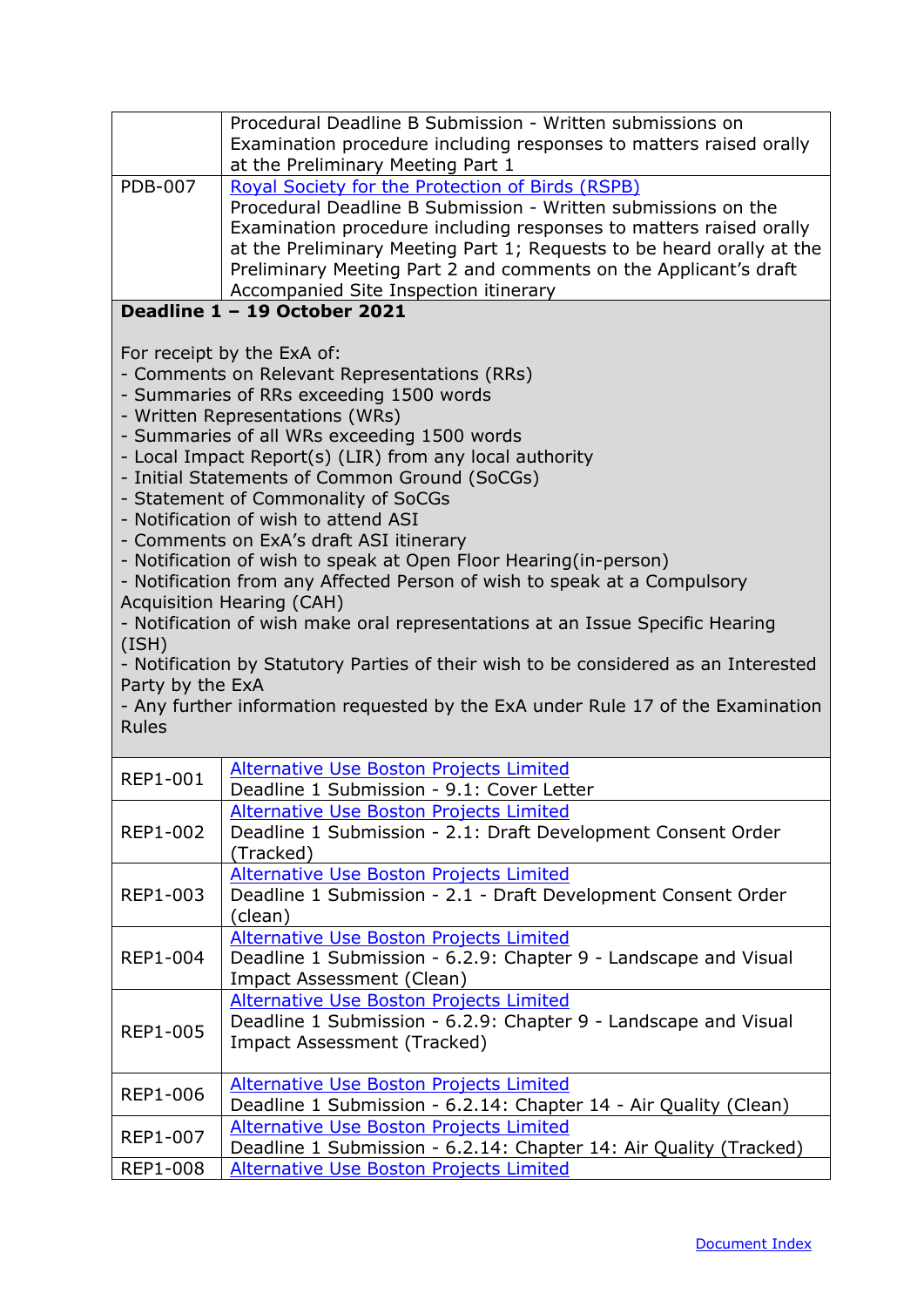| | |
|---|---|
| | Procedural Deadline B Submission - Written submissions on Examination procedure including responses to matters raised orally at the Preliminary Meeting Part 1 |
| PDB-007 | Royal Society for the Protection of Birds (RSPB)<br>Procedural Deadline B Submission - Written submissions on the Examination procedure including responses to matters raised orally at the Preliminary Meeting Part 1; Requests to be heard orally at the Preliminary Meeting Part 2 and comments on the Applicant's draft Accompanied Site Inspection itinerary |
| **Deadline 1 – 19 October 2021**<br><br>For receipt by the ExA of:<br>- Comments on Relevant Representations (RRs)<br>- Summaries of RRs exceeding 1500 words<br>- Written Representations (WRs)<br>- Summaries of all WRs exceeding 1500 words<br>- Local Impact Report(s) (LIR) from any local authority<br>- Initial Statements of Common Ground (SoCGs)<br>- Statement of Commonality of SoCGs<br>- Notification of wish to attend ASI<br>- Comments on ExA's draft ASI itinerary<br>- Notification of wish to speak at Open Floor Hearing(in-person)<br>- Notification from any Affected Person of wish to speak at a Compulsory Acquisition Hearing (CAH)<br>- Notification of wish make oral representations at an Issue Specific Hearing (ISH)<br>- Notification by Statutory Parties of their wish to be considered as an Interested Party by the ExA<br>- Any further information requested by the ExA under Rule 17 of the Examination Rules | |
| REP1-001 | Alternative Use Boston Projects Limited<br>Deadline 1 Submission - 9.1: Cover Letter |
| REP1-002 | Alternative Use Boston Projects Limited<br>Deadline 1 Submission - 2.1: Draft Development Consent Order (Tracked) |
| REP1-003 | Alternative Use Boston Projects Limited<br>Deadline 1 Submission - 2.1 - Draft Development Consent Order (clean) |
| REP1-004 | Alternative Use Boston Projects Limited<br>Deadline 1 Submission - 6.2.9: Chapter 9 - Landscape and Visual Impact Assessment (Clean) |
| REP1-005 | Alternative Use Boston Projects Limited<br>Deadline 1 Submission - 6.2.9: Chapter 9 - Landscape and Visual Impact Assessment (Tracked) |
| REP1-006 | Alternative Use Boston Projects Limited<br>Deadline 1 Submission - 6.2.14: Chapter 14 - Air Quality (Clean) |
| REP1-007 | Alternative Use Boston Projects Limited<br>Deadline 1 Submission - 6.2.14: Chapter 14: Air Quality (Tracked) |
| REP1-008 | Alternative Use Boston Projects Limited |

Document Index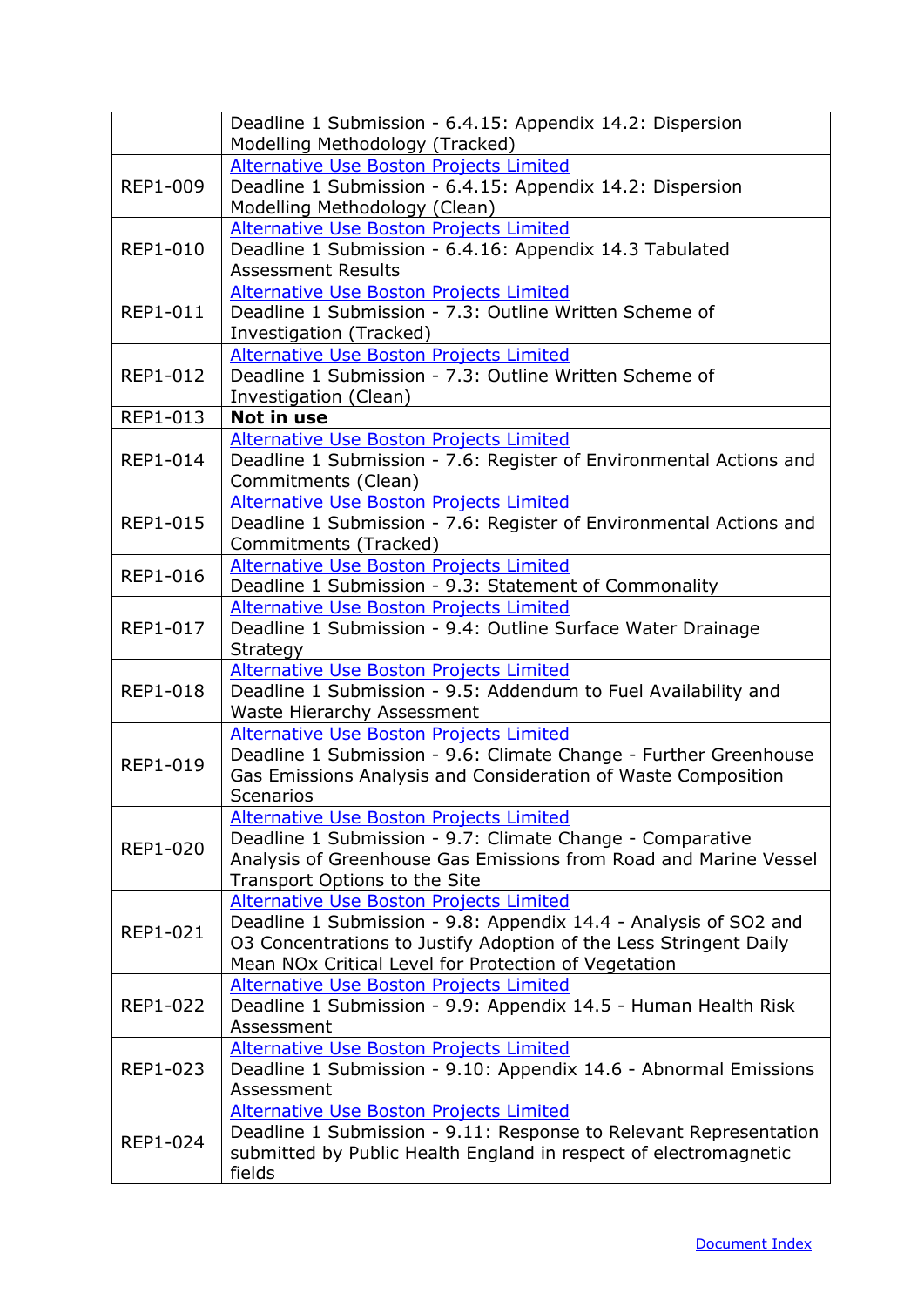| | |
|---|---|
| | Deadline 1 Submission - 6.4.15: Appendix 14.2: Dispersion Modelling Methodology (Tracked) |
| REP1-009 | Alternative Use Boston Projects Limited<br>Deadline 1 Submission - 6.4.15: Appendix 14.2: Dispersion Modelling Methodology (Clean) |
| REP1-010 | Alternative Use Boston Projects Limited<br>Deadline 1 Submission - 6.4.16: Appendix 14.3 Tabulated Assessment Results |
| REP1-011 | Alternative Use Boston Projects Limited<br>Deadline 1 Submission - 7.3: Outline Written Scheme of Investigation (Tracked) |
| REP1-012 | Alternative Use Boston Projects Limited<br>Deadline 1 Submission - 7.3: Outline Written Scheme of Investigation (Clean) |
| REP1-013 | **Not in use** |
| REP1-014 | Alternative Use Boston Projects Limited<br>Deadline 1 Submission - 7.6: Register of Environmental Actions and Commitments (Clean) |
| REP1-015 | Alternative Use Boston Projects Limited<br>Deadline 1 Submission - 7.6: Register of Environmental Actions and Commitments (Tracked) |
| REP1-016 | Alternative Use Boston Projects Limited<br>Deadline 1 Submission - 9.3: Statement of Commonality |
| REP1-017 | Alternative Use Boston Projects Limited<br>Deadline 1 Submission - 9.4: Outline Surface Water Drainage Strategy |
| REP1-018 | Alternative Use Boston Projects Limited<br>Deadline 1 Submission - 9.5: Addendum to Fuel Availability and Waste Hierarchy Assessment |
| REP1-019 | Alternative Use Boston Projects Limited<br>Deadline 1 Submission - 9.6: Climate Change - Further Greenhouse Gas Emissions Analysis and Consideration of Waste Composition Scenarios |
| REP1-020 | Alternative Use Boston Projects Limited<br>Deadline 1 Submission - 9.7: Climate Change - Comparative Analysis of Greenhouse Gas Emissions from Road and Marine Vessel Transport Options to the Site |
| REP1-021 | Alternative Use Boston Projects Limited<br>Deadline 1 Submission - 9.8: Appendix 14.4 - Analysis of SO2 and O3 Concentrations to Justify Adoption of the Less Stringent Daily Mean NOx Critical Level for Protection of Vegetation |
| REP1-022 | Alternative Use Boston Projects Limited<br>Deadline 1 Submission - 9.9: Appendix 14.5 - Human Health Risk Assessment |
| REP1-023 | Alternative Use Boston Projects Limited<br>Deadline 1 Submission - 9.10: Appendix 14.6 - Abnormal Emissions Assessment |
| REP1-024 | Alternative Use Boston Projects Limited<br>Deadline 1 Submission - 9.11: Response to Relevant Representation submitted by Public Health England in respect of electromagnetic fields |

Document Index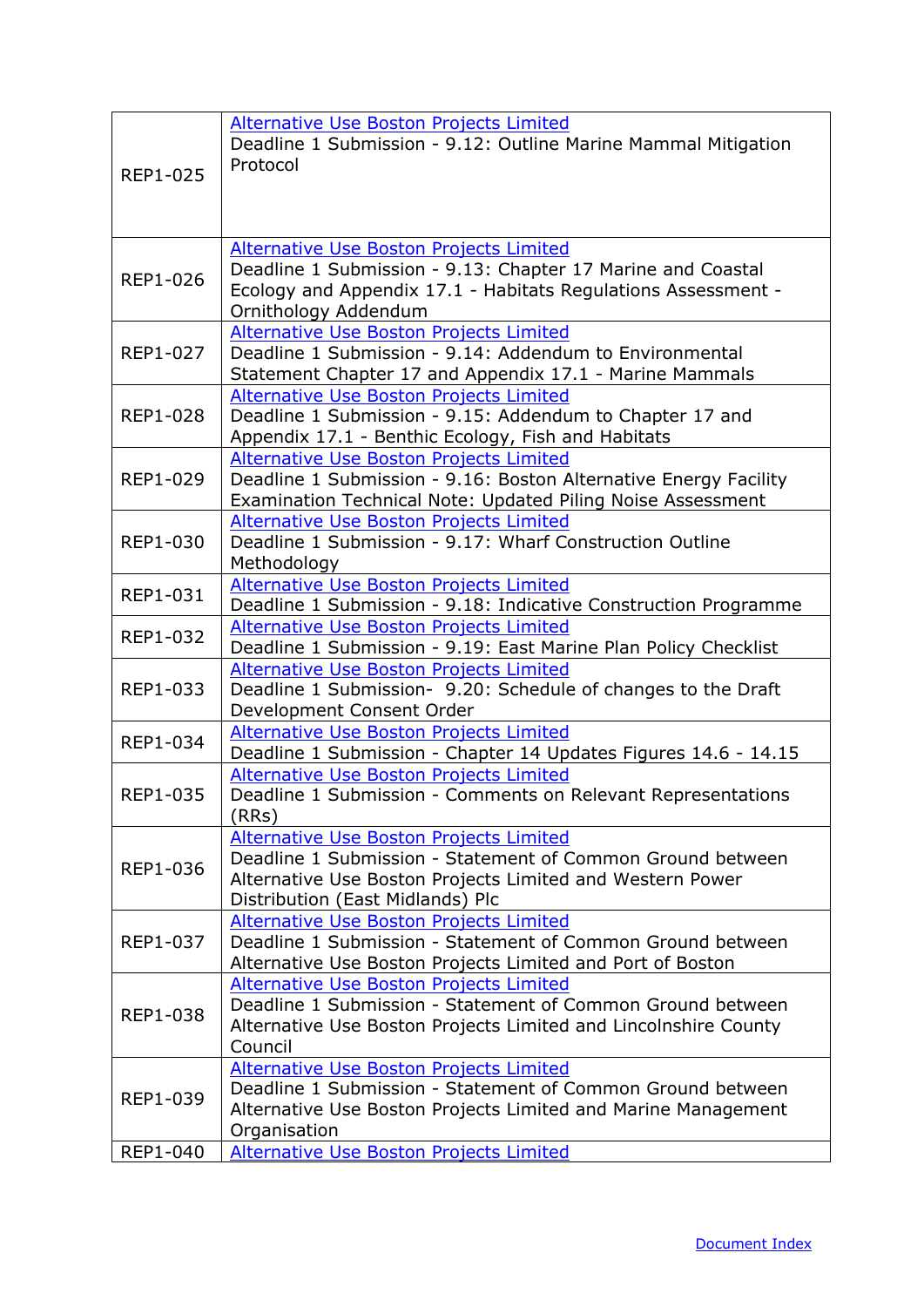| | |
|---|---|
| REP1-025 | Alternative Use Boston Projects Limited<br>Deadline 1 Submission - 9.12: Outline Marine Mammal Mitigation Protocol |
| REP1-026 | Alternative Use Boston Projects Limited<br>Deadline 1 Submission - 9.13: Chapter 17 Marine and Coastal Ecology and Appendix 17.1 - Habitats Regulations Assessment - Ornithology Addendum |
| REP1-027 | Alternative Use Boston Projects Limited<br>Deadline 1 Submission - 9.14: Addendum to Environmental Statement Chapter 17 and Appendix 17.1 - Marine Mammals |
| REP1-028 | Alternative Use Boston Projects Limited<br>Deadline 1 Submission - 9.15: Addendum to Chapter 17 and Appendix 17.1 - Benthic Ecology, Fish and Habitats |
| REP1-029 | Alternative Use Boston Projects Limited<br>Deadline 1 Submission - 9.16: Boston Alternative Energy Facility Examination Technical Note: Updated Piling Noise Assessment |
| REP1-030 | Alternative Use Boston Projects Limited<br>Deadline 1 Submission - 9.17: Wharf Construction Outline Methodology |
| REP1-031 | Alternative Use Boston Projects Limited<br>Deadline 1 Submission - 9.18: Indicative Construction Programme |
| REP1-032 | Alternative Use Boston Projects Limited<br>Deadline 1 Submission - 9.19: East Marine Plan Policy Checklist |
| REP1-033 | Alternative Use Boston Projects Limited<br>Deadline 1 Submission- 9.20: Schedule of changes to the Draft Development Consent Order |
| REP1-034 | Alternative Use Boston Projects Limited<br>Deadline 1 Submission - Chapter 14 Updates Figures 14.6 - 14.15 |
| REP1-035 | Alternative Use Boston Projects Limited<br>Deadline 1 Submission - Comments on Relevant Representations (RRs) |
| REP1-036 | Alternative Use Boston Projects Limited<br>Deadline 1 Submission - Statement of Common Ground between Alternative Use Boston Projects Limited and Western Power Distribution (East Midlands) Plc |
| REP1-037 | Alternative Use Boston Projects Limited<br>Deadline 1 Submission - Statement of Common Ground between Alternative Use Boston Projects Limited and Port of Boston |
| REP1-038 | Alternative Use Boston Projects Limited<br>Deadline 1 Submission - Statement of Common Ground between Alternative Use Boston Projects Limited and Lincolnshire County Council |
| REP1-039 | Alternative Use Boston Projects Limited<br>Deadline 1 Submission - Statement of Common Ground between Alternative Use Boston Projects Limited and Marine Management Organisation |
| REP1-040 | Alternative Use Boston Projects Limited |

Document Index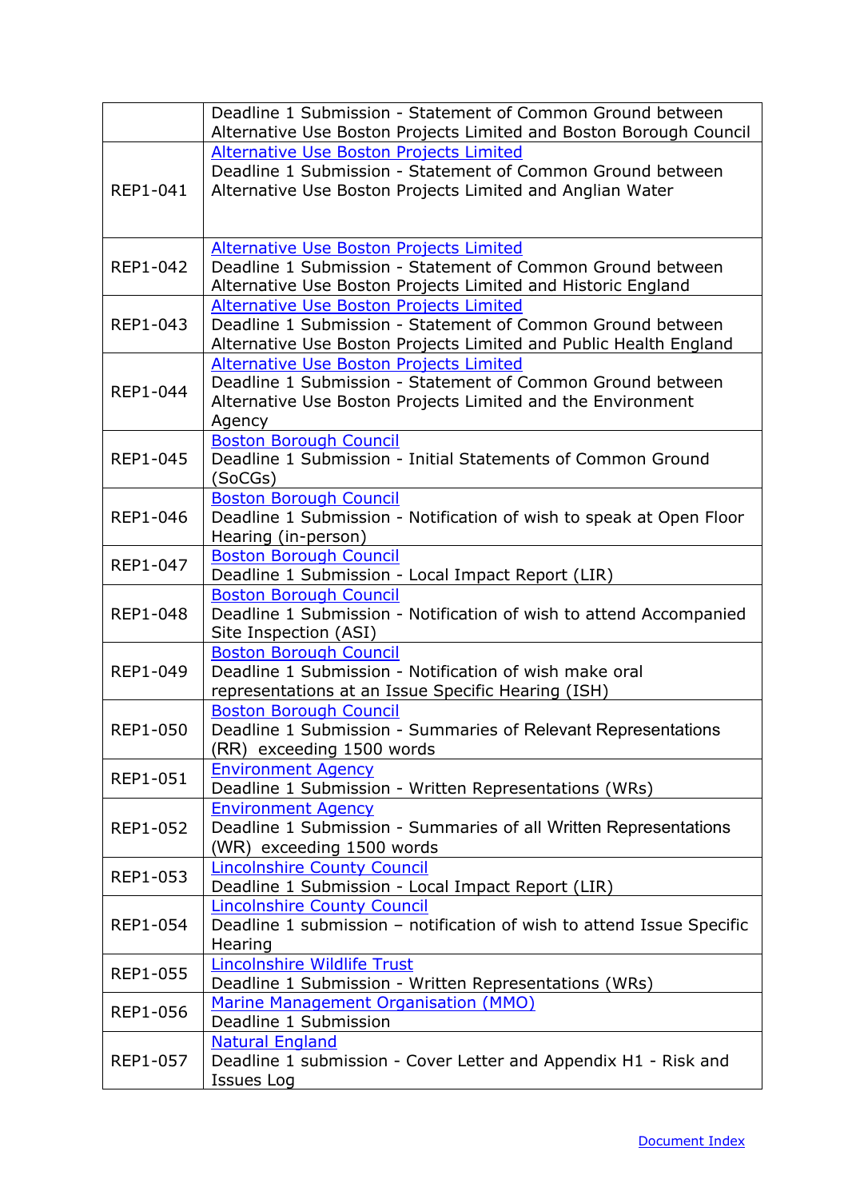| | |
|---|---|
| | Deadline 1 Submission - Statement of Common Ground between Alternative Use Boston Projects Limited and Boston Borough Council |
| REP1-041 | Alternative Use Boston Projects Limited<br>Deadline 1 Submission - Statement of Common Ground between Alternative Use Boston Projects Limited and Anglian Water |
| REP1-042 | Alternative Use Boston Projects Limited<br>Deadline 1 Submission - Statement of Common Ground between Alternative Use Boston Projects Limited and Historic England |
| REP1-043 | Alternative Use Boston Projects Limited<br>Deadline 1 Submission - Statement of Common Ground between Alternative Use Boston Projects Limited and Public Health England |
| REP1-044 | Alternative Use Boston Projects Limited<br>Deadline 1 Submission - Statement of Common Ground between Alternative Use Boston Projects Limited and the Environment Agency |
| REP1-045 | Boston Borough Council<br>Deadline 1 Submission - Initial Statements of Common Ground (SoCGs) |
| REP1-046 | Boston Borough Council<br>Deadline 1 Submission - Notification of wish to speak at Open Floor Hearing (in-person) |
| REP1-047 | Boston Borough Council<br>Deadline 1 Submission - Local Impact Report (LIR) |
| REP1-048 | Boston Borough Council<br>Deadline 1 Submission - Notification of wish to attend Accompanied Site Inspection (ASI) |
| REP1-049 | Boston Borough Council<br>Deadline 1 Submission - Notification of wish make oral representations at an Issue Specific Hearing (ISH) |
| REP1-050 | Boston Borough Council<br>Deadline 1 Submission - Summaries of Relevant Representations (RR) exceeding 1500 words |
| REP1-051 | Environment Agency<br>Deadline 1 Submission - Written Representations (WRs) |
| REP1-052 | Environment Agency<br>Deadline 1 Submission - Summaries of all Written Representations (WR) exceeding 1500 words |
| REP1-053 | Lincolnshire County Council<br>Deadline 1 Submission - Local Impact Report (LIR) |
| REP1-054 | Lincolnshire County Council<br>Deadline 1 submission – notification of wish to attend Issue Specific Hearing |
| REP1-055 | Lincolnshire Wildlife Trust<br>Deadline 1 Submission - Written Representations (WRs) |
| REP1-056 | Marine Management Organisation (MMO)<br>Deadline 1 Submission |
| REP1-057 | Natural England<br>Deadline 1 submission - Cover Letter and Appendix H1 - Risk and Issues Log |

Document Index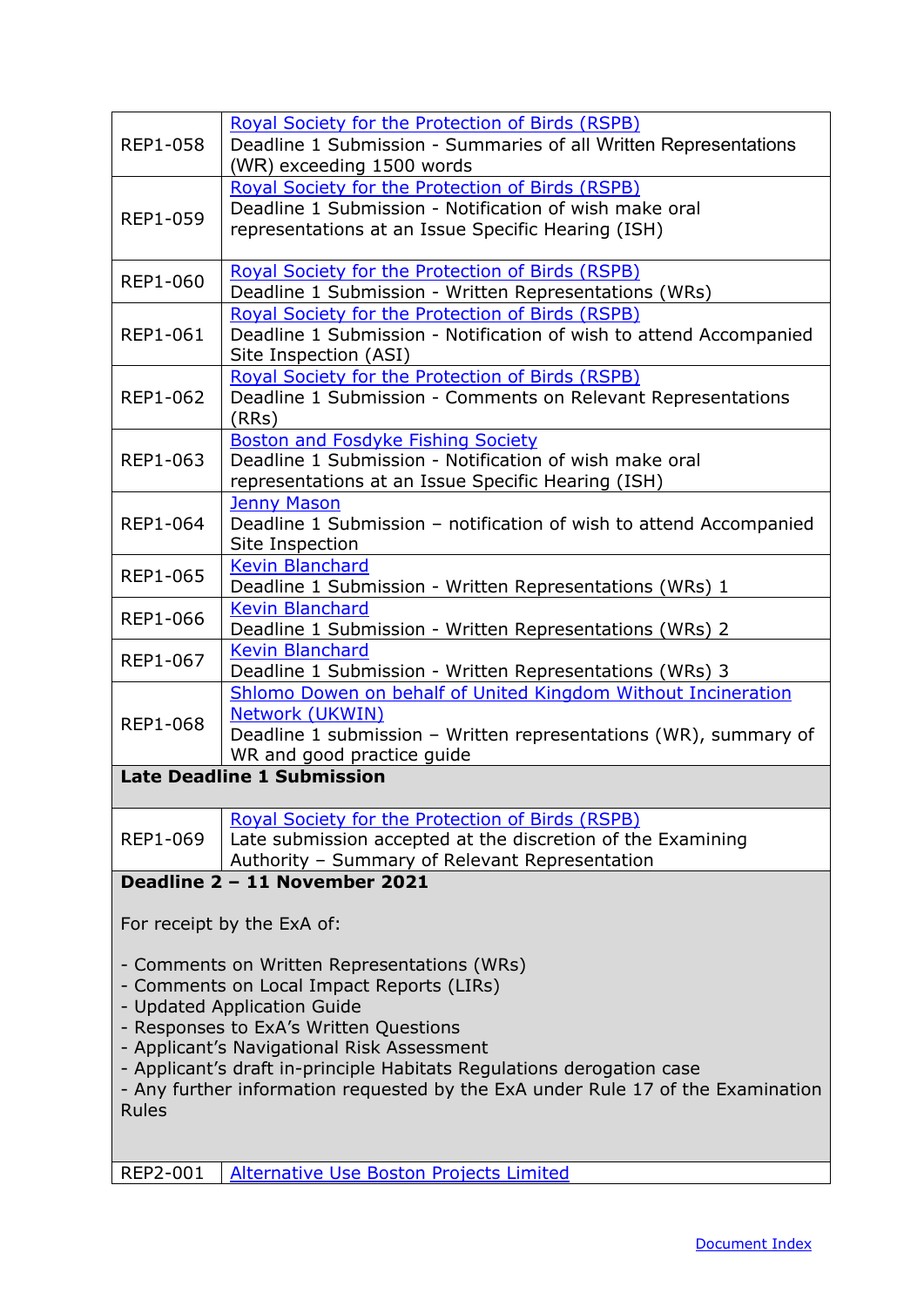| | |
|---|---|
| REP1-058 | Royal Society for the Protection of Birds (RSPB)<br>Deadline 1 Submission - Summaries of all Written Representations (WR) exceeding 1500 words |
| REP1-059 | Royal Society for the Protection of Birds (RSPB)<br>Deadline 1 Submission - Notification of wish make oral representations at an Issue Specific Hearing (ISH) |
| REP1-060 | Royal Society for the Protection of Birds (RSPB)<br>Deadline 1 Submission - Written Representations (WRs) |
| REP1-061 | Royal Society for the Protection of Birds (RSPB)<br>Deadline 1 Submission - Notification of wish to attend Accompanied Site Inspection (ASI) |
| REP1-062 | Royal Society for the Protection of Birds (RSPB)<br>Deadline 1 Submission - Comments on Relevant Representations (RRs) |
| REP1-063 | Boston and Fosdyke Fishing Society<br>Deadline 1 Submission - Notification of wish make oral representations at an Issue Specific Hearing (ISH) |
| REP1-064 | Jenny Mason<br>Deadline 1 Submission – notification of wish to attend Accompanied Site Inspection |
| REP1-065 | Kevin Blanchard<br>Deadline 1 Submission - Written Representations (WRs) 1 |
| REP1-066 | Kevin Blanchard<br>Deadline 1 Submission - Written Representations (WRs) 2 |
| REP1-067 | Kevin Blanchard<br>Deadline 1 Submission - Written Representations (WRs) 3 |
| REP1-068 | Shlomo Dowen on behalf of United Kingdom Without Incineration Network (UKWIN)<br>Deadline 1 submission – Written representations (WR), summary of WR and good practice guide |
| **Late Deadline 1 Submission** | |
| REP1-069 | Royal Society for the Protection of Birds (RSPB)<br>Late submission accepted at the discretion of the Examining Authority – Summary of Relevant Representation |
| **Deadline 2 – 11 November 2021**<br><br>For receipt by the ExA of:<br><br>- Comments on Written Representations (WRs)<br>- Comments on Local Impact Reports (LIRs)<br>- Updated Application Guide<br>- Responses to ExA's Written Questions<br>- Applicant's Navigational Risk Assessment<br>- Applicant's draft in-principle Habitats Regulations derogation case<br>- Any further information requested by the ExA under Rule 17 of the Examination Rules | |
| REP2-001 | Alternative Use Boston Projects Limited |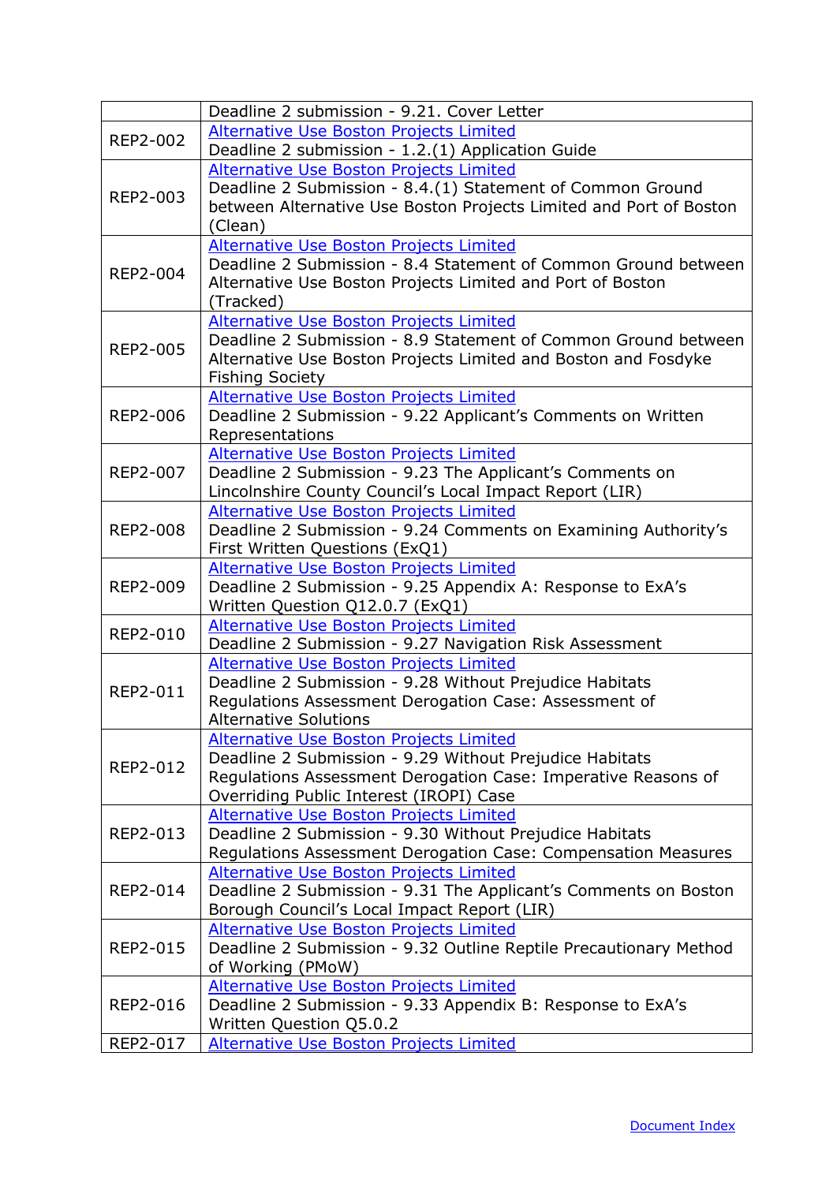| | |
|---|---|
| | Deadline 2 submission - 9.21. Cover Letter |
| REP2-002 | Alternative Use Boston Projects Limited<br>Deadline 2 submission - 1.2.(1) Application Guide |
| REP2-003 | Alternative Use Boston Projects Limited<br>Deadline 2 Submission - 8.4.(1) Statement of Common Ground between Alternative Use Boston Projects Limited and Port of Boston (Clean) |
| REP2-004 | Alternative Use Boston Projects Limited<br>Deadline 2 Submission - 8.4 Statement of Common Ground between Alternative Use Boston Projects Limited and Port of Boston (Tracked) |
| REP2-005 | Alternative Use Boston Projects Limited<br>Deadline 2 Submission - 8.9 Statement of Common Ground between Alternative Use Boston Projects Limited and Boston and Fosdyke Fishing Society |
| REP2-006 | Alternative Use Boston Projects Limited<br>Deadline 2 Submission - 9.22 Applicant's Comments on Written Representations |
| REP2-007 | Alternative Use Boston Projects Limited<br>Deadline 2 Submission - 9.23 The Applicant's Comments on Lincolnshire County Council's Local Impact Report (LIR) |
| REP2-008 | Alternative Use Boston Projects Limited<br>Deadline 2 Submission - 9.24 Comments on Examining Authority's First Written Questions (ExQ1) |
| REP2-009 | Alternative Use Boston Projects Limited<br>Deadline 2 Submission - 9.25 Appendix A: Response to ExA's Written Question Q12.0.7 (ExQ1) |
| REP2-010 | Alternative Use Boston Projects Limited<br>Deadline 2 Submission - 9.27 Navigation Risk Assessment |
| REP2-011 | Alternative Use Boston Projects Limited<br>Deadline 2 Submission - 9.28 Without Prejudice Habitats Regulations Assessment Derogation Case: Assessment of Alternative Solutions |
| REP2-012 | Alternative Use Boston Projects Limited<br>Deadline 2 Submission - 9.29 Without Prejudice Habitats Regulations Assessment Derogation Case: Imperative Reasons of Overriding Public Interest (IROPI) Case |
| REP2-013 | Alternative Use Boston Projects Limited<br>Deadline 2 Submission - 9.30 Without Prejudice Habitats Regulations Assessment Derogation Case: Compensation Measures |
| REP2-014 | Alternative Use Boston Projects Limited<br>Deadline 2 Submission - 9.31 The Applicant's Comments on Boston Borough Council's Local Impact Report (LIR) |
| REP2-015 | Alternative Use Boston Projects Limited<br>Deadline 2 Submission - 9.32 Outline Reptile Precautionary Method of Working (PMoW) |
| REP2-016 | Alternative Use Boston Projects Limited<br>Deadline 2 Submission - 9.33 Appendix B: Response to ExA's Written Question Q5.0.2 |
| REP2-017 | Alternative Use Boston Projects Limited |

Document Index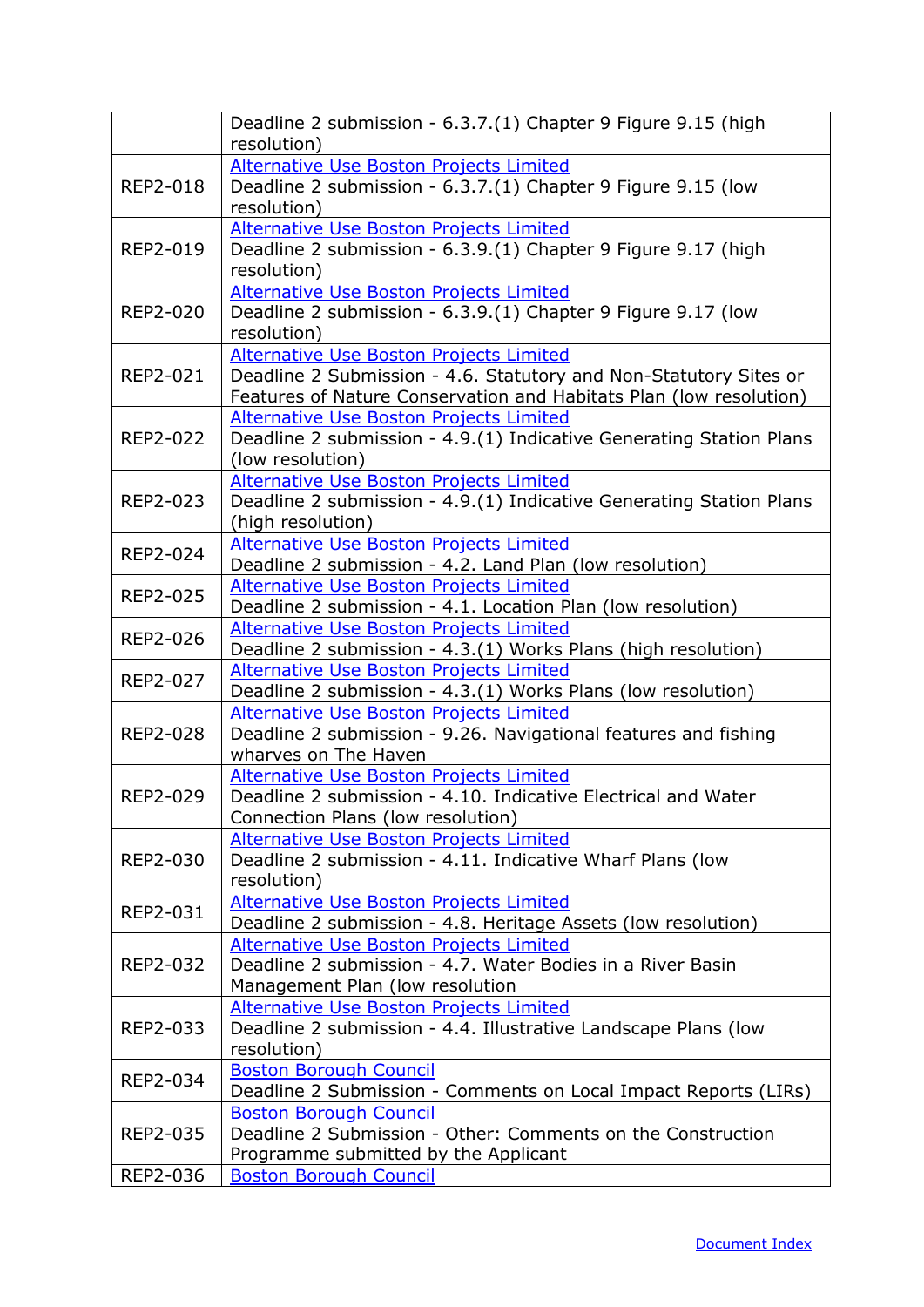| | |
|---|---|
| | Deadline 2 submission - 6.3.7.(1) Chapter 9 Figure 9.15 (high resolution) |
| REP2-018 | Alternative Use Boston Projects Limited<br>Deadline 2 submission - 6.3.7.(1) Chapter 9 Figure 9.15 (low resolution) |
| REP2-019 | Alternative Use Boston Projects Limited<br>Deadline 2 submission - 6.3.9.(1) Chapter 9 Figure 9.17 (high resolution) |
| REP2-020 | Alternative Use Boston Projects Limited<br>Deadline 2 submission - 6.3.9.(1) Chapter 9 Figure 9.17 (low resolution) |
| REP2-021 | Alternative Use Boston Projects Limited<br>Deadline 2 Submission - 4.6. Statutory and Non-Statutory Sites or Features of Nature Conservation and Habitats Plan (low resolution) |
| REP2-022 | Alternative Use Boston Projects Limited<br>Deadline 2 submission - 4.9.(1) Indicative Generating Station Plans (low resolution) |
| REP2-023 | Alternative Use Boston Projects Limited<br>Deadline 2 submission - 4.9.(1) Indicative Generating Station Plans (high resolution) |
| REP2-024 | Alternative Use Boston Projects Limited<br>Deadline 2 submission - 4.2. Land Plan (low resolution) |
| REP2-025 | Alternative Use Boston Projects Limited<br>Deadline 2 submission - 4.1. Location Plan (low resolution) |
| REP2-026 | Alternative Use Boston Projects Limited<br>Deadline 2 submission - 4.3.(1) Works Plans (high resolution) |
| REP2-027 | Alternative Use Boston Projects Limited<br>Deadline 2 submission - 4.3.(1) Works Plans (low resolution) |
| REP2-028 | Alternative Use Boston Projects Limited<br>Deadline 2 submission - 9.26. Navigational features and fishing wharves on The Haven |
| REP2-029 | Alternative Use Boston Projects Limited<br>Deadline 2 submission - 4.10. Indicative Electrical and Water Connection Plans (low resolution) |
| REP2-030 | Alternative Use Boston Projects Limited<br>Deadline 2 submission - 4.11. Indicative Wharf Plans (low resolution) |
| REP2-031 | Alternative Use Boston Projects Limited<br>Deadline 2 submission - 4.8. Heritage Assets (low resolution) |
| REP2-032 | Alternative Use Boston Projects Limited<br>Deadline 2 submission - 4.7. Water Bodies in a River Basin Management Plan (low resolution |
| REP2-033 | Alternative Use Boston Projects Limited<br>Deadline 2 submission - 4.4. Illustrative Landscape Plans (low resolution) |
| REP2-034 | Boston Borough Council<br>Deadline 2 Submission - Comments on Local Impact Reports (LIRs) |
| REP2-035 | Boston Borough Council<br>Deadline 2 Submission - Other: Comments on the Construction Programme submitted by the Applicant |
| REP2-036 | Boston Borough Council |

Document Index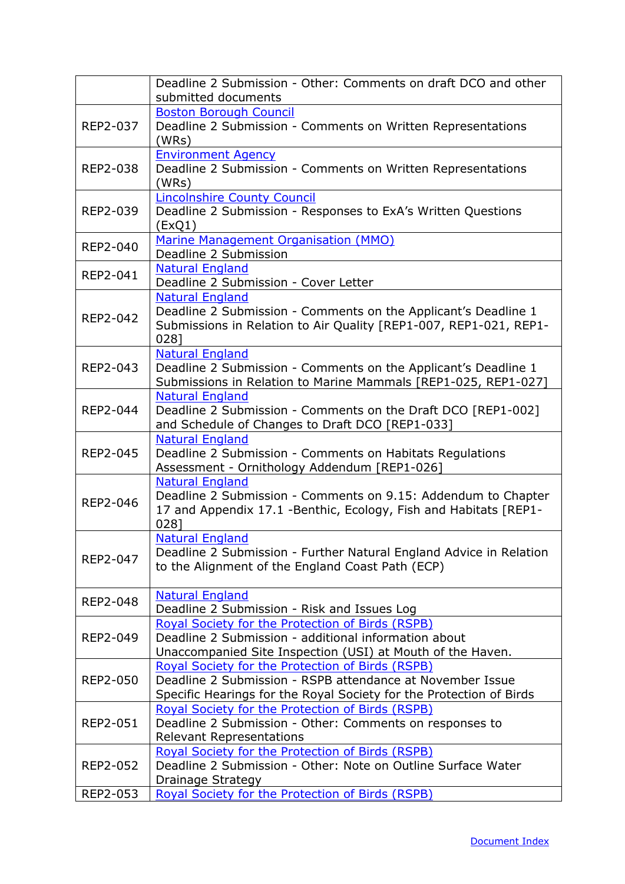| | |
|---|---|
| | Deadline 2 Submission - Other: Comments on draft DCO and other submitted documents |
| REP2-037 | Boston Borough Council<br>Deadline 2 Submission - Comments on Written Representations (WRs) |
| REP2-038 | Environment Agency<br>Deadline 2 Submission - Comments on Written Representations (WRs) |
| REP2-039 | Lincolnshire County Council<br>Deadline 2 Submission - Responses to ExA's Written Questions (ExQ1) |
| REP2-040 | Marine Management Organisation (MMO)<br>Deadline 2 Submission |
| REP2-041 | Natural England<br>Deadline 2 Submission - Cover Letter |
| REP2-042 | Natural England<br>Deadline 2 Submission - Comments on the Applicant's Deadline 1 Submissions in Relation to Air Quality [REP1-007, REP1-021, REP1-028] |
| REP2-043 | Natural England<br>Deadline 2 Submission - Comments on the Applicant's Deadline 1 Submissions in Relation to Marine Mammals [REP1-025, REP1-027] |
| REP2-044 | Natural England<br>Deadline 2 Submission - Comments on the Draft DCO [REP1-002] and Schedule of Changes to Draft DCO [REP1-033] |
| REP2-045 | Natural England<br>Deadline 2 Submission - Comments on Habitats Regulations Assessment - Ornithology Addendum [REP1-026] |
| REP2-046 | Natural England<br>Deadline 2 Submission - Comments on 9.15: Addendum to Chapter 17 and Appendix 17.1 -Benthic, Ecology, Fish and Habitats [REP1-028] |
| REP2-047 | Natural England<br>Deadline 2 Submission - Further Natural England Advice in Relation to the Alignment of the England Coast Path (ECP) |
| REP2-048 | Natural England<br>Deadline 2 Submission - Risk and Issues Log |
| REP2-049 | Royal Society for the Protection of Birds (RSPB)<br>Deadline 2 Submission - additional information about Unaccompanied Site Inspection (USI) at Mouth of the Haven. |
| REP2-050 | Royal Society for the Protection of Birds (RSPB)<br>Deadline 2 Submission - RSPB attendance at November Issue Specific Hearings for the Royal Society for the Protection of Birds |
| REP2-051 | Royal Society for the Protection of Birds (RSPB)<br>Deadline 2 Submission - Other: Comments on responses to Relevant Representations |
| REP2-052 | Royal Society for the Protection of Birds (RSPB)<br>Deadline 2 Submission - Other: Note on Outline Surface Water Drainage Strategy |
| REP2-053 | Royal Society for the Protection of Birds (RSPB) |

Document Index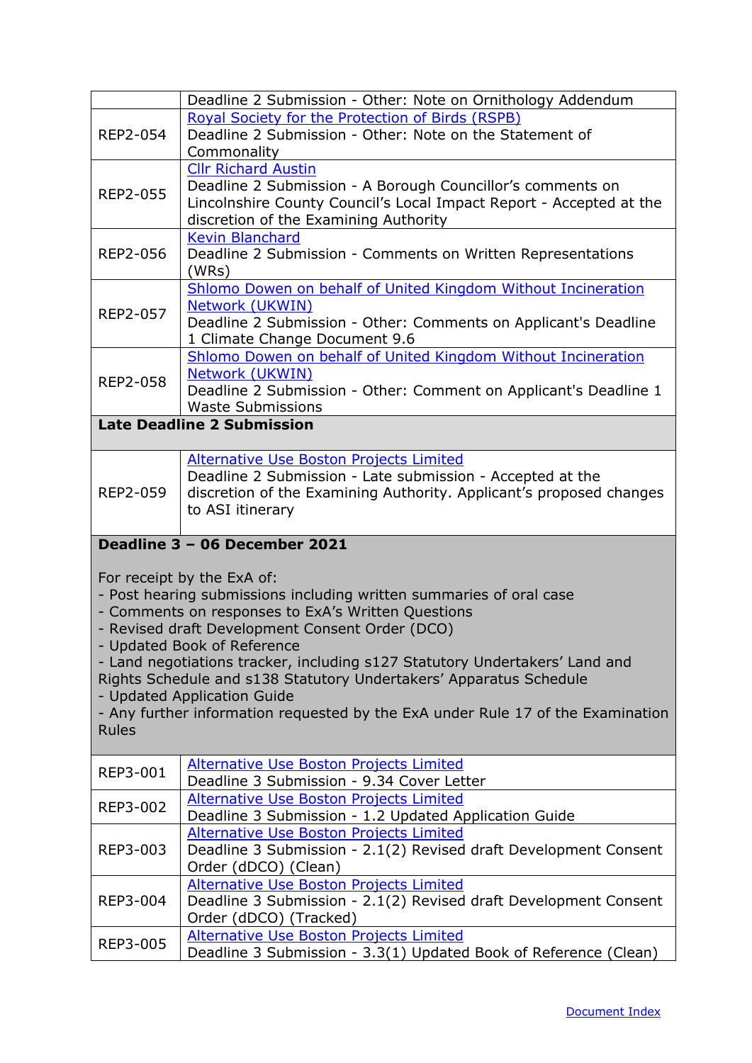| | |
|---|---|
| | Deadline 2 Submission - Other: Note on Ornithology Addendum |
| REP2-054 | Royal Society for the Protection of Birds (RSPB)<br>Deadline 2 Submission - Other: Note on the Statement of Commonality |
| REP2-055 | Cllr Richard Austin<br>Deadline 2 Submission - A Borough Councillor's comments on Lincolnshire County Council's Local Impact Report - Accepted at the discretion of the Examining Authority |
| REP2-056 | Kevin Blanchard<br>Deadline 2 Submission - Comments on Written Representations (WRs) |
| REP2-057 | Shlomo Dowen on behalf of United Kingdom Without Incineration Network (UKWIN)<br>Deadline 2 Submission - Other: Comments on Applicant's Deadline 1 Climate Change Document 9.6 |
| REP2-058 | Shlomo Dowen on behalf of United Kingdom Without Incineration Network (UKWIN)<br>Deadline 2 Submission - Other: Comment on Applicant's Deadline 1 Waste Submissions |
| **Late Deadline 2 Submission** | |
| REP2-059 | Alternative Use Boston Projects Limited<br>Deadline 2 Submission - Late submission - Accepted at the discretion of the Examining Authority. Applicant's proposed changes to ASI itinerary |
| **Deadline 3 – 06 December 2021**<br><br>For receipt by the ExA of:<br>- Post hearing submissions including written summaries of oral case<br>- Comments on responses to ExA's Written Questions<br>- Revised draft Development Consent Order (DCO)<br>- Updated Book of Reference<br>- Land negotiations tracker, including s127 Statutory Undertakers' Land and Rights Schedule and s138 Statutory Undertakers' Apparatus Schedule<br>- Updated Application Guide<br>- Any further information requested by the ExA under Rule 17 of the Examination Rules | |
| REP3-001 | Alternative Use Boston Projects Limited<br>Deadline 3 Submission - 9.34 Cover Letter |
| REP3-002 | Alternative Use Boston Projects Limited<br>Deadline 3 Submission - 1.2 Updated Application Guide |
| REP3-003 | Alternative Use Boston Projects Limited<br>Deadline 3 Submission - 2.1(2) Revised draft Development Consent Order (dDCO) (Clean) |
| REP3-004 | Alternative Use Boston Projects Limited<br>Deadline 3 Submission - 2.1(2) Revised draft Development Consent Order (dDCO) (Tracked) |
| REP3-005 | Alternative Use Boston Projects Limited<br>Deadline 3 Submission - 3.3(1) Updated Book of Reference (Clean) |

Document Index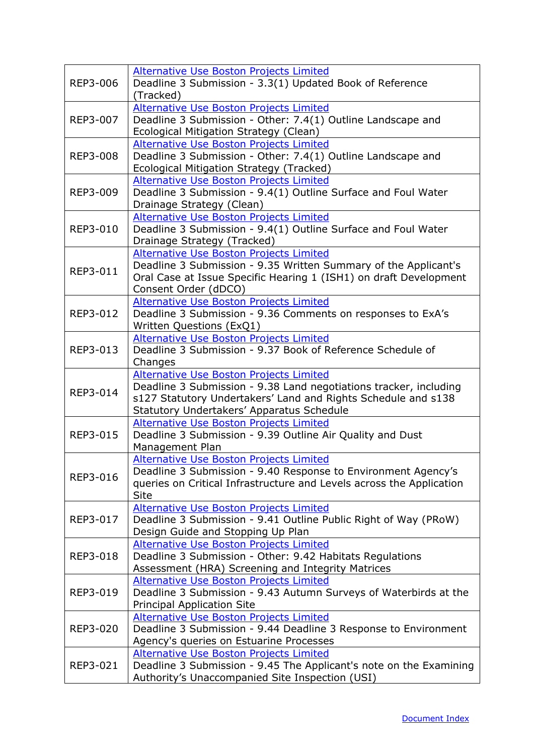| | |
|---|---|
| REP3-006 | Alternative Use Boston Projects Limited<br>Deadline 3 Submission - 3.3(1) Updated Book of Reference (Tracked) |
| REP3-007 | Alternative Use Boston Projects Limited<br>Deadline 3 Submission - Other: 7.4(1) Outline Landscape and Ecological Mitigation Strategy (Clean) |
| REP3-008 | Alternative Use Boston Projects Limited<br>Deadline 3 Submission - Other: 7.4(1) Outline Landscape and Ecological Mitigation Strategy (Tracked) |
| REP3-009 | Alternative Use Boston Projects Limited<br>Deadline 3 Submission - 9.4(1) Outline Surface and Foul Water Drainage Strategy (Clean) |
| REP3-010 | Alternative Use Boston Projects Limited<br>Deadline 3 Submission - 9.4(1) Outline Surface and Foul Water Drainage Strategy (Tracked) |
| REP3-011 | Alternative Use Boston Projects Limited<br>Deadline 3 Submission - 9.35 Written Summary of the Applicant's Oral Case at Issue Specific Hearing 1 (ISH1) on draft Development Consent Order (dDCO) |
| REP3-012 | Alternative Use Boston Projects Limited<br>Deadline 3 Submission - 9.36 Comments on responses to ExA's Written Questions (ExQ1) |
| REP3-013 | Alternative Use Boston Projects Limited<br>Deadline 3 Submission - 9.37 Book of Reference Schedule of Changes |
| REP3-014 | Alternative Use Boston Projects Limited<br>Deadline 3 Submission - 9.38 Land negotiations tracker, including s127 Statutory Undertakers' Land and Rights Schedule and s138 Statutory Undertakers' Apparatus Schedule |
| REP3-015 | Alternative Use Boston Projects Limited<br>Deadline 3 Submission - 9.39 Outline Air Quality and Dust Management Plan |
| REP3-016 | Alternative Use Boston Projects Limited<br>Deadline 3 Submission - 9.40 Response to Environment Agency's queries on Critical Infrastructure and Levels across the Application Site |
| REP3-017 | Alternative Use Boston Projects Limited<br>Deadline 3 Submission - 9.41 Outline Public Right of Way (PRoW) Design Guide and Stopping Up Plan |
| REP3-018 | Alternative Use Boston Projects Limited<br>Deadline 3 Submission - Other: 9.42 Habitats Regulations Assessment (HRA) Screening and Integrity Matrices |
| REP3-019 | Alternative Use Boston Projects Limited<br>Deadline 3 Submission - 9.43 Autumn Surveys of Waterbirds at the Principal Application Site |
| REP3-020 | Alternative Use Boston Projects Limited<br>Deadline 3 Submission - 9.44 Deadline 3 Response to Environment Agency's queries on Estuarine Processes |
| REP3-021 | Alternative Use Boston Projects Limited<br>Deadline 3 Submission - 9.45 The Applicant's note on the Examining Authority's Unaccompanied Site Inspection (USI) |

Document Index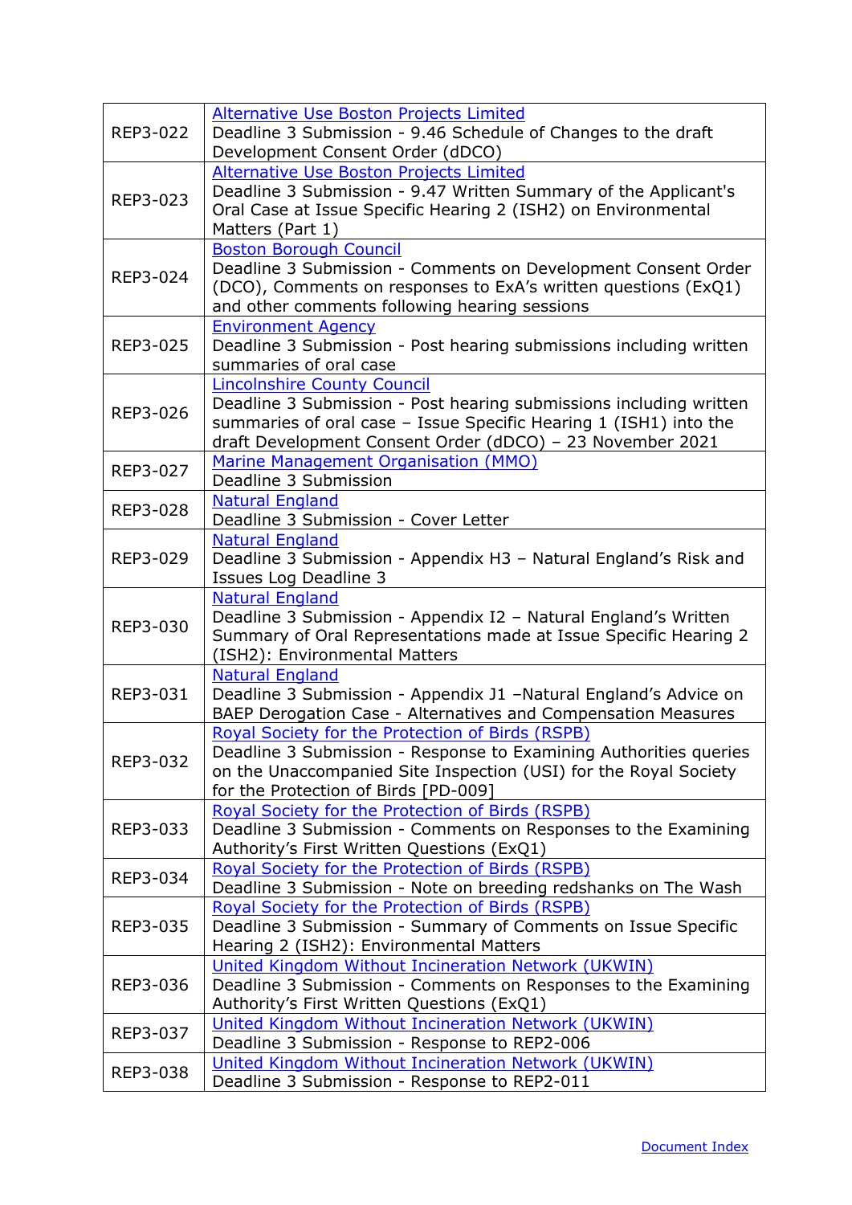| | |
|---|---|
| REP3-022 | Alternative Use Boston Projects Limited<br>Deadline 3 Submission - 9.46 Schedule of Changes to the draft Development Consent Order (dDCO) |
| REP3-023 | Alternative Use Boston Projects Limited<br>Deadline 3 Submission - 9.47 Written Summary of the Applicant's Oral Case at Issue Specific Hearing 2 (ISH2) on Environmental Matters (Part 1) |
| REP3-024 | Boston Borough Council<br>Deadline 3 Submission - Comments on Development Consent Order (DCO), Comments on responses to ExA's written questions (ExQ1) and other comments following hearing sessions |
| REP3-025 | Environment Agency<br>Deadline 3 Submission - Post hearing submissions including written summaries of oral case |
| REP3-026 | Lincolnshire County Council<br>Deadline 3 Submission - Post hearing submissions including written summaries of oral case – Issue Specific Hearing 1 (ISH1) into the draft Development Consent Order (dDCO) – 23 November 2021 |
| REP3-027 | Marine Management Organisation (MMO)<br>Deadline 3 Submission |
| REP3-028 | Natural England<br>Deadline 3 Submission - Cover Letter |
| REP3-029 | Natural England<br>Deadline 3 Submission - Appendix H3 – Natural England's Risk and Issues Log Deadline 3 |
| REP3-030 | Natural England<br>Deadline 3 Submission - Appendix I2 – Natural England's Written Summary of Oral Representations made at Issue Specific Hearing 2 (ISH2): Environmental Matters |
| REP3-031 | Natural England<br>Deadline 3 Submission - Appendix J1 –Natural England's Advice on BAEP Derogation Case - Alternatives and Compensation Measures |
| REP3-032 | Royal Society for the Protection of Birds (RSPB)<br>Deadline 3 Submission - Response to Examining Authorities queries on the Unaccompanied Site Inspection (USI) for the Royal Society for the Protection of Birds [PD-009] |
| REP3-033 | Royal Society for the Protection of Birds (RSPB)<br>Deadline 3 Submission - Comments on Responses to the Examining Authority's First Written Questions (ExQ1) |
| REP3-034 | Royal Society for the Protection of Birds (RSPB)<br>Deadline 3 Submission - Note on breeding redshanks on The Wash |
| REP3-035 | Royal Society for the Protection of Birds (RSPB)<br>Deadline 3 Submission - Summary of Comments on Issue Specific Hearing 2 (ISH2): Environmental Matters |
| REP3-036 | United Kingdom Without Incineration Network (UKWIN)<br>Deadline 3 Submission - Comments on Responses to the Examining Authority's First Written Questions (ExQ1) |
| REP3-037 | United Kingdom Without Incineration Network (UKWIN)<br>Deadline 3 Submission - Response to REP2-006 |
| REP3-038 | United Kingdom Without Incineration Network (UKWIN)<br>Deadline 3 Submission - Response to REP2-011 |

Document Index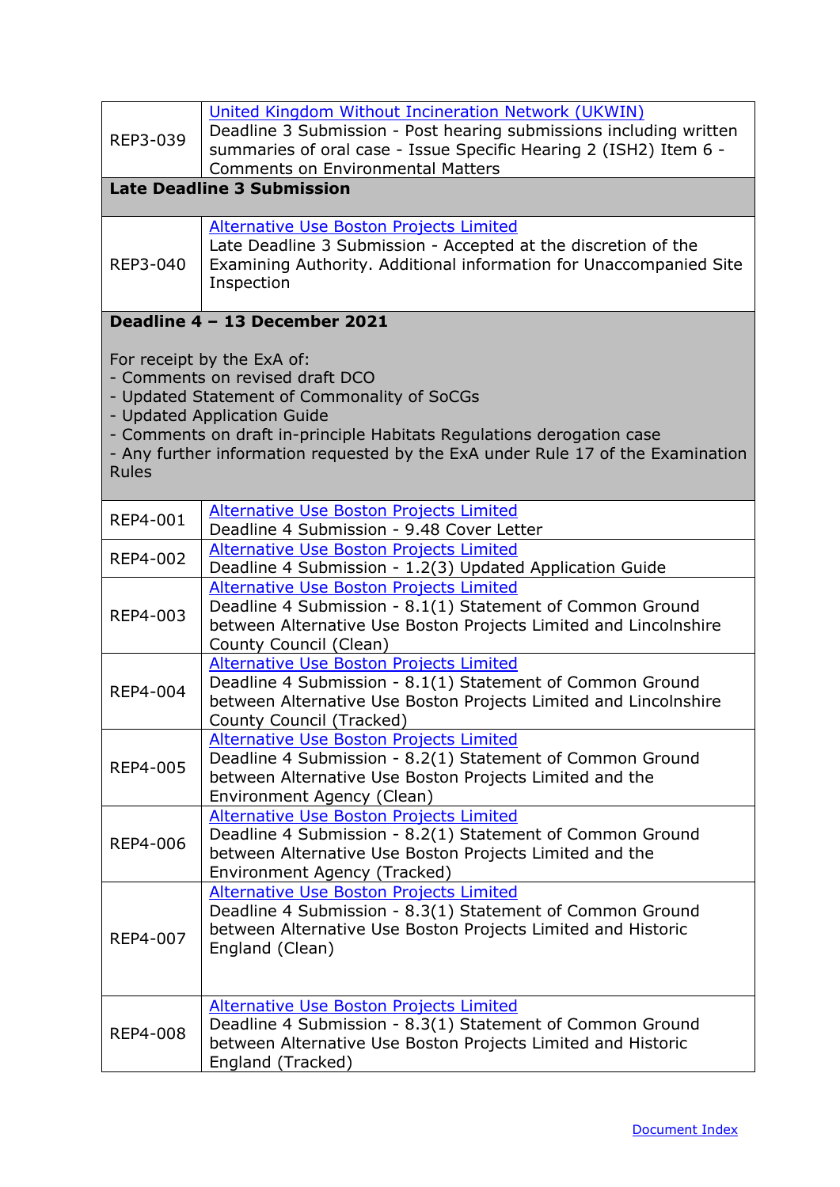| | |
|---|---|
| REP3-039 | United Kingdom Without Incineration Network (UKWIN)<br>Deadline 3 Submission - Post hearing submissions including written summaries of oral case - Issue Specific Hearing 2 (ISH2) Item 6 - Comments on Environmental Matters |
| **Late Deadline 3 Submission** | |
| REP3-040 | Alternative Use Boston Projects Limited<br>Late Deadline 3 Submission - Accepted at the discretion of the Examining Authority. Additional information for Unaccompanied Site Inspection |
| **Deadline 4 – 13 December 2021**<br><br>For receipt by the ExA of:<br>- Comments on revised draft DCO<br>- Updated Statement of Commonality of SoCGs<br>- Updated Application Guide<br>- Comments on draft in-principle Habitats Regulations derogation case<br>- Any further information requested by the ExA under Rule 17 of the Examination Rules | |
| REP4-001 | Alternative Use Boston Projects Limited<br>Deadline 4 Submission - 9.48 Cover Letter |
| REP4-002 | Alternative Use Boston Projects Limited<br>Deadline 4 Submission - 1.2(3) Updated Application Guide |
| REP4-003 | Alternative Use Boston Projects Limited<br>Deadline 4 Submission - 8.1(1) Statement of Common Ground between Alternative Use Boston Projects Limited and Lincolnshire County Council (Clean) |
| REP4-004 | Alternative Use Boston Projects Limited<br>Deadline 4 Submission - 8.1(1) Statement of Common Ground between Alternative Use Boston Projects Limited and Lincolnshire County Council (Tracked) |
| REP4-005 | Alternative Use Boston Projects Limited<br>Deadline 4 Submission - 8.2(1) Statement of Common Ground between Alternative Use Boston Projects Limited and the Environment Agency (Clean) |
| REP4-006 | Alternative Use Boston Projects Limited<br>Deadline 4 Submission - 8.2(1) Statement of Common Ground between Alternative Use Boston Projects Limited and the Environment Agency (Tracked) |
| REP4-007 | Alternative Use Boston Projects Limited<br>Deadline 4 Submission - 8.3(1) Statement of Common Ground between Alternative Use Boston Projects Limited and Historic England (Clean) |
| REP4-008 | Alternative Use Boston Projects Limited<br>Deadline 4 Submission - 8.3(1) Statement of Common Ground between Alternative Use Boston Projects Limited and Historic England (Tracked) |

Document Index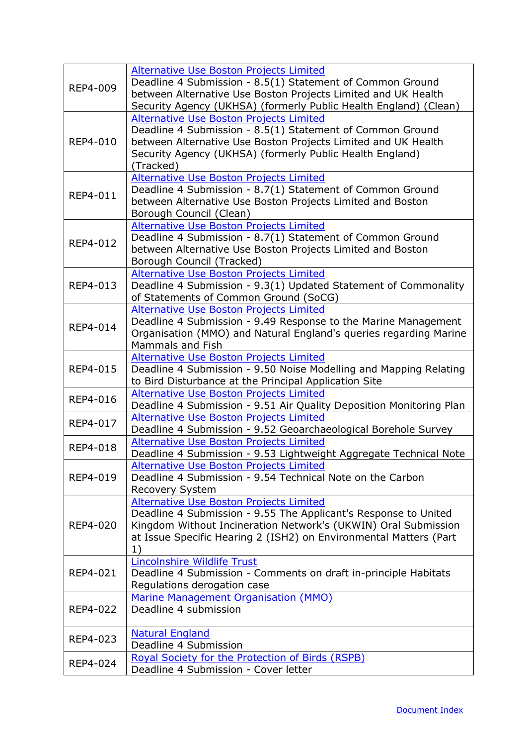| | |
|---|---|
| REP4-009 | Alternative Use Boston Projects Limited<br>Deadline 4 Submission - 8.5(1) Statement of Common Ground between Alternative Use Boston Projects Limited and UK Health Security Agency (UKHSA) (formerly Public Health England) (Clean) |
| REP4-010 | Alternative Use Boston Projects Limited<br>Deadline 4 Submission - 8.5(1) Statement of Common Ground between Alternative Use Boston Projects Limited and UK Health Security Agency (UKHSA) (formerly Public Health England) (Tracked) |
| REP4-011 | Alternative Use Boston Projects Limited<br>Deadline 4 Submission - 8.7(1) Statement of Common Ground between Alternative Use Boston Projects Limited and Boston Borough Council (Clean) |
| REP4-012 | Alternative Use Boston Projects Limited<br>Deadline 4 Submission - 8.7(1) Statement of Common Ground between Alternative Use Boston Projects Limited and Boston Borough Council (Tracked) |
| REP4-013 | Alternative Use Boston Projects Limited<br>Deadline 4 Submission - 9.3(1) Updated Statement of Commonality of Statements of Common Ground (SoCG) |
| REP4-014 | Alternative Use Boston Projects Limited<br>Deadline 4 Submission - 9.49 Response to the Marine Management Organisation (MMO) and Natural England's queries regarding Marine Mammals and Fish |
| REP4-015 | Alternative Use Boston Projects Limited<br>Deadline 4 Submission - 9.50 Noise Modelling and Mapping Relating to Bird Disturbance at the Principal Application Site |
| REP4-016 | Alternative Use Boston Projects Limited<br>Deadline 4 Submission - 9.51 Air Quality Deposition Monitoring Plan |
| REP4-017 | Alternative Use Boston Projects Limited<br>Deadline 4 Submission - 9.52 Geoarchaeological Borehole Survey |
| REP4-018 | Alternative Use Boston Projects Limited<br>Deadline 4 Submission - 9.53 Lightweight Aggregate Technical Note |
| REP4-019 | Alternative Use Boston Projects Limited<br>Deadline 4 Submission - 9.54 Technical Note on the Carbon Recovery System |
| REP4-020 | Alternative Use Boston Projects Limited<br>Deadline 4 Submission - 9.55 The Applicant's Response to United Kingdom Without Incineration Network's (UKWIN) Oral Submission at Issue Specific Hearing 2 (ISH2) on Environmental Matters (Part 1) |
| REP4-021 | Lincolnshire Wildlife Trust<br>Deadline 4 Submission - Comments on draft in-principle Habitats Regulations derogation case |
| REP4-022 | Marine Management Organisation (MMO)<br>Deadline 4 submission |
| REP4-023 | Natural England<br>Deadline 4 Submission |
| REP4-024 | Royal Society for the Protection of Birds (RSPB)<br>Deadline 4 Submission - Cover letter |

Document Index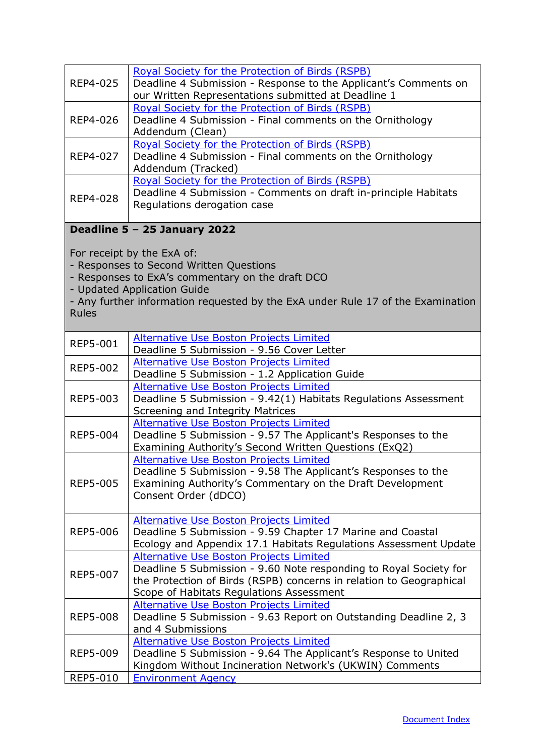| | |
|---|---|
| REP4-025 | Royal Society for the Protection of Birds (RSPB)<br>Deadline 4 Submission - Response to the Applicant's Comments on our Written Representations submitted at Deadline 1 |
| REP4-026 | Royal Society for the Protection of Birds (RSPB)<br>Deadline 4 Submission - Final comments on the Ornithology Addendum (Clean) |
| REP4-027 | Royal Society for the Protection of Birds (RSPB)<br>Deadline 4 Submission - Final comments on the Ornithology Addendum (Tracked) |
| REP4-028 | Royal Society for the Protection of Birds (RSPB)<br>Deadline 4 Submission - Comments on draft in-principle Habitats Regulations derogation case |
| **Deadline 5 – 25 January 2022**<br><br>For receipt by the ExA of:<br>- Responses to Second Written Questions<br>- Responses to ExA's commentary on the draft DCO<br>- Updated Application Guide<br>- Any further information requested by the ExA under Rule 17 of the Examination Rules | |
| REP5-001 | Alternative Use Boston Projects Limited<br>Deadline 5 Submission - 9.56 Cover Letter |
| REP5-002 | Alternative Use Boston Projects Limited<br>Deadline 5 Submission - 1.2 Application Guide |
| REP5-003 | Alternative Use Boston Projects Limited<br>Deadline 5 Submission - 9.42(1) Habitats Regulations Assessment Screening and Integrity Matrices |
| REP5-004 | Alternative Use Boston Projects Limited<br>Deadline 5 Submission - 9.57 The Applicant's Responses to the Examining Authority's Second Written Questions (ExQ2) |
| REP5-005 | Alternative Use Boston Projects Limited<br>Deadline 5 Submission - 9.58 The Applicant's Responses to the Examining Authority's Commentary on the Draft Development Consent Order (dDCO) |
| REP5-006 | Alternative Use Boston Projects Limited<br>Deadline 5 Submission - 9.59 Chapter 17 Marine and Coastal Ecology and Appendix 17.1 Habitats Regulations Assessment Update |
| REP5-007 | Alternative Use Boston Projects Limited<br>Deadline 5 Submission - 9.60 Note responding to Royal Society for the Protection of Birds (RSPB) concerns in relation to Geographical Scope of Habitats Regulations Assessment |
| REP5-008 | Alternative Use Boston Projects Limited<br>Deadline 5 Submission - 9.63 Report on Outstanding Deadline 2, 3 and 4 Submissions |
| REP5-009 | Alternative Use Boston Projects Limited<br>Deadline 5 Submission - 9.64 The Applicant's Response to United Kingdom Without Incineration Network's (UKWIN) Comments |
| REP5-010 | Environment Agency |

Document Index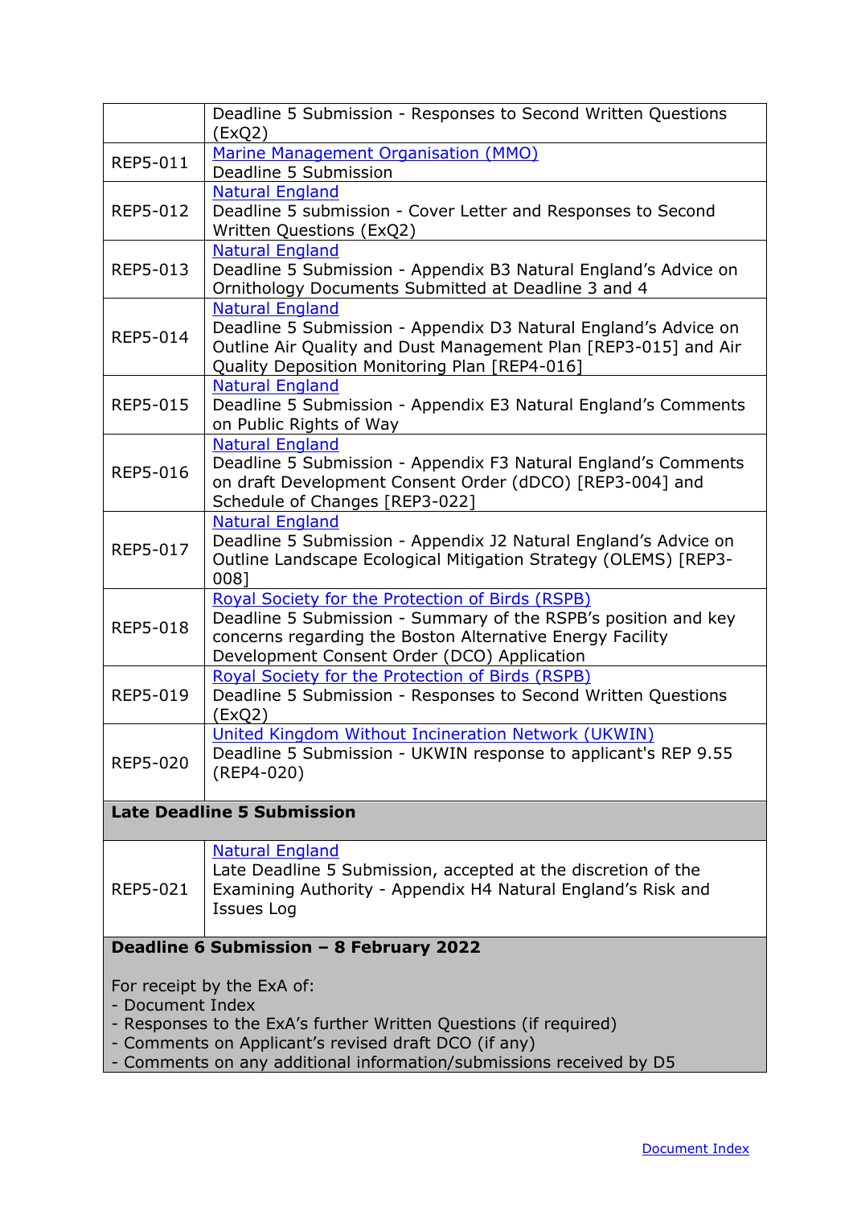| | |
|---|---|
| | Deadline 5 Submission - Responses to Second Written Questions (ExQ2) |
| REP5-011 | Marine Management Organisation (MMO)<br>Deadline 5 Submission |
| REP5-012 | Natural England<br>Deadline 5 submission - Cover Letter and Responses to Second Written Questions (ExQ2) |
| REP5-013 | Natural England<br>Deadline 5 Submission - Appendix B3 Natural England's Advice on Ornithology Documents Submitted at Deadline 3 and 4 |
| REP5-014 | Natural England<br>Deadline 5 Submission - Appendix D3 Natural England's Advice on Outline Air Quality and Dust Management Plan [REP3-015] and Air Quality Deposition Monitoring Plan [REP4-016] |
| REP5-015 | Natural England<br>Deadline 5 Submission - Appendix E3 Natural England's Comments on Public Rights of Way |
| REP5-016 | Natural England<br>Deadline 5 Submission - Appendix F3 Natural England's Comments on draft Development Consent Order (dDCO) [REP3-004] and Schedule of Changes [REP3-022] |
| REP5-017 | Natural England<br>Deadline 5 Submission - Appendix J2 Natural England's Advice on Outline Landscape Ecological Mitigation Strategy (OLEMS) [REP3-008] |
| REP5-018 | Royal Society for the Protection of Birds (RSPB)<br>Deadline 5 Submission - Summary of the RSPB's position and key concerns regarding the Boston Alternative Energy Facility Development Consent Order (DCO) Application |
| REP5-019 | Royal Society for the Protection of Birds (RSPB)<br>Deadline 5 Submission - Responses to Second Written Questions (ExQ2) |
| REP5-020 | United Kingdom Without Incineration Network (UKWIN)<br>Deadline 5 Submission - UKWIN response to applicant's REP 9.55 (REP4-020) |
| **Late Deadline 5 Submission** | |
| REP5-021 | Natural England<br>Late Deadline 5 Submission, accepted at the discretion of the Examining Authority - Appendix H4 Natural England's Risk and Issues Log |
| **Deadline 6 Submission – 8 February 2022**<br><br>For receipt by the ExA of:<br>- Document Index<br>- Responses to the ExA's further Written Questions (if required)<br>- Comments on Applicant's revised draft DCO (if any)<br>- Comments on any additional information/submissions received by D5 | |

Document Index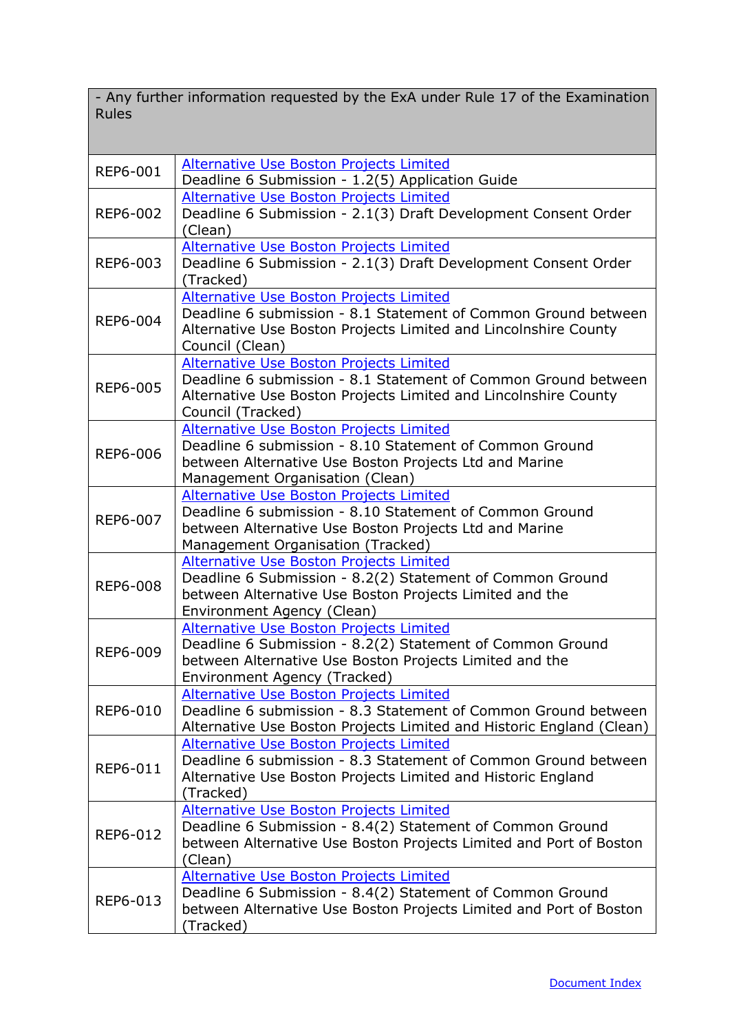| - Any further information requested by the ExA under Rule 17 of the Examination Rules | |
|---|---|
| REP6-001 | Alternative Use Boston Projects Limited<br>Deadline 6 Submission - 1.2(5) Application Guide |
| REP6-002 | Alternative Use Boston Projects Limited<br>Deadline 6 Submission - 2.1(3) Draft Development Consent Order (Clean) |
| REP6-003 | Alternative Use Boston Projects Limited<br>Deadline 6 Submission - 2.1(3) Draft Development Consent Order (Tracked) |
| REP6-004 | Alternative Use Boston Projects Limited<br>Deadline 6 submission - 8.1 Statement of Common Ground between Alternative Use Boston Projects Limited and Lincolnshire County Council (Clean) |
| REP6-005 | Alternative Use Boston Projects Limited<br>Deadline 6 submission - 8.1 Statement of Common Ground between Alternative Use Boston Projects Limited and Lincolnshire County Council (Tracked) |
| REP6-006 | Alternative Use Boston Projects Limited<br>Deadline 6 submission - 8.10 Statement of Common Ground between Alternative Use Boston Projects Ltd and Marine Management Organisation (Clean) |
| REP6-007 | Alternative Use Boston Projects Limited<br>Deadline 6 submission - 8.10 Statement of Common Ground between Alternative Use Boston Projects Ltd and Marine Management Organisation (Tracked) |
| REP6-008 | Alternative Use Boston Projects Limited<br>Deadline 6 Submission - 8.2(2) Statement of Common Ground between Alternative Use Boston Projects Limited and the Environment Agency (Clean) |
| REP6-009 | Alternative Use Boston Projects Limited<br>Deadline 6 Submission - 8.2(2) Statement of Common Ground between Alternative Use Boston Projects Limited and the Environment Agency (Tracked) |
| REP6-010 | Alternative Use Boston Projects Limited<br>Deadline 6 submission - 8.3 Statement of Common Ground between Alternative Use Boston Projects Limited and Historic England (Clean) |
| REP6-011 | Alternative Use Boston Projects Limited<br>Deadline 6 submission - 8.3 Statement of Common Ground between Alternative Use Boston Projects Limited and Historic England (Tracked) |
| REP6-012 | Alternative Use Boston Projects Limited<br>Deadline 6 Submission - 8.4(2) Statement of Common Ground between Alternative Use Boston Projects Limited and Port of Boston (Clean) |
| REP6-013 | Alternative Use Boston Projects Limited<br>Deadline 6 Submission - 8.4(2) Statement of Common Ground between Alternative Use Boston Projects Limited and Port of Boston (Tracked) |

Document Index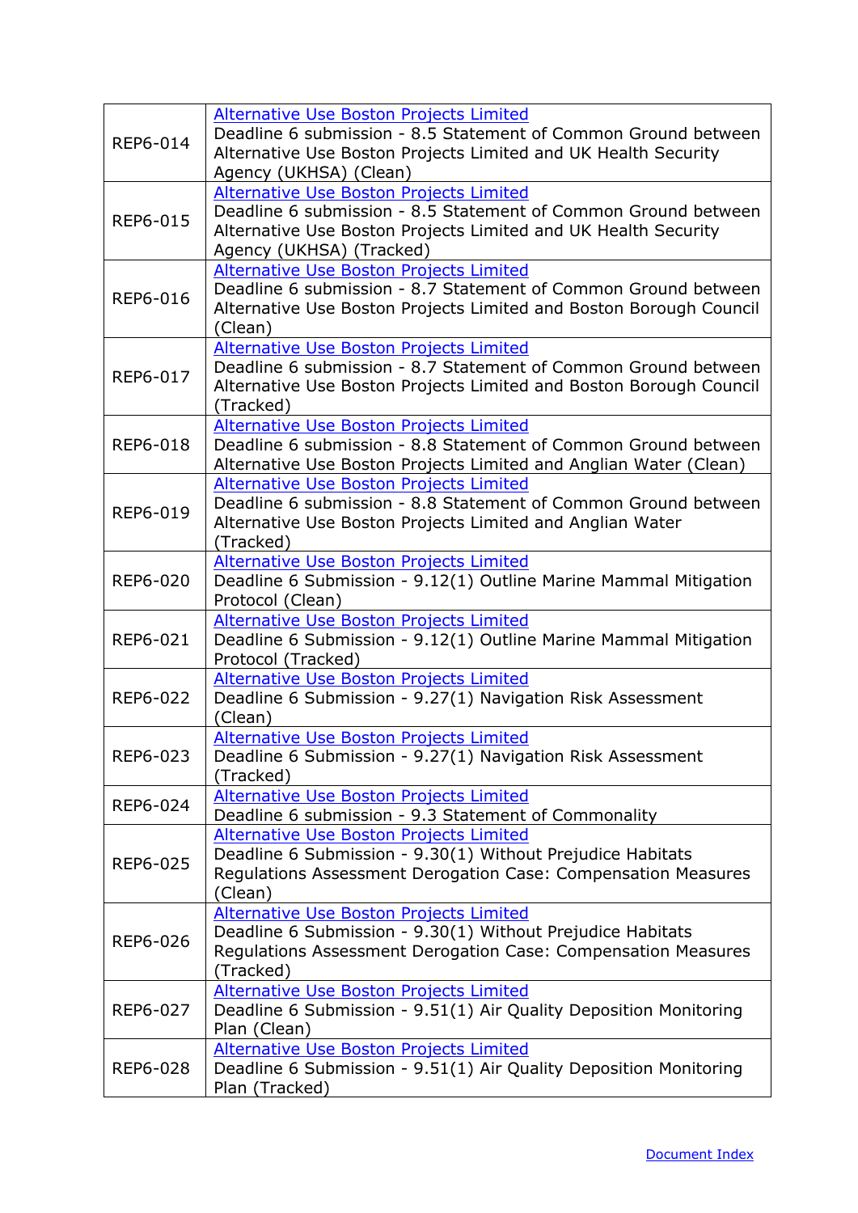| | |
|---|---|
| REP6-014 | Alternative Use Boston Projects Limited<br>Deadline 6 submission - 8.5 Statement of Common Ground between Alternative Use Boston Projects Limited and UK Health Security Agency (UKHSA) (Clean) |
| REP6-015 | Alternative Use Boston Projects Limited<br>Deadline 6 submission - 8.5 Statement of Common Ground between Alternative Use Boston Projects Limited and UK Health Security Agency (UKHSA) (Tracked) |
| REP6-016 | Alternative Use Boston Projects Limited<br>Deadline 6 submission - 8.7 Statement of Common Ground between Alternative Use Boston Projects Limited and Boston Borough Council (Clean) |
| REP6-017 | Alternative Use Boston Projects Limited<br>Deadline 6 submission - 8.7 Statement of Common Ground between Alternative Use Boston Projects Limited and Boston Borough Council (Tracked) |
| REP6-018 | Alternative Use Boston Projects Limited<br>Deadline 6 submission - 8.8 Statement of Common Ground between Alternative Use Boston Projects Limited and Anglian Water (Clean) |
| REP6-019 | Alternative Use Boston Projects Limited<br>Deadline 6 submission - 8.8 Statement of Common Ground between Alternative Use Boston Projects Limited and Anglian Water (Tracked) |
| REP6-020 | Alternative Use Boston Projects Limited<br>Deadline 6 Submission - 9.12(1) Outline Marine Mammal Mitigation Protocol (Clean) |
| REP6-021 | Alternative Use Boston Projects Limited<br>Deadline 6 Submission - 9.12(1) Outline Marine Mammal Mitigation Protocol (Tracked) |
| REP6-022 | Alternative Use Boston Projects Limited<br>Deadline 6 Submission - 9.27(1) Navigation Risk Assessment (Clean) |
| REP6-023 | Alternative Use Boston Projects Limited<br>Deadline 6 Submission - 9.27(1) Navigation Risk Assessment (Tracked) |
| REP6-024 | Alternative Use Boston Projects Limited<br>Deadline 6 submission - 9.3 Statement of Commonality |
| REP6-025 | Alternative Use Boston Projects Limited<br>Deadline 6 Submission - 9.30(1) Without Prejudice Habitats Regulations Assessment Derogation Case: Compensation Measures (Clean) |
| REP6-026 | Alternative Use Boston Projects Limited<br>Deadline 6 Submission - 9.30(1) Without Prejudice Habitats Regulations Assessment Derogation Case: Compensation Measures (Tracked) |
| REP6-027 | Alternative Use Boston Projects Limited<br>Deadline 6 Submission - 9.51(1) Air Quality Deposition Monitoring Plan (Clean) |
| REP6-028 | Alternative Use Boston Projects Limited<br>Deadline 6 Submission - 9.51(1) Air Quality Deposition Monitoring Plan (Tracked) |

Document Index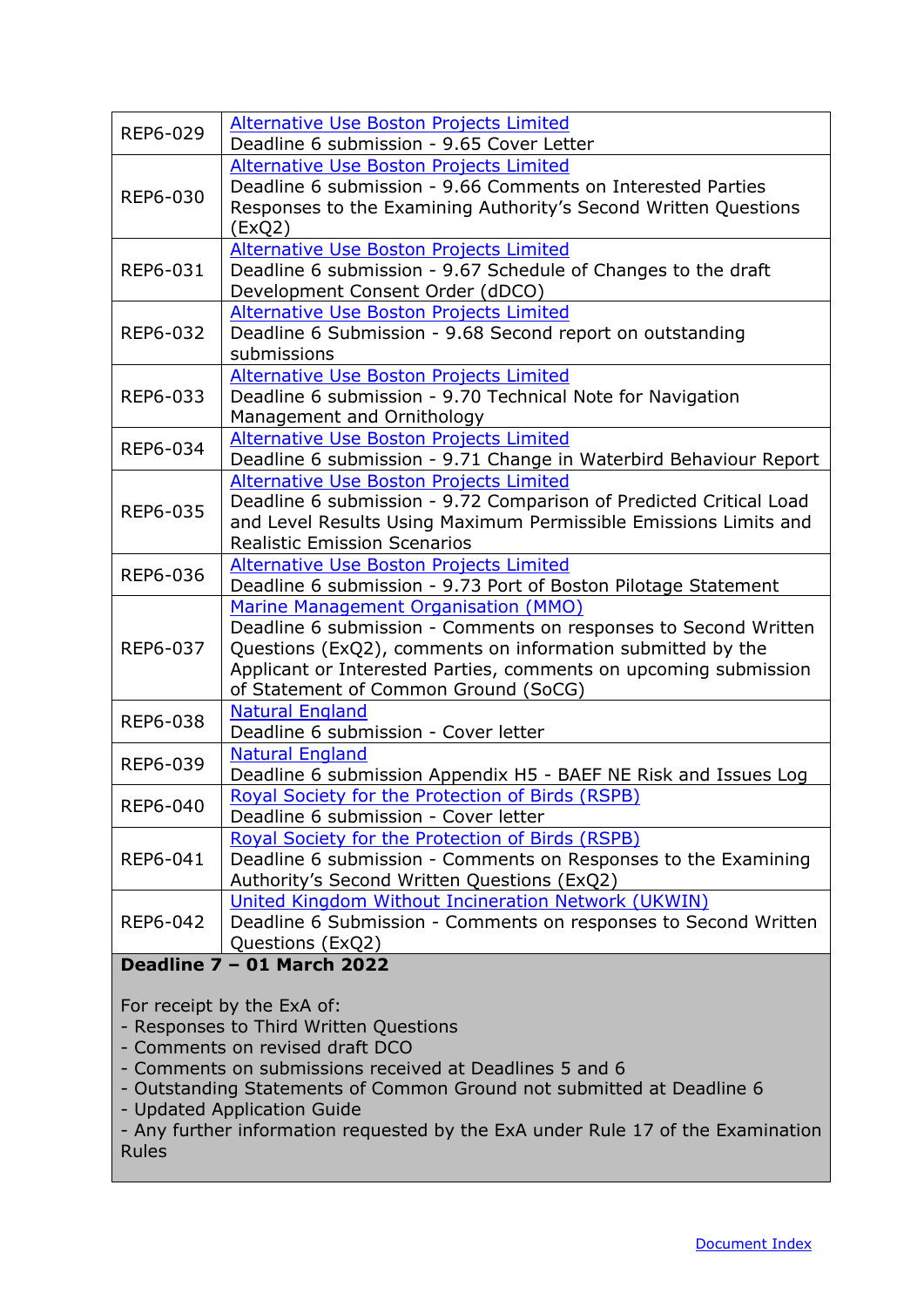| | |
|---|---|
| REP6-029 | Alternative Use Boston Projects Limited<br>Deadline 6 submission - 9.65 Cover Letter |
| REP6-030 | Alternative Use Boston Projects Limited<br>Deadline 6 submission - 9.66 Comments on Interested Parties Responses to the Examining Authority's Second Written Questions (ExQ2) |
| REP6-031 | Alternative Use Boston Projects Limited<br>Deadline 6 submission - 9.67 Schedule of Changes to the draft Development Consent Order (dDCO) |
| REP6-032 | Alternative Use Boston Projects Limited<br>Deadline 6 Submission - 9.68 Second report on outstanding submissions |
| REP6-033 | Alternative Use Boston Projects Limited<br>Deadline 6 submission - 9.70 Technical Note for Navigation Management and Ornithology |
| REP6-034 | Alternative Use Boston Projects Limited<br>Deadline 6 submission - 9.71 Change in Waterbird Behaviour Report |
| REP6-035 | Alternative Use Boston Projects Limited<br>Deadline 6 submission - 9.72 Comparison of Predicted Critical Load and Level Results Using Maximum Permissible Emissions Limits and Realistic Emission Scenarios |
| REP6-036 | Alternative Use Boston Projects Limited<br>Deadline 6 submission - 9.73 Port of Boston Pilotage Statement |
| REP6-037 | Marine Management Organisation (MMO)<br>Deadline 6 submission - Comments on responses to Second Written Questions (ExQ2), comments on information submitted by the Applicant or Interested Parties, comments on upcoming submission of Statement of Common Ground (SoCG) |
| REP6-038 | Natural England<br>Deadline 6 submission - Cover letter |
| REP6-039 | Natural England<br>Deadline 6 submission Appendix H5 - BAEF NE Risk and Issues Log |
| REP6-040 | Royal Society for the Protection of Birds (RSPB)<br>Deadline 6 submission - Cover letter |
| REP6-041 | Royal Society for the Protection of Birds (RSPB)<br>Deadline 6 submission - Comments on Responses to the Examining Authority's Second Written Questions (ExQ2) |
| REP6-042 | United Kingdom Without Incineration Network (UKWIN)<br>Deadline 6 Submission - Comments on responses to Second Written Questions (ExQ2) |

**Deadline 7 – 01 March 2022**

For receipt by the ExA of:
- Responses to Third Written Questions
- Comments on revised draft DCO
- Comments on submissions received at Deadlines 5 and 6
- Outstanding Statements of Common Ground not submitted at Deadline 6
- Updated Application Guide
- Any further information requested by the ExA under Rule 17 of the Examination Rules

Document Index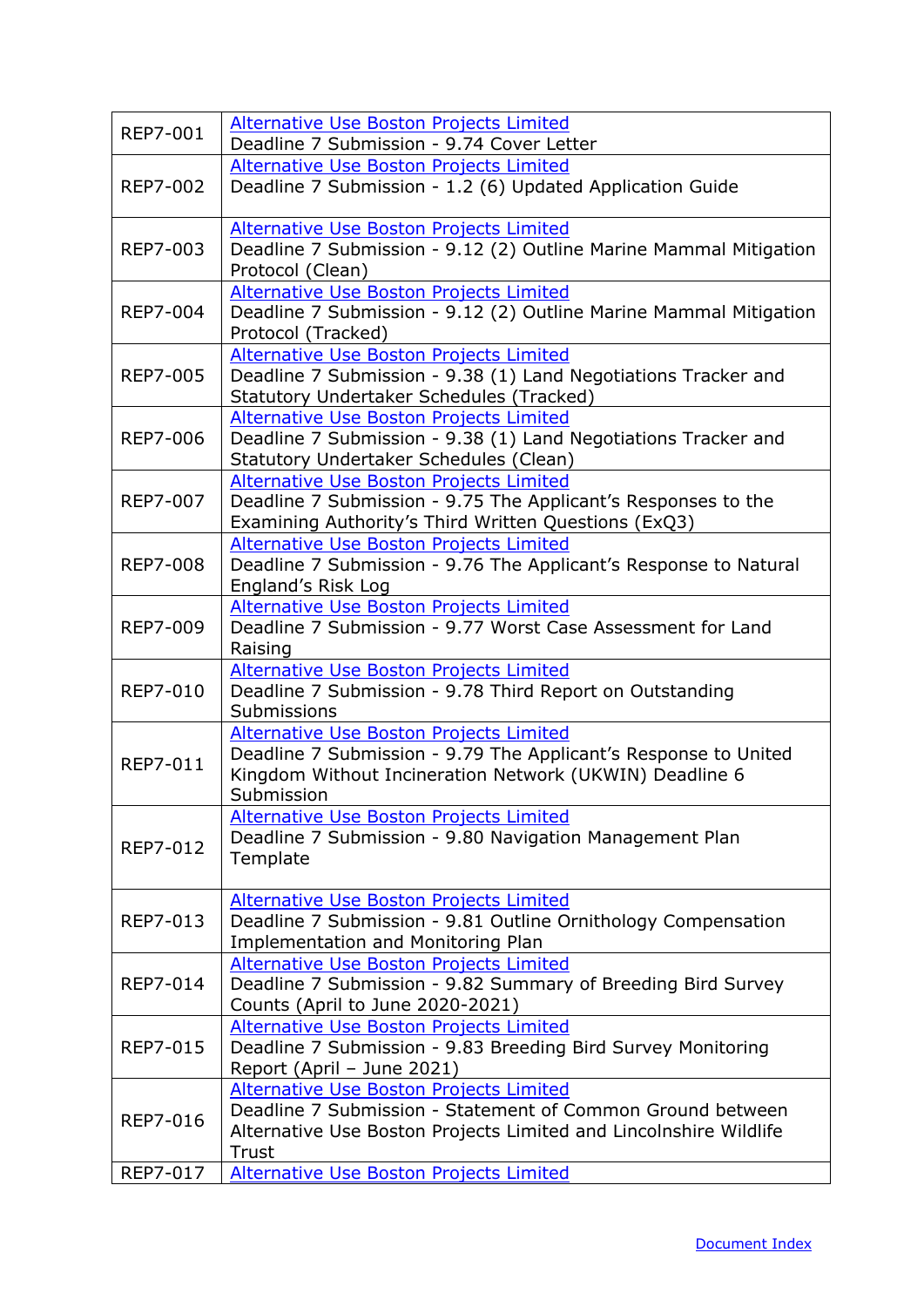| | |
|---|---|
| REP7-001 | Alternative Use Boston Projects Limited<br>Deadline 7 Submission - 9.74 Cover Letter |
| REP7-002 | Alternative Use Boston Projects Limited<br>Deadline 7 Submission - 1.2 (6) Updated Application Guide |
| REP7-003 | Alternative Use Boston Projects Limited<br>Deadline 7 Submission - 9.12 (2) Outline Marine Mammal Mitigation Protocol (Clean) |
| REP7-004 | Alternative Use Boston Projects Limited<br>Deadline 7 Submission - 9.12 (2) Outline Marine Mammal Mitigation Protocol (Tracked) |
| REP7-005 | Alternative Use Boston Projects Limited<br>Deadline 7 Submission - 9.38 (1) Land Negotiations Tracker and Statutory Undertaker Schedules (Tracked) |
| REP7-006 | Alternative Use Boston Projects Limited<br>Deadline 7 Submission - 9.38 (1) Land Negotiations Tracker and Statutory Undertaker Schedules (Clean) |
| REP7-007 | Alternative Use Boston Projects Limited<br>Deadline 7 Submission - 9.75 The Applicant's Responses to the Examining Authority's Third Written Questions (ExQ3) |
| REP7-008 | Alternative Use Boston Projects Limited<br>Deadline 7 Submission - 9.76 The Applicant's Response to Natural England's Risk Log |
| REP7-009 | Alternative Use Boston Projects Limited<br>Deadline 7 Submission - 9.77 Worst Case Assessment for Land Raising |
| REP7-010 | Alternative Use Boston Projects Limited<br>Deadline 7 Submission - 9.78 Third Report on Outstanding Submissions |
| REP7-011 | Alternative Use Boston Projects Limited<br>Deadline 7 Submission - 9.79 The Applicant's Response to United Kingdom Without Incineration Network (UKWIN) Deadline 6 Submission |
| REP7-012 | Alternative Use Boston Projects Limited<br>Deadline 7 Submission - 9.80 Navigation Management Plan Template |
| REP7-013 | Alternative Use Boston Projects Limited<br>Deadline 7 Submission - 9.81 Outline Ornithology Compensation Implementation and Monitoring Plan |
| REP7-014 | Alternative Use Boston Projects Limited<br>Deadline 7 Submission - 9.82 Summary of Breeding Bird Survey Counts (April to June 2020-2021) |
| REP7-015 | Alternative Use Boston Projects Limited<br>Deadline 7 Submission - 9.83 Breeding Bird Survey Monitoring Report (April – June 2021) |
| REP7-016 | Alternative Use Boston Projects Limited<br>Deadline 7 Submission - Statement of Common Ground between Alternative Use Boston Projects Limited and Lincolnshire Wildlife Trust |
| REP7-017 | Alternative Use Boston Projects Limited |

Document Index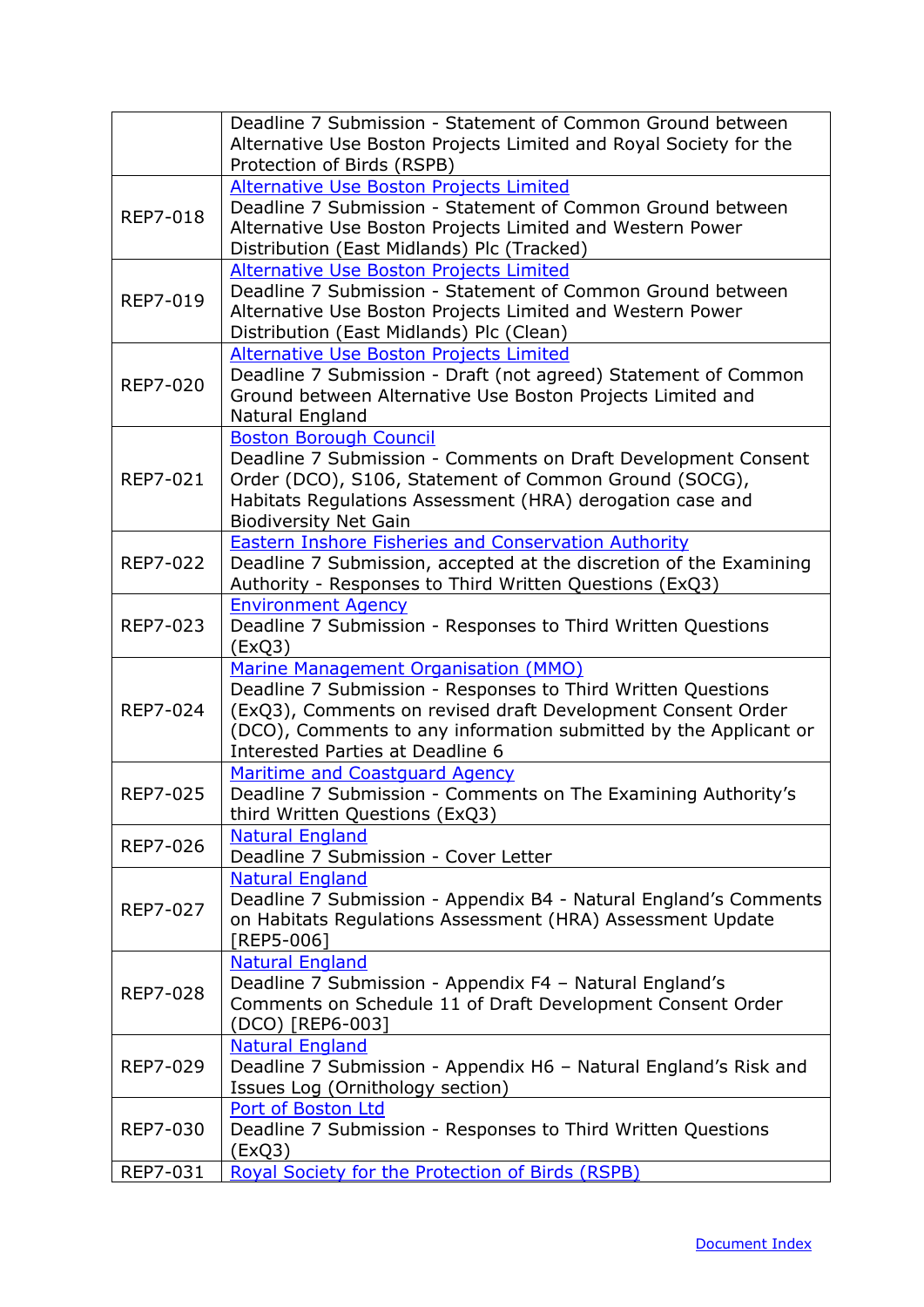| | |
|---|---|
| | Deadline 7 Submission - Statement of Common Ground between Alternative Use Boston Projects Limited and Royal Society for the Protection of Birds (RSPB) |
| REP7-018 | Alternative Use Boston Projects Limited<br>Deadline 7 Submission - Statement of Common Ground between Alternative Use Boston Projects Limited and Western Power Distribution (East Midlands) Plc (Tracked) |
| REP7-019 | Alternative Use Boston Projects Limited<br>Deadline 7 Submission - Statement of Common Ground between Alternative Use Boston Projects Limited and Western Power Distribution (East Midlands) Plc (Clean) |
| REP7-020 | Alternative Use Boston Projects Limited<br>Deadline 7 Submission - Draft (not agreed) Statement of Common Ground between Alternative Use Boston Projects Limited and Natural England |
| REP7-021 | Boston Borough Council<br>Deadline 7 Submission - Comments on Draft Development Consent Order (DCO), S106, Statement of Common Ground (SOCG), Habitats Regulations Assessment (HRA) derogation case and Biodiversity Net Gain |
| REP7-022 | Eastern Inshore Fisheries and Conservation Authority<br>Deadline 7 Submission, accepted at the discretion of the Examining Authority - Responses to Third Written Questions (ExQ3) |
| REP7-023 | Environment Agency<br>Deadline 7 Submission - Responses to Third Written Questions (ExQ3) |
| REP7-024 | Marine Management Organisation (MMO)<br>Deadline 7 Submission - Responses to Third Written Questions (ExQ3), Comments on revised draft Development Consent Order (DCO), Comments to any information submitted by the Applicant or Interested Parties at Deadline 6 |
| REP7-025 | Maritime and Coastguard Agency<br>Deadline 7 Submission - Comments on The Examining Authority's third Written Questions (ExQ3) |
| REP7-026 | Natural England<br>Deadline 7 Submission - Cover Letter |
| REP7-027 | Natural England<br>Deadline 7 Submission - Appendix B4 - Natural England's Comments on Habitats Regulations Assessment (HRA) Assessment Update [REP5-006] |
| REP7-028 | Natural England<br>Deadline 7 Submission - Appendix F4 – Natural England's Comments on Schedule 11 of Draft Development Consent Order (DCO) [REP6-003] |
| REP7-029 | Natural England<br>Deadline 7 Submission - Appendix H6 – Natural England's Risk and Issues Log (Ornithology section) |
| REP7-030 | Port of Boston Ltd<br>Deadline 7 Submission - Responses to Third Written Questions (ExQ3) |
| REP7-031 | Royal Society for the Protection of Birds (RSPB) |

Document Index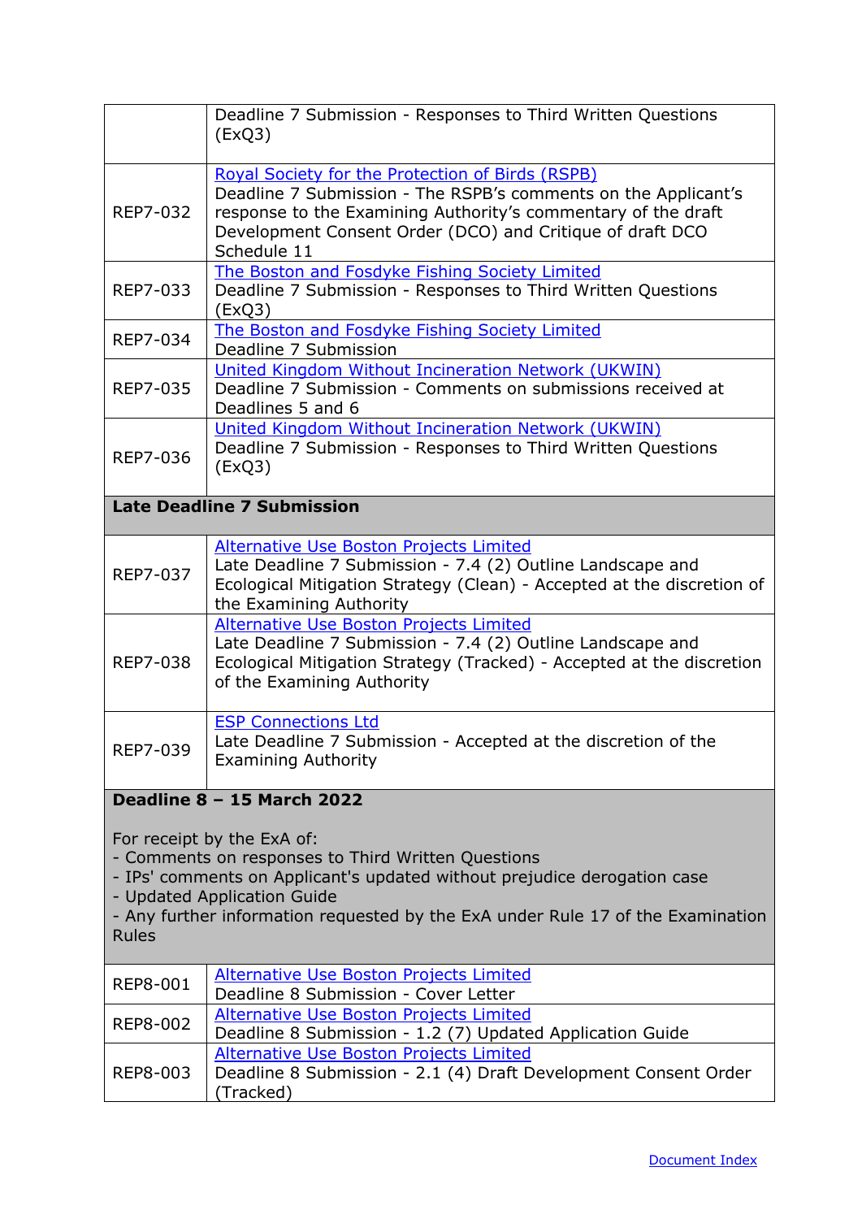| | |
|---|---|
| | Deadline 7 Submission - Responses to Third Written Questions (ExQ3) |
| REP7-032 | Royal Society for the Protection of Birds (RSPB)<br>Deadline 7 Submission - The RSPB's comments on the Applicant's response to the Examining Authority's commentary of the draft Development Consent Order (DCO) and Critique of draft DCO Schedule 11 |
| REP7-033 | The Boston and Fosdyke Fishing Society Limited<br>Deadline 7 Submission - Responses to Third Written Questions (ExQ3) |
| REP7-034 | The Boston and Fosdyke Fishing Society Limited<br>Deadline 7 Submission |
| REP7-035 | United Kingdom Without Incineration Network (UKWIN)<br>Deadline 7 Submission - Comments on submissions received at Deadlines 5 and 6 |
| REP7-036 | United Kingdom Without Incineration Network (UKWIN)<br>Deadline 7 Submission - Responses to Third Written Questions (ExQ3) |
| **Late Deadline 7 Submission** | |
| REP7-037 | Alternative Use Boston Projects Limited<br>Late Deadline 7 Submission - 7.4 (2) Outline Landscape and Ecological Mitigation Strategy (Clean) - Accepted at the discretion of the Examining Authority |
| REP7-038 | Alternative Use Boston Projects Limited<br>Late Deadline 7 Submission - 7.4 (2) Outline Landscape and Ecological Mitigation Strategy (Tracked) - Accepted at the discretion of the Examining Authority |
| REP7-039 | ESP Connections Ltd<br>Late Deadline 7 Submission - Accepted at the discretion of the Examining Authority |
| **Deadline 8 – 15 March 2022**<br><br>For receipt by the ExA of:<br>- Comments on responses to Third Written Questions<br>- IPs' comments on Applicant's updated without prejudice derogation case<br>- Updated Application Guide<br>- Any further information requested by the ExA under Rule 17 of the Examination Rules | |
| REP8-001 | Alternative Use Boston Projects Limited<br>Deadline 8 Submission - Cover Letter |
| REP8-002 | Alternative Use Boston Projects Limited<br>Deadline 8 Submission - 1.2 (7) Updated Application Guide |
| REP8-003 | Alternative Use Boston Projects Limited<br>Deadline 8 Submission - 2.1 (4) Draft Development Consent Order (Tracked) |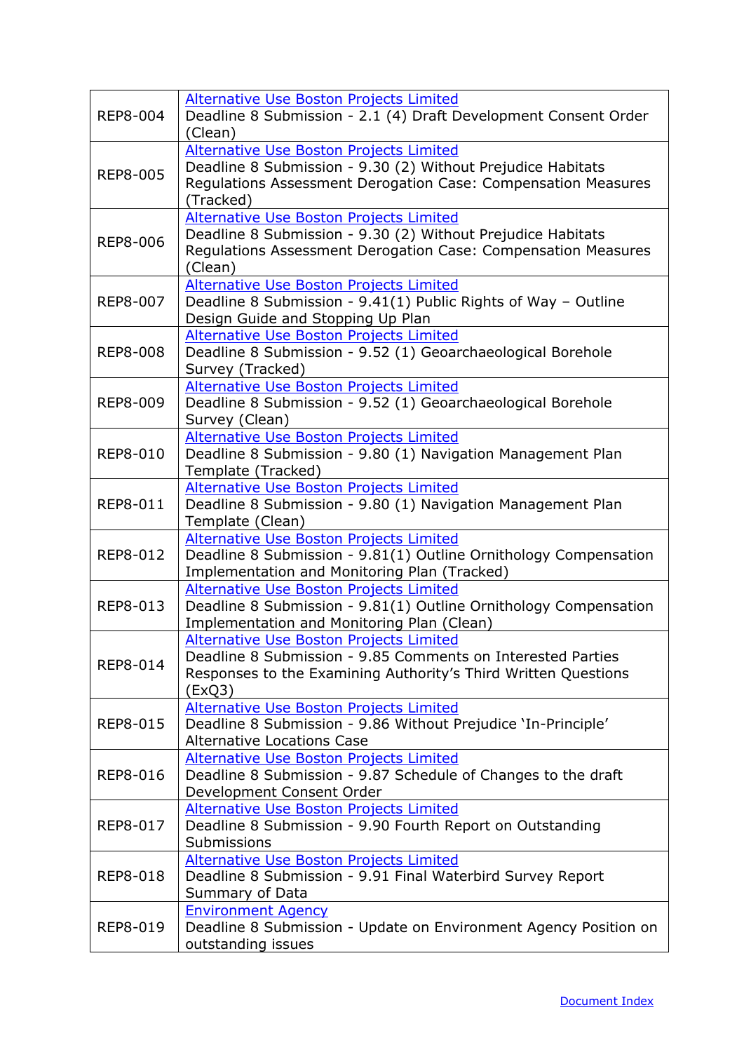| | |
|---|---|
| REP8-004 | Alternative Use Boston Projects Limited<br>Deadline 8 Submission - 2.1 (4) Draft Development Consent Order (Clean) |
| REP8-005 | Alternative Use Boston Projects Limited<br>Deadline 8 Submission - 9.30 (2) Without Prejudice Habitats Regulations Assessment Derogation Case: Compensation Measures (Tracked) |
| REP8-006 | Alternative Use Boston Projects Limited<br>Deadline 8 Submission - 9.30 (2) Without Prejudice Habitats Regulations Assessment Derogation Case: Compensation Measures (Clean) |
| REP8-007 | Alternative Use Boston Projects Limited<br>Deadline 8 Submission - 9.41(1) Public Rights of Way – Outline Design Guide and Stopping Up Plan |
| REP8-008 | Alternative Use Boston Projects Limited<br>Deadline 8 Submission - 9.52 (1) Geoarchaeological Borehole Survey (Tracked) |
| REP8-009 | Alternative Use Boston Projects Limited<br>Deadline 8 Submission - 9.52 (1) Geoarchaeological Borehole Survey (Clean) |
| REP8-010 | Alternative Use Boston Projects Limited<br>Deadline 8 Submission - 9.80 (1) Navigation Management Plan Template (Tracked) |
| REP8-011 | Alternative Use Boston Projects Limited<br>Deadline 8 Submission - 9.80 (1) Navigation Management Plan Template (Clean) |
| REP8-012 | Alternative Use Boston Projects Limited<br>Deadline 8 Submission - 9.81(1) Outline Ornithology Compensation Implementation and Monitoring Plan (Tracked) |
| REP8-013 | Alternative Use Boston Projects Limited<br>Deadline 8 Submission - 9.81(1) Outline Ornithology Compensation Implementation and Monitoring Plan (Clean) |
| REP8-014 | Alternative Use Boston Projects Limited<br>Deadline 8 Submission - 9.85 Comments on Interested Parties Responses to the Examining Authority's Third Written Questions (ExQ3) |
| REP8-015 | Alternative Use Boston Projects Limited<br>Deadline 8 Submission - 9.86 Without Prejudice 'In-Principle' Alternative Locations Case |
| REP8-016 | Alternative Use Boston Projects Limited<br>Deadline 8 Submission - 9.87 Schedule of Changes to the draft Development Consent Order |
| REP8-017 | Alternative Use Boston Projects Limited<br>Deadline 8 Submission - 9.90 Fourth Report on Outstanding Submissions |
| REP8-018 | Alternative Use Boston Projects Limited<br>Deadline 8 Submission - 9.91 Final Waterbird Survey Report Summary of Data |
| REP8-019 | Environment Agency<br>Deadline 8 Submission - Update on Environment Agency Position on outstanding issues |

Document Index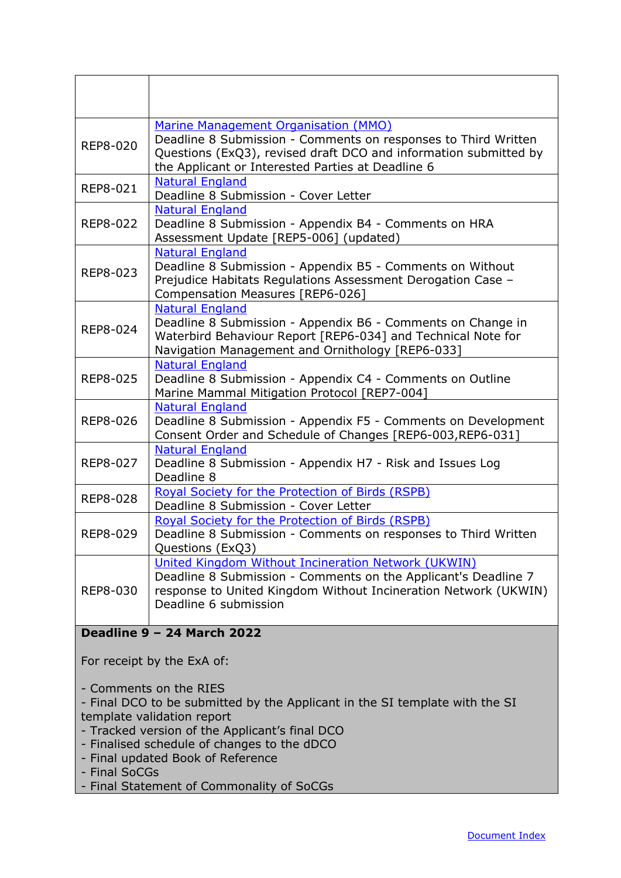| | |
|---|---|
| REP8-020 | Marine Management Organisation (MMO)<br>Deadline 8 Submission - Comments on responses to Third Written Questions (ExQ3), revised draft DCO and information submitted by the Applicant or Interested Parties at Deadline 6 |
| REP8-021 | Natural England<br>Deadline 8 Submission - Cover Letter |
| REP8-022 | Natural England<br>Deadline 8 Submission - Appendix B4 - Comments on HRA Assessment Update [REP5-006] (updated) |
| REP8-023 | Natural England<br>Deadline 8 Submission - Appendix B5 - Comments on Without Prejudice Habitats Regulations Assessment Derogation Case – Compensation Measures [REP6-026] |
| REP8-024 | Natural England<br>Deadline 8 Submission - Appendix B6 - Comments on Change in Waterbird Behaviour Report [REP6-034] and Technical Note for Navigation Management and Ornithology [REP6-033] |
| REP8-025 | Natural England<br>Deadline 8 Submission - Appendix C4 - Comments on Outline Marine Mammal Mitigation Protocol [REP7-004] |
| REP8-026 | Natural England<br>Deadline 8 Submission - Appendix F5 - Comments on Development Consent Order and Schedule of Changes [REP6-003,REP6-031] |
| REP8-027 | Natural England<br>Deadline 8 Submission - Appendix H7 - Risk and Issues Log Deadline 8 |
| REP8-028 | Royal Society for the Protection of Birds (RSPB)<br>Deadline 8 Submission - Cover Letter |
| REP8-029 | Royal Society for the Protection of Birds (RSPB)<br>Deadline 8 Submission - Comments on responses to Third Written Questions (ExQ3) |
| REP8-030 | United Kingdom Without Incineration Network (UKWIN)<br>Deadline 8 Submission - Comments on the Applicant's Deadline 7 response to United Kingdom Without Incineration Network (UKWIN) Deadline 6 submission |

**Deadline 9 – 24 March 2022**

For receipt by the ExA of:

- Comments on the RIES
- Final DCO to be submitted by the Applicant in the SI template with the SI template validation report
- Tracked version of the Applicant's final DCO
- Finalised schedule of changes to the dDCO
- Final updated Book of Reference
- Final SoCGs
- Final Statement of Commonality of SoCGs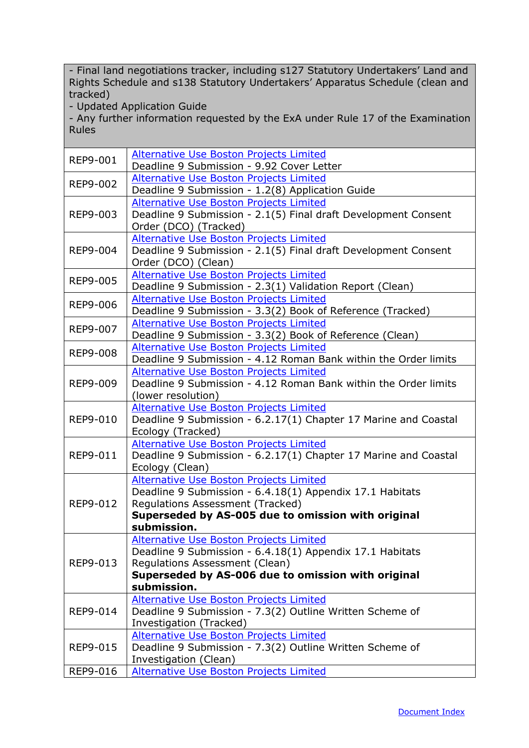| - Final land negotiations tracker, including s127 Statutory Undertakers' Land and Rights Schedule and s138 Statutory Undertakers' Apparatus Schedule (clean and tracked)<br>- Updated Application Guide<br>- Any further information requested by the ExA under Rule 17 of the Examination Rules | |
|---|---|
| REP9-001 | Alternative Use Boston Projects Limited<br>Deadline 9 Submission - 9.92 Cover Letter |
| REP9-002 | Alternative Use Boston Projects Limited<br>Deadline 9 Submission - 1.2(8) Application Guide |
| REP9-003 | Alternative Use Boston Projects Limited<br>Deadline 9 Submission - 2.1(5) Final draft Development Consent Order (DCO) (Tracked) |
| REP9-004 | Alternative Use Boston Projects Limited<br>Deadline 9 Submission - 2.1(5) Final draft Development Consent Order (DCO) (Clean) |
| REP9-005 | Alternative Use Boston Projects Limited<br>Deadline 9 Submission - 2.3(1) Validation Report (Clean) |
| REP9-006 | Alternative Use Boston Projects Limited<br>Deadline 9 Submission - 3.3(2) Book of Reference (Tracked) |
| REP9-007 | Alternative Use Boston Projects Limited<br>Deadline 9 Submission - 3.3(2) Book of Reference (Clean) |
| REP9-008 | Alternative Use Boston Projects Limited<br>Deadline 9 Submission - 4.12 Roman Bank within the Order limits |
| REP9-009 | Alternative Use Boston Projects Limited<br>Deadline 9 Submission - 4.12 Roman Bank within the Order limits (lower resolution) |
| REP9-010 | Alternative Use Boston Projects Limited<br>Deadline 9 Submission - 6.2.17(1) Chapter 17 Marine and Coastal Ecology (Tracked) |
| REP9-011 | Alternative Use Boston Projects Limited<br>Deadline 9 Submission - 6.2.17(1) Chapter 17 Marine and Coastal Ecology (Clean) |
| REP9-012 | Alternative Use Boston Projects Limited<br>Deadline 9 Submission - 6.4.18(1) Appendix 17.1 Habitats Regulations Assessment (Tracked)<br>**Superseded by AS-005 due to omission with original submission.** |
| REP9-013 | Alternative Use Boston Projects Limited<br>Deadline 9 Submission - 6.4.18(1) Appendix 17.1 Habitats Regulations Assessment (Clean)<br>**Superseded by AS-006 due to omission with original submission.** |
| REP9-014 | Alternative Use Boston Projects Limited<br>Deadline 9 Submission - 7.3(2) Outline Written Scheme of Investigation (Tracked) |
| REP9-015 | Alternative Use Boston Projects Limited<br>Deadline 9 Submission - 7.3(2) Outline Written Scheme of Investigation (Clean) |
| REP9-016 | Alternative Use Boston Projects Limited |

Document Index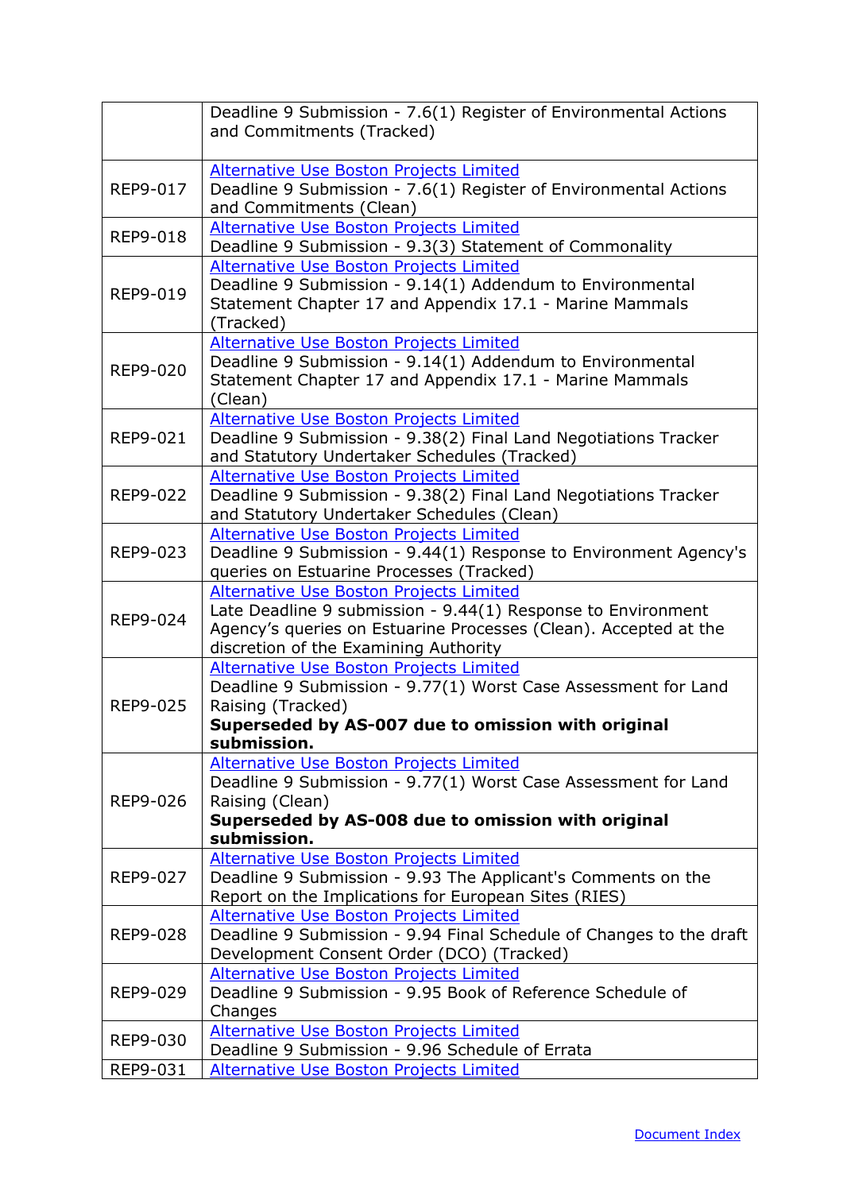|  |  |
|---|---|
|  | Deadline 9 Submission - 7.6(1) Register of Environmental Actions and Commitments (Tracked) |
| REP9-017 | Alternative Use Boston Projects Limited<br>Deadline 9 Submission - 7.6(1) Register of Environmental Actions and Commitments (Clean) |
| REP9-018 | Alternative Use Boston Projects Limited<br>Deadline 9 Submission - 9.3(3) Statement of Commonality |
| REP9-019 | Alternative Use Boston Projects Limited<br>Deadline 9 Submission - 9.14(1) Addendum to Environmental Statement Chapter 17 and Appendix 17.1 - Marine Mammals (Tracked) |
| REP9-020 | Alternative Use Boston Projects Limited<br>Deadline 9 Submission - 9.14(1) Addendum to Environmental Statement Chapter 17 and Appendix 17.1 - Marine Mammals (Clean) |
| REP9-021 | Alternative Use Boston Projects Limited<br>Deadline 9 Submission - 9.38(2) Final Land Negotiations Tracker and Statutory Undertaker Schedules (Tracked) |
| REP9-022 | Alternative Use Boston Projects Limited<br>Deadline 9 Submission - 9.38(2) Final Land Negotiations Tracker and Statutory Undertaker Schedules (Clean) |
| REP9-023 | Alternative Use Boston Projects Limited<br>Deadline 9 Submission - 9.44(1) Response to Environment Agency's queries on Estuarine Processes (Tracked) |
| REP9-024 | Alternative Use Boston Projects Limited<br>Late Deadline 9 submission - 9.44(1) Response to Environment Agency's queries on Estuarine Processes (Clean). Accepted at the discretion of the Examining Authority |
| REP9-025 | Alternative Use Boston Projects Limited<br>Deadline 9 Submission - 9.77(1) Worst Case Assessment for Land Raising (Tracked)<br>**Superseded by AS-007 due to omission with original submission.** |
| REP9-026 | Alternative Use Boston Projects Limited<br>Deadline 9 Submission - 9.77(1) Worst Case Assessment for Land Raising (Clean)<br>**Superseded by AS-008 due to omission with original submission.** |
| REP9-027 | Alternative Use Boston Projects Limited<br>Deadline 9 Submission - 9.93 The Applicant's Comments on the Report on the Implications for European Sites (RIES) |
| REP9-028 | Alternative Use Boston Projects Limited<br>Deadline 9 Submission - 9.94 Final Schedule of Changes to the draft Development Consent Order (DCO) (Tracked) |
| REP9-029 | Alternative Use Boston Projects Limited<br>Deadline 9 Submission - 9.95 Book of Reference Schedule of Changes |
| REP9-030 | Alternative Use Boston Projects Limited<br>Deadline 9 Submission - 9.96 Schedule of Errata |
| REP9-031 | Alternative Use Boston Projects Limited |

Document Index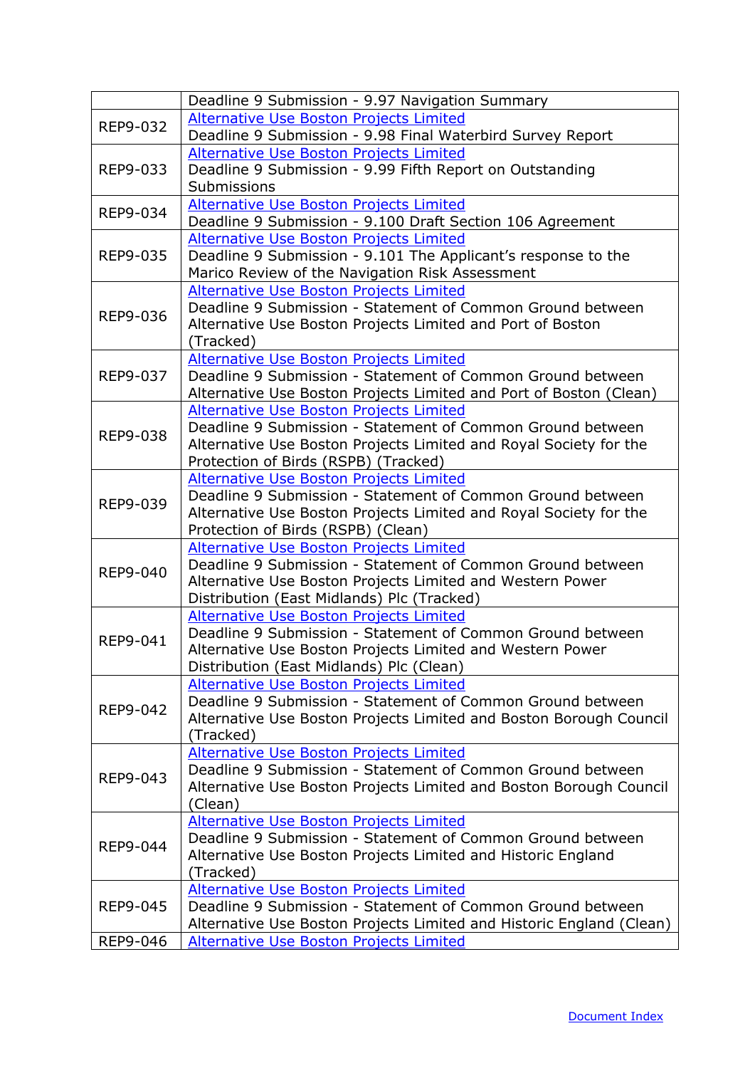| | |
|---|---|
| | Deadline 9 Submission - 9.97 Navigation Summary |
| REP9-032 | Alternative Use Boston Projects Limited<br>Deadline 9 Submission - 9.98 Final Waterbird Survey Report |
| REP9-033 | Alternative Use Boston Projects Limited<br>Deadline 9 Submission - 9.99 Fifth Report on Outstanding Submissions |
| REP9-034 | Alternative Use Boston Projects Limited<br>Deadline 9 Submission - 9.100 Draft Section 106 Agreement |
| REP9-035 | Alternative Use Boston Projects Limited<br>Deadline 9 Submission - 9.101 The Applicant's response to the Marico Review of the Navigation Risk Assessment |
| REP9-036 | Alternative Use Boston Projects Limited<br>Deadline 9 Submission - Statement of Common Ground between Alternative Use Boston Projects Limited and Port of Boston (Tracked) |
| REP9-037 | Alternative Use Boston Projects Limited<br>Deadline 9 Submission - Statement of Common Ground between Alternative Use Boston Projects Limited and Port of Boston (Clean) |
| REP9-038 | Alternative Use Boston Projects Limited<br>Deadline 9 Submission - Statement of Common Ground between Alternative Use Boston Projects Limited and Royal Society for the Protection of Birds (RSPB) (Tracked) |
| REP9-039 | Alternative Use Boston Projects Limited<br>Deadline 9 Submission - Statement of Common Ground between Alternative Use Boston Projects Limited and Royal Society for the Protection of Birds (RSPB) (Clean) |
| REP9-040 | Alternative Use Boston Projects Limited<br>Deadline 9 Submission - Statement of Common Ground between Alternative Use Boston Projects Limited and Western Power Distribution (East Midlands) Plc (Tracked) |
| REP9-041 | Alternative Use Boston Projects Limited<br>Deadline 9 Submission - Statement of Common Ground between Alternative Use Boston Projects Limited and Western Power Distribution (East Midlands) Plc (Clean) |
| REP9-042 | Alternative Use Boston Projects Limited<br>Deadline 9 Submission - Statement of Common Ground between Alternative Use Boston Projects Limited and Boston Borough Council (Tracked) |
| REP9-043 | Alternative Use Boston Projects Limited<br>Deadline 9 Submission - Statement of Common Ground between Alternative Use Boston Projects Limited and Boston Borough Council (Clean) |
| REP9-044 | Alternative Use Boston Projects Limited<br>Deadline 9 Submission - Statement of Common Ground between Alternative Use Boston Projects Limited and Historic England (Tracked) |
| REP9-045 | Alternative Use Boston Projects Limited<br>Deadline 9 Submission - Statement of Common Ground between Alternative Use Boston Projects Limited and Historic England (Clean) |
| REP9-046 | Alternative Use Boston Projects Limited |

Document Index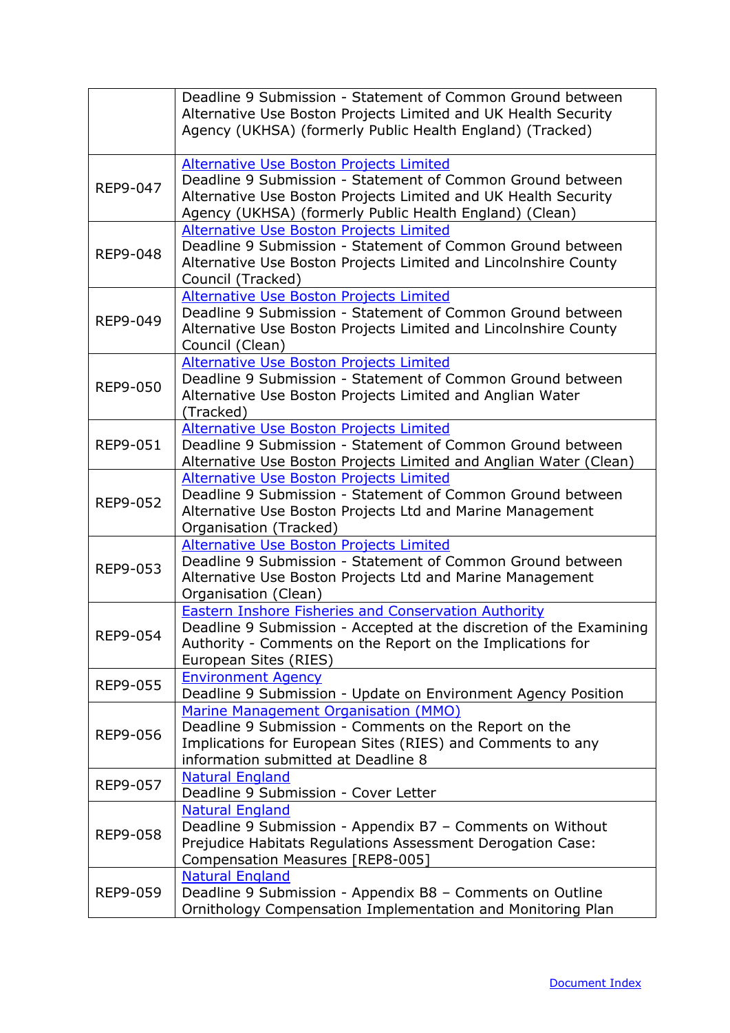| | |
|---|---|
| | Deadline 9 Submission - Statement of Common Ground between Alternative Use Boston Projects Limited and UK Health Security Agency (UKHSA) (formerly Public Health England) (Tracked) |
| REP9-047 | Alternative Use Boston Projects Limited<br>Deadline 9 Submission - Statement of Common Ground between Alternative Use Boston Projects Limited and UK Health Security Agency (UKHSA) (formerly Public Health England) (Clean) |
| REP9-048 | Alternative Use Boston Projects Limited<br>Deadline 9 Submission - Statement of Common Ground between Alternative Use Boston Projects Limited and Lincolnshire County Council (Tracked) |
| REP9-049 | Alternative Use Boston Projects Limited<br>Deadline 9 Submission - Statement of Common Ground between Alternative Use Boston Projects Limited and Lincolnshire County Council (Clean) |
| REP9-050 | Alternative Use Boston Projects Limited<br>Deadline 9 Submission - Statement of Common Ground between Alternative Use Boston Projects Limited and Anglian Water (Tracked) |
| REP9-051 | Alternative Use Boston Projects Limited<br>Deadline 9 Submission - Statement of Common Ground between Alternative Use Boston Projects Limited and Anglian Water (Clean) |
| REP9-052 | Alternative Use Boston Projects Limited<br>Deadline 9 Submission - Statement of Common Ground between Alternative Use Boston Projects Ltd and Marine Management Organisation (Tracked) |
| REP9-053 | Alternative Use Boston Projects Limited<br>Deadline 9 Submission - Statement of Common Ground between Alternative Use Boston Projects Ltd and Marine Management Organisation (Clean) |
| REP9-054 | Eastern Inshore Fisheries and Conservation Authority<br>Deadline 9 Submission - Accepted at the discretion of the Examining Authority - Comments on the Report on the Implications for European Sites (RIES) |
| REP9-055 | Environment Agency<br>Deadline 9 Submission - Update on Environment Agency Position |
| REP9-056 | Marine Management Organisation (MMO)<br>Deadline 9 Submission - Comments on the Report on the Implications for European Sites (RIES) and Comments to any information submitted at Deadline 8 |
| REP9-057 | Natural England<br>Deadline 9 Submission - Cover Letter |
| REP9-058 | Natural England<br>Deadline 9 Submission - Appendix B7 – Comments on Without Prejudice Habitats Regulations Assessment Derogation Case: Compensation Measures [REP8-005] |
| REP9-059 | Natural England<br>Deadline 9 Submission - Appendix B8 – Comments on Outline Ornithology Compensation Implementation and Monitoring Plan |

Document Index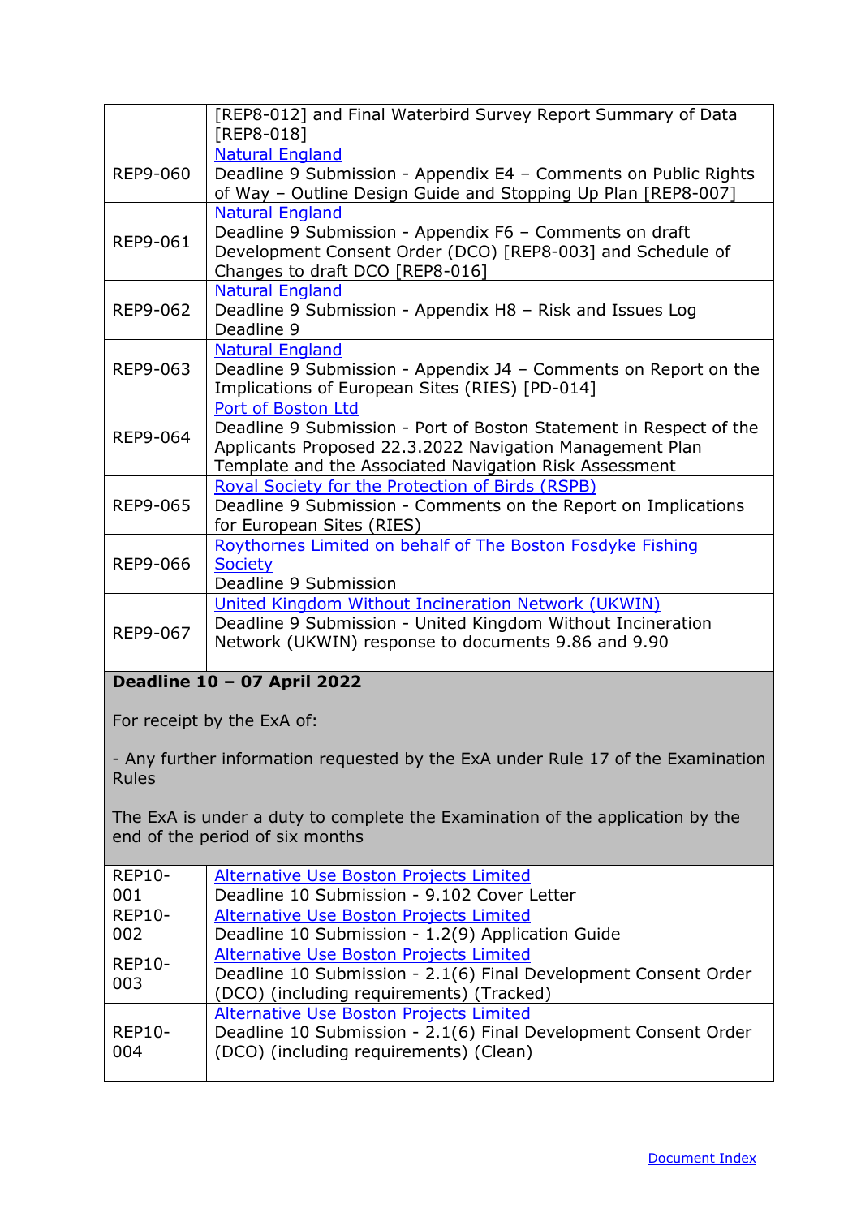|  |  |
| --- | --- |
|  | [REP8-012] and Final Waterbird Survey Report Summary of Data [REP8-018] |
| REP9-060 | Natural England<br>Deadline 9 Submission - Appendix E4 – Comments on Public Rights of Way – Outline Design Guide and Stopping Up Plan [REP8-007] |
| REP9-061 | Natural England<br>Deadline 9 Submission - Appendix F6 – Comments on draft Development Consent Order (DCO) [REP8-003] and Schedule of Changes to draft DCO [REP8-016] |
| REP9-062 | Natural England<br>Deadline 9 Submission - Appendix H8 – Risk and Issues Log Deadline 9 |
| REP9-063 | Natural England<br>Deadline 9 Submission - Appendix J4 – Comments on Report on the Implications of European Sites (RIES) [PD-014] |
| REP9-064 | Port of Boston Ltd<br>Deadline 9 Submission - Port of Boston Statement in Respect of the Applicants Proposed 22.3.2022 Navigation Management Plan Template and the Associated Navigation Risk Assessment |
| REP9-065 | Royal Society for the Protection of Birds (RSPB)<br>Deadline 9 Submission - Comments on the Report on Implications for European Sites (RIES) |
| REP9-066 | Roythornes Limited on behalf of The Boston Fosdyke Fishing Society<br>Deadline 9 Submission |
| REP9-067 | United Kingdom Without Incineration Network (UKWIN)<br>Deadline 9 Submission - United Kingdom Without Incineration Network (UKWIN) response to documents 9.86 and 9.90 |
| **Deadline 10 – 07 April 2022**<br><br>For receipt by the ExA of:<br><br>- Any further information requested by the ExA under Rule 17 of the Examination Rules<br><br>The ExA is under a duty to complete the Examination of the application by the end of the period of six months | |
| REP10-001 | Alternative Use Boston Projects Limited<br>Deadline 10 Submission - 9.102 Cover Letter |
| REP10-002 | Alternative Use Boston Projects Limited<br>Deadline 10 Submission - 1.2(9) Application Guide |
| REP10-003 | Alternative Use Boston Projects Limited<br>Deadline 10 Submission - 2.1(6) Final Development Consent Order (DCO) (including requirements) (Tracked) |
| REP10-004 | Alternative Use Boston Projects Limited<br>Deadline 10 Submission - 2.1(6) Final Development Consent Order (DCO) (including requirements) (Clean) |

Document Index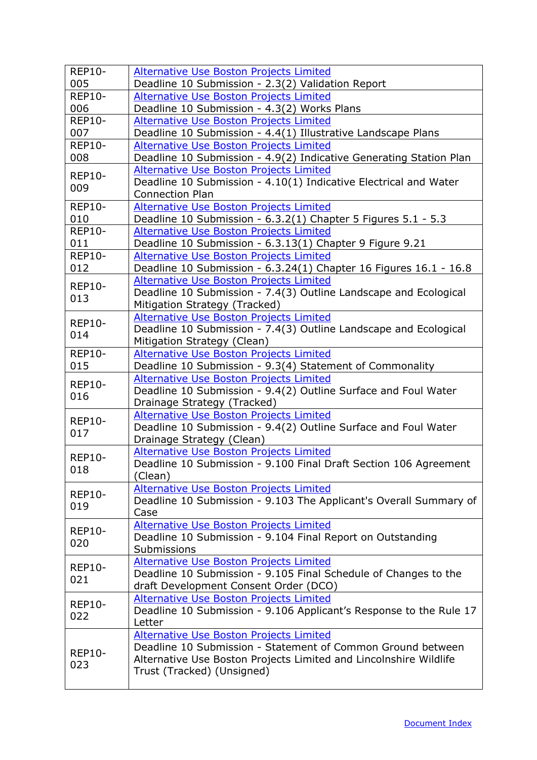| | |
|---|---|
| REP10-005 | Alternative Use Boston Projects Limited<br>Deadline 10 Submission - 2.3(2) Validation Report |
| REP10-006 | Alternative Use Boston Projects Limited<br>Deadline 10 Submission - 4.3(2) Works Plans |
| REP10-007 | Alternative Use Boston Projects Limited<br>Deadline 10 Submission - 4.4(1) Illustrative Landscape Plans |
| REP10-008 | Alternative Use Boston Projects Limited<br>Deadline 10 Submission - 4.9(2) Indicative Generating Station Plan |
| REP10-009 | Alternative Use Boston Projects Limited<br>Deadline 10 Submission - 4.10(1) Indicative Electrical and Water Connection Plan |
| REP10-010 | Alternative Use Boston Projects Limited<br>Deadline 10 Submission - 6.3.2(1) Chapter 5 Figures 5.1 - 5.3 |
| REP10-011 | Alternative Use Boston Projects Limited<br>Deadline 10 Submission - 6.3.13(1) Chapter 9 Figure 9.21 |
| REP10-012 | Alternative Use Boston Projects Limited<br>Deadline 10 Submission - 6.3.24(1) Chapter 16 Figures 16.1 - 16.8 |
| REP10-013 | Alternative Use Boston Projects Limited<br>Deadline 10 Submission - 7.4(3) Outline Landscape and Ecological Mitigation Strategy (Tracked) |
| REP10-014 | Alternative Use Boston Projects Limited<br>Deadline 10 Submission - 7.4(3) Outline Landscape and Ecological Mitigation Strategy (Clean) |
| REP10-015 | Alternative Use Boston Projects Limited<br>Deadline 10 Submission - 9.3(4) Statement of Commonality |
| REP10-016 | Alternative Use Boston Projects Limited<br>Deadline 10 Submission - 9.4(2) Outline Surface and Foul Water Drainage Strategy (Tracked) |
| REP10-017 | Alternative Use Boston Projects Limited<br>Deadline 10 Submission - 9.4(2) Outline Surface and Foul Water Drainage Strategy (Clean) |
| REP10-018 | Alternative Use Boston Projects Limited<br>Deadline 10 Submission - 9.100 Final Draft Section 106 Agreement (Clean) |
| REP10-019 | Alternative Use Boston Projects Limited<br>Deadline 10 Submission - 9.103 The Applicant's Overall Summary of Case |
| REP10-020 | Alternative Use Boston Projects Limited<br>Deadline 10 Submission - 9.104 Final Report on Outstanding Submissions |
| REP10-021 | Alternative Use Boston Projects Limited<br>Deadline 10 Submission - 9.105 Final Schedule of Changes to the draft Development Consent Order (DCO) |
| REP10-022 | Alternative Use Boston Projects Limited<br>Deadline 10 Submission - 9.106 Applicant's Response to the Rule 17 Letter |
| REP10-023 | Alternative Use Boston Projects Limited<br>Deadline 10 Submission - Statement of Common Ground between Alternative Use Boston Projects Limited and Lincolnshire Wildlife Trust (Tracked) (Unsigned) |

Document Index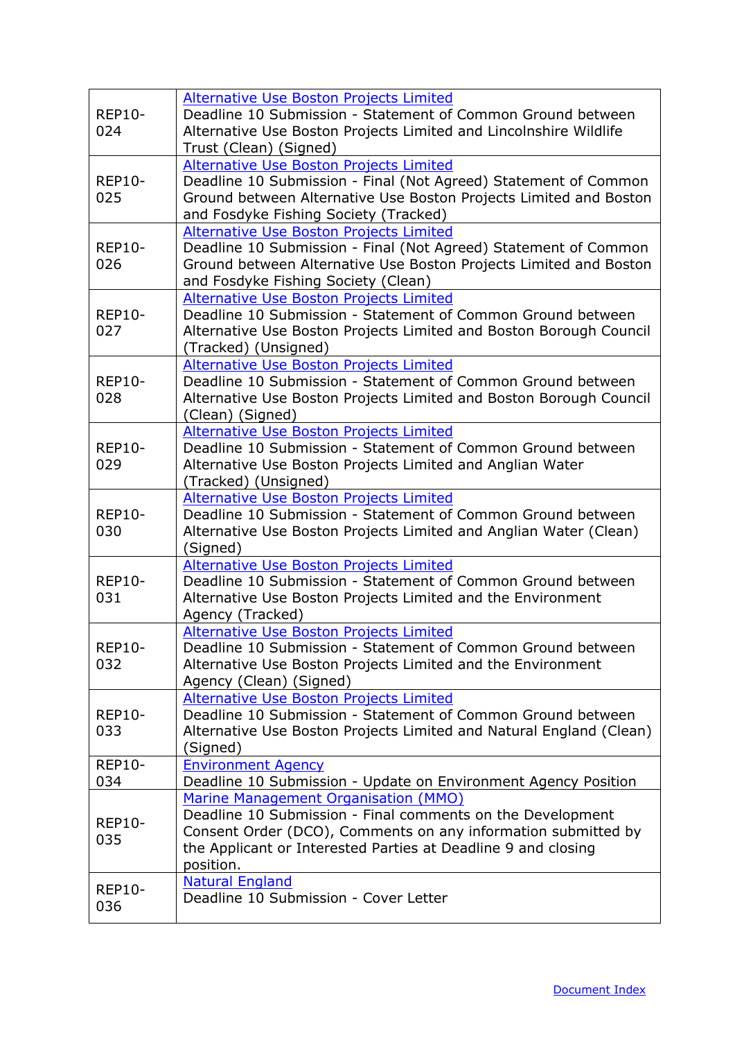| | |
|---|---|
| REP10-024 | Alternative Use Boston Projects Limited<br>Deadline 10 Submission - Statement of Common Ground between Alternative Use Boston Projects Limited and Lincolnshire Wildlife Trust (Clean) (Signed) |
| REP10-025 | Alternative Use Boston Projects Limited<br>Deadline 10 Submission - Final (Not Agreed) Statement of Common Ground between Alternative Use Boston Projects Limited and Boston and Fosdyke Fishing Society (Tracked) |
| REP10-026 | Alternative Use Boston Projects Limited<br>Deadline 10 Submission - Final (Not Agreed) Statement of Common Ground between Alternative Use Boston Projects Limited and Boston and Fosdyke Fishing Society (Clean) |
| REP10-027 | Alternative Use Boston Projects Limited<br>Deadline 10 Submission - Statement of Common Ground between Alternative Use Boston Projects Limited and Boston Borough Council (Tracked) (Unsigned) |
| REP10-028 | Alternative Use Boston Projects Limited<br>Deadline 10 Submission - Statement of Common Ground between Alternative Use Boston Projects Limited and Boston Borough Council (Clean) (Signed) |
| REP10-029 | Alternative Use Boston Projects Limited<br>Deadline 10 Submission - Statement of Common Ground between Alternative Use Boston Projects Limited and Anglian Water (Tracked) (Unsigned) |
| REP10-030 | Alternative Use Boston Projects Limited<br>Deadline 10 Submission - Statement of Common Ground between Alternative Use Boston Projects Limited and Anglian Water (Clean) (Signed) |
| REP10-031 | Alternative Use Boston Projects Limited<br>Deadline 10 Submission - Statement of Common Ground between Alternative Use Boston Projects Limited and the Environment Agency (Tracked) |
| REP10-032 | Alternative Use Boston Projects Limited<br>Deadline 10 Submission - Statement of Common Ground between Alternative Use Boston Projects Limited and the Environment Agency (Clean) (Signed) |
| REP10-033 | Alternative Use Boston Projects Limited<br>Deadline 10 Submission - Statement of Common Ground between Alternative Use Boston Projects Limited and Natural England (Clean) (Signed) |
| REP10-034 | Environment Agency<br>Deadline 10 Submission - Update on Environment Agency Position |
| REP10-035 | Marine Management Organisation (MMO)<br>Deadline 10 Submission - Final comments on the Development Consent Order (DCO), Comments on any information submitted by the Applicant or Interested Parties at Deadline 9 and closing position. |
| REP10-036 | Natural England<br>Deadline 10 Submission - Cover Letter |

Document Index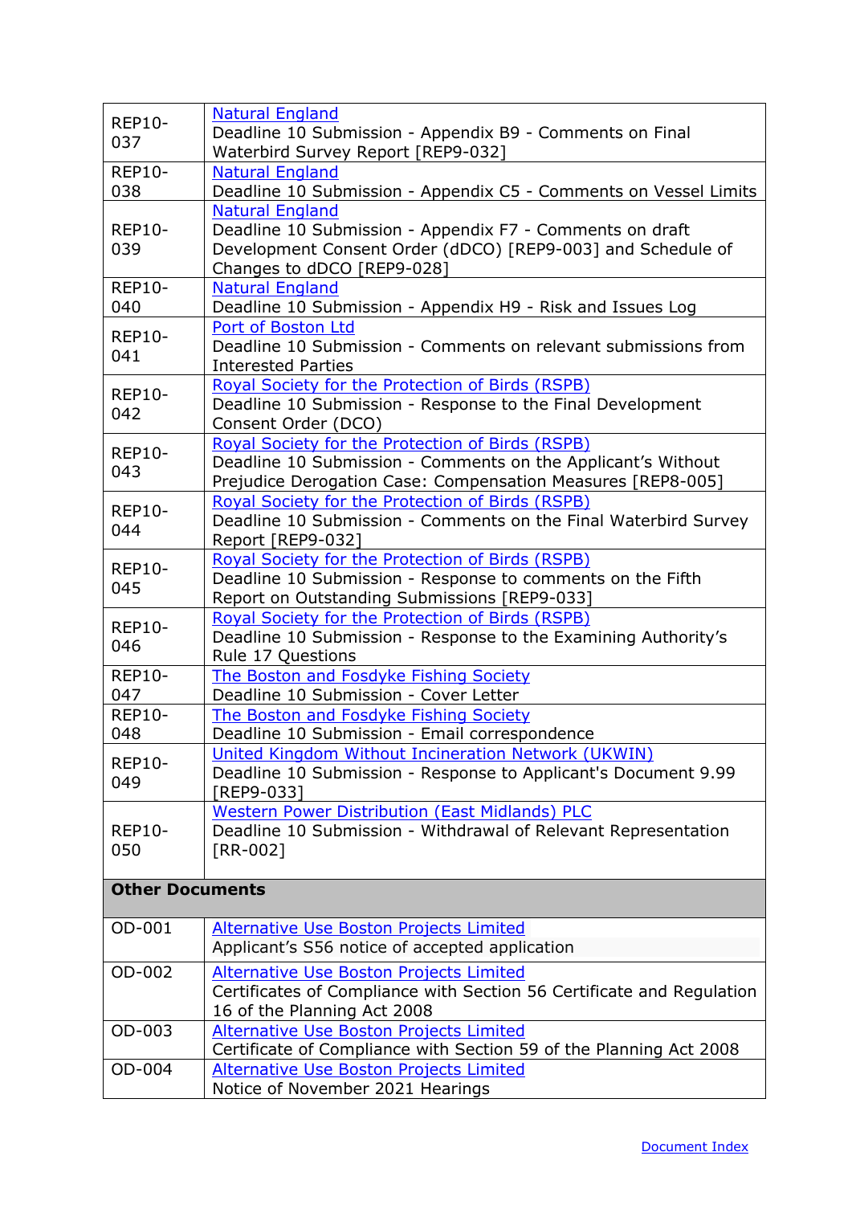| | |
|---|---|
| REP10-037 | Natural England<br>Deadline 10 Submission - Appendix B9 - Comments on Final Waterbird Survey Report [REP9-032] |
| REP10-038 | Natural England<br>Deadline 10 Submission - Appendix C5 - Comments on Vessel Limits |
| REP10-039 | Natural England<br>Deadline 10 Submission - Appendix F7 - Comments on draft Development Consent Order (dDCO) [REP9-003] and Schedule of Changes to dDCO [REP9-028] |
| REP10-040 | Natural England<br>Deadline 10 Submission - Appendix H9 - Risk and Issues Log |
| REP10-041 | Port of Boston Ltd<br>Deadline 10 Submission - Comments on relevant submissions from Interested Parties |
| REP10-042 | Royal Society for the Protection of Birds (RSPB)<br>Deadline 10 Submission - Response to the Final Development Consent Order (DCO) |
| REP10-043 | Royal Society for the Protection of Birds (RSPB)<br>Deadline 10 Submission - Comments on the Applicant's Without Prejudice Derogation Case: Compensation Measures [REP8-005] |
| REP10-044 | Royal Society for the Protection of Birds (RSPB)<br>Deadline 10 Submission - Comments on the Final Waterbird Survey Report [REP9-032] |
| REP10-045 | Royal Society for the Protection of Birds (RSPB)<br>Deadline 10 Submission - Response to comments on the Fifth Report on Outstanding Submissions [REP9-033] |
| REP10-046 | Royal Society for the Protection of Birds (RSPB)<br>Deadline 10 Submission - Response to the Examining Authority's Rule 17 Questions |
| REP10-047 | The Boston and Fosdyke Fishing Society<br>Deadline 10 Submission - Cover Letter |
| REP10-048 | The Boston and Fosdyke Fishing Society<br>Deadline 10 Submission - Email correspondence |
| REP10-049 | United Kingdom Without Incineration Network (UKWIN)<br>Deadline 10 Submission - Response to Applicant's Document 9.99 [REP9-033] |
| REP10-050 | Western Power Distribution (East Midlands) PLC<br>Deadline 10 Submission - Withdrawal of Relevant Representation [RR-002] |
| **Other Documents** | |
| OD-001 | Alternative Use Boston Projects Limited<br>Applicant's S56 notice of accepted application |
| OD-002 | Alternative Use Boston Projects Limited<br>Certificates of Compliance with Section 56 Certificate and Regulation 16 of the Planning Act 2008 |
| OD-003 | Alternative Use Boston Projects Limited<br>Certificate of Compliance with Section 59 of the Planning Act 2008 |
| OD-004 | Alternative Use Boston Projects Limited<br>Notice of November 2021 Hearings |

Document Index